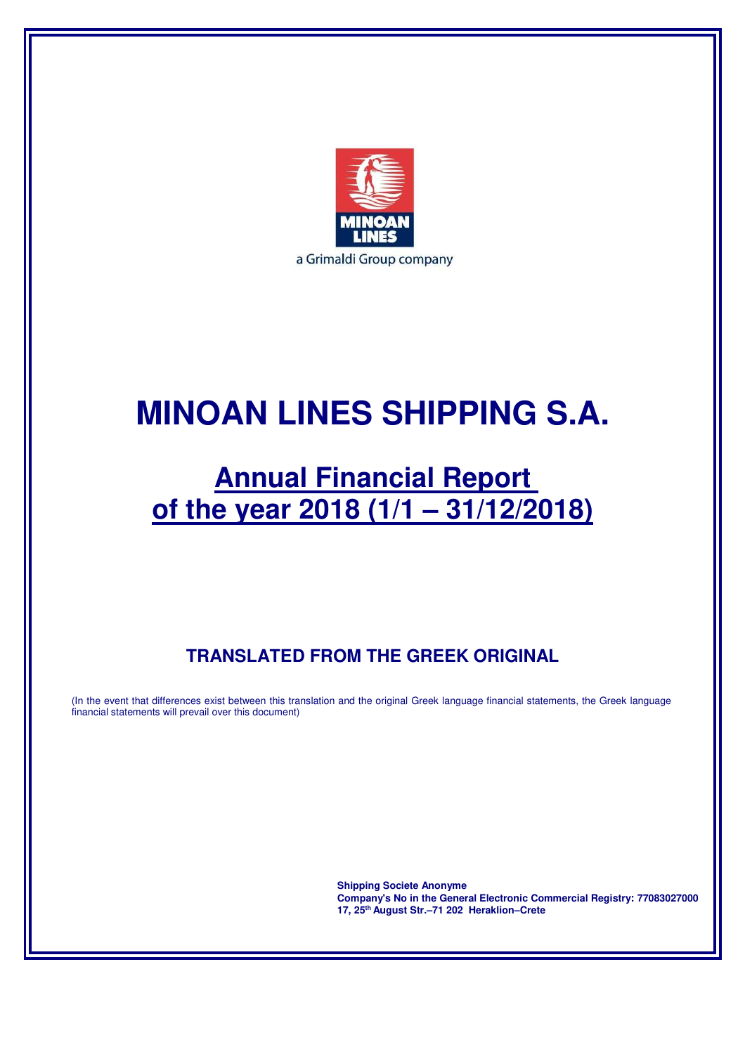MINOAN LINES

a Grimaldi Group company

# MINOAN LINES SHIPPING S.A.

## Annual Financial Report of the year 2018 (1/1 – 31/12/2018)

### TRANSLATED FROM THE GREEK ORIGINAL

(In the event that differences exist between this translation and the original Greek language financial statements, the Greek language financial statements will prevail over this document)

**Shipping Societe Anonyme**
**Company's No in the General Electronic Commercial Registry: 77083027000**
**17, 25th August Str.–71 202 Heraklion–Crete**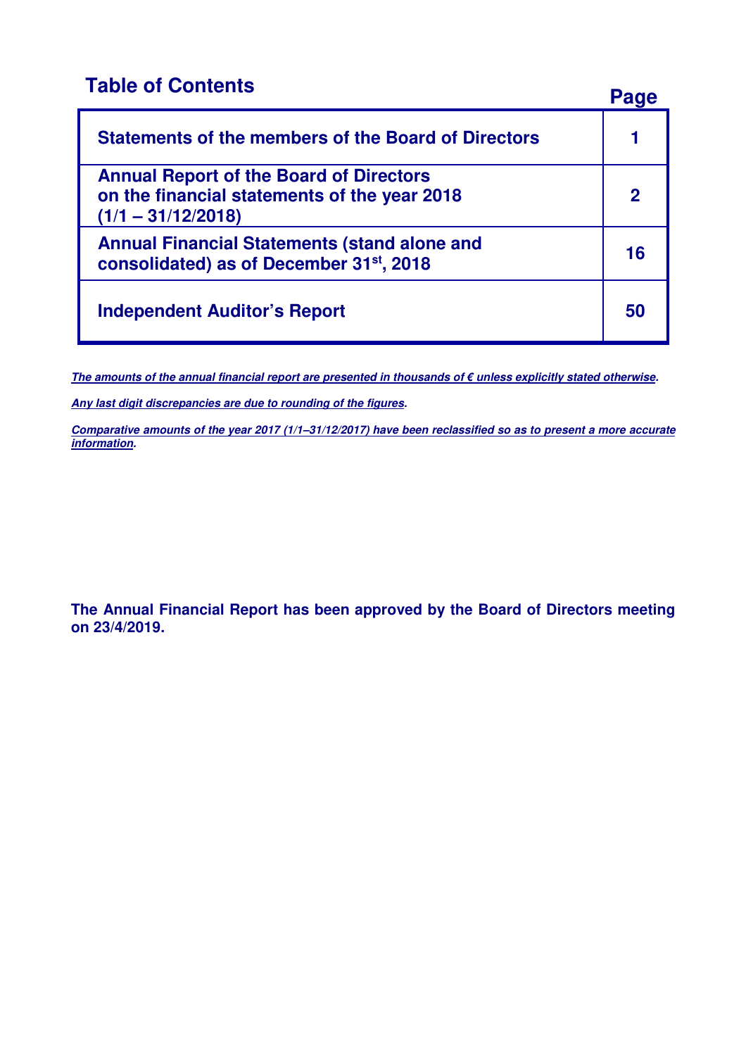## Table of Contents

| | Page |
|---|---|
| **Statements of the members of the Board of Directors** | **1** |
| **Annual Report of the Board of Directors on the financial statements of the year 2018 (1/1 – 31/12/2018)** | **2** |
| **Annual Financial Statements (stand alone and consolidated) as of December 31st, 2018** | **16** |
| **Independent Auditor's Report** | **50** |

***The amounts of the annual financial report are presented in thousands of € unless explicitly stated otherwise.***

***Any last digit discrepancies are due to rounding of the figures.***

***Comparative amounts of the year 2017 (1/1–31/12/2017) have been reclassified so as to present a more accurate information.***

**The Annual Financial Report has been approved by the Board of Directors meeting on 23/4/2019.**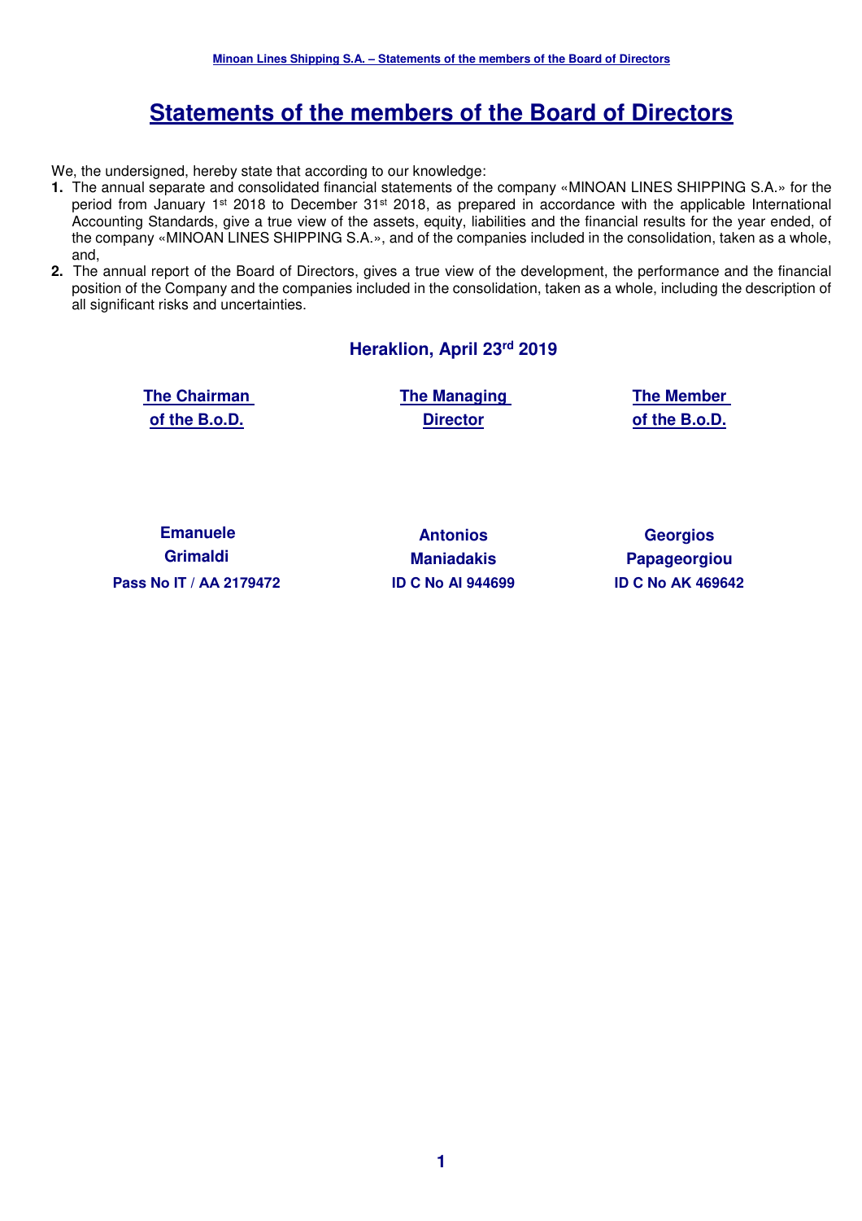# Statements of the members of the Board of Directors

We, the undersigned, hereby state that according to our knowledge:

1. The annual separate and consolidated financial statements of the company «MINOAN LINES SHIPPING S.A.» for the period from January 1st 2018 to December 31st 2018, as prepared in accordance with the applicable International Accounting Standards, give a true view of the assets, equity, liabilities and the financial results for the year ended, of the company «MINOAN LINES SHIPPING S.A.», and of the companies included in the consolidation, taken as a whole, and,
2. The annual report of the Board of Directors, gives a true view of the development, the performance and the financial position of the Company and the companies included in the consolidation, taken as a whole, including the description of all significant risks and uncertainties.

**Heraklion, April 23rd 2019**

| The Chairman of the B.o.D. | The Managing Director | The Member of the B.o.D. |
|---|---|---|
| **Emanuele Grimaldi** | **Antonios Maniadakis** | **Georgios Papageorgiou** |
| **Pass No IT / AA 2179472** | **ID C No AI 944699** | **ID C No AK 469642** |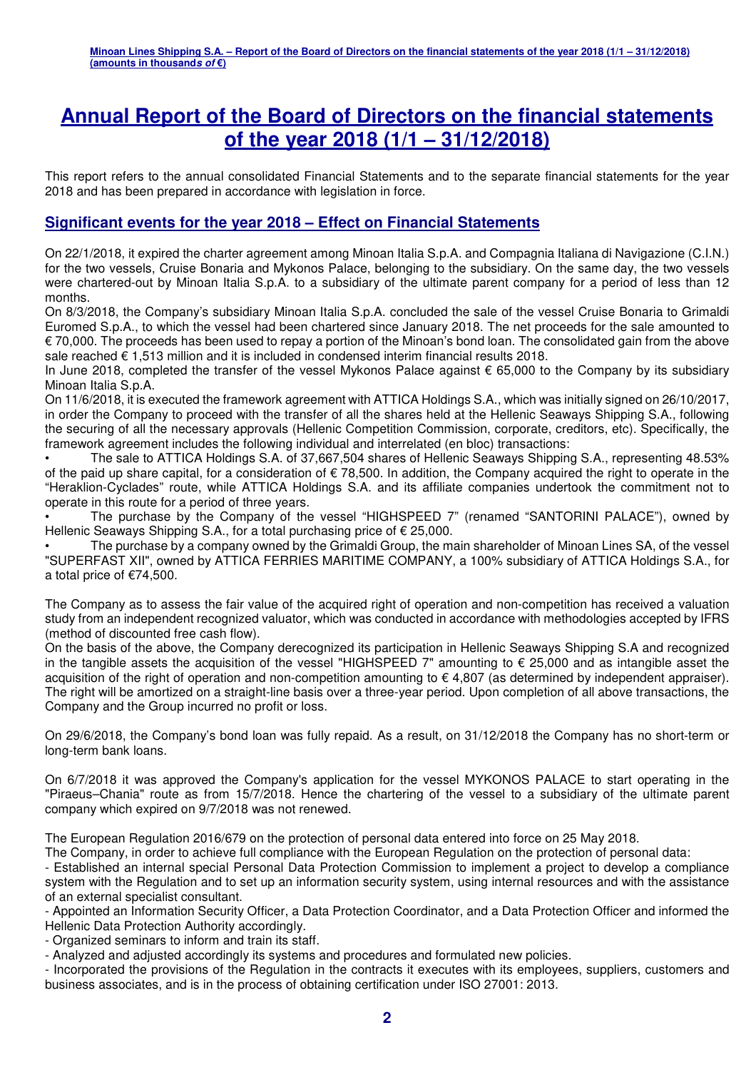# Annual Report of the Board of Directors on the financial statements of the year 2018 (1/1 – 31/12/2018)

This report refers to the annual consolidated Financial Statements and to the separate financial statements for the year 2018 and has been prepared in accordance with legislation in force.

## Significant events for the year 2018 – Effect on Financial Statements

On 22/1/2018, it expired the charter agreement among Minoan Italia S.p.A. and Compagnia Italiana di Navigazione (C.I.N.) for the two vessels, Cruise Bonaria and Mykonos Palace, belonging to the subsidiary. On the same day, the two vessels were chartered-out by Minoan Italia S.p.A. to a subsidiary of the ultimate parent company for a period of less than 12 months.

On 8/3/2018, the Company's subsidiary Minoan Italia S.p.A. concluded the sale of the vessel Cruise Bonaria to Grimaldi Euromed S.p.A., to which the vessel had been chartered since January 2018. The net proceeds for the sale amounted to € 70,000. The proceeds has been used to repay a portion of the Minoan's bond loan. The consolidated gain from the above sale reached € 1,513 million and it is included in condensed interim financial results 2018.

In June 2018, completed the transfer of the vessel Mykonos Palace against € 65,000 to the Company by its subsidiary Minoan Italia S.p.A.

On 11/6/2018, it is executed the framework agreement with ATTICA Holdings S.A., which was initially signed on 26/10/2017, in order the Company to proceed with the transfer of all the shares held at the Hellenic Seaways Shipping S.A., following the securing of all the necessary approvals (Hellenic Competition Commission, corporate, creditors, etc). Specifically, the framework agreement includes the following individual and interrelated (en bloc) transactions:

- The sale to ATTICA Holdings S.A. of 37,667,504 shares of Hellenic Seaways Shipping S.A., representing 48.53% of the paid up share capital, for a consideration of € 78,500. In addition, the Company acquired the right to operate in the "Heraklion-Cyclades" route, while ATTICA Holdings S.A. and its affiliate companies undertook the commitment not to operate in this route for a period of three years.
- The purchase by the Company of the vessel "HIGHSPEED 7" (renamed "SANTORINI PALACE"), owned by Hellenic Seaways Shipping S.A., for a total purchasing price of € 25,000.
- The purchase by a company owned by the Grimaldi Group, the main shareholder of Minoan Lines SA, of the vessel "SUPERFAST XII", owned by ATTICA FERRIES MARITIME COMPANY, a 100% subsidiary of ATTICA Holdings S.A., for a total price of €74,500.

The Company as to assess the fair value of the acquired right of operation and non-competition has received a valuation study from an independent recognized valuator, which was conducted in accordance with methodologies accepted by IFRS (method of discounted free cash flow).

On the basis of the above, the Company derecognized its participation in Hellenic Seaways Shipping S.A and recognized in the tangible assets the acquisition of the vessel "HIGHSPEED 7" amounting to € 25,000 and as intangible asset the acquisition of the right of operation and non-competition amounting to € 4,807 (as determined by independent appraiser). The right will be amortized on a straight-line basis over a three-year period. Upon completion of all above transactions, the Company and the Group incurred no profit or loss.

On 29/6/2018, the Company's bond loan was fully repaid. As a result, on 31/12/2018 the Company has no short-term or long-term bank loans.

On 6/7/2018 it was approved the Company's application for the vessel MYKONOS PALACE to start operating in the "Piraeus–Chania" route as from 15/7/2018. Hence the chartering of the vessel to a subsidiary of the ultimate parent company which expired on 9/7/2018 was not renewed.

The European Regulation 2016/679 on the protection of personal data entered into force on 25 May 2018.

The Company, in order to achieve full compliance with the European Regulation on the protection of personal data:

- Established an internal special Personal Data Protection Commission to implement a project to develop a compliance system with the Regulation and to set up an information security system, using internal resources and with the assistance of an external specialist consultant.
- Appointed an Information Security Officer, a Data Protection Coordinator, and a Data Protection Officer and informed the Hellenic Data Protection Authority accordingly.
- Organized seminars to inform and train its staff.
- Analyzed and adjusted accordingly its systems and procedures and formulated new policies.
- Incorporated the provisions of the Regulation in the contracts it executes with its employees, suppliers, customers and business associates, and is in the process of obtaining certification under ISO 27001: 2013.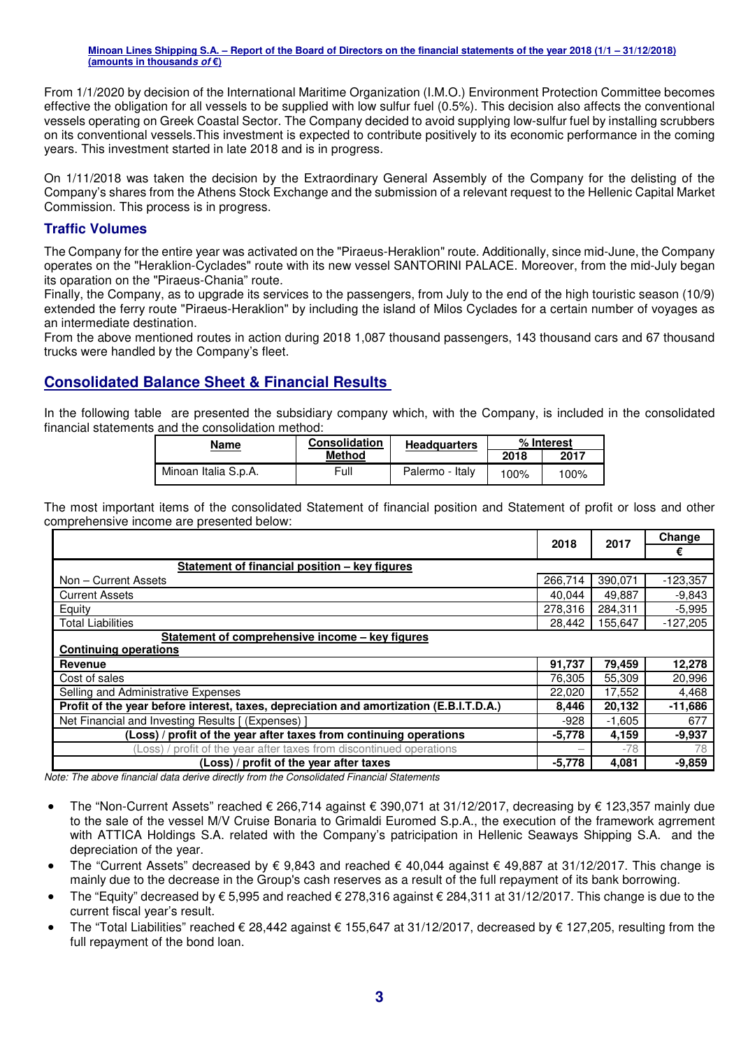From 1/1/2020 by decision of the International Maritime Organization (I.M.O.) Environment Protection Committee becomes effective the obligation for all vessels to be supplied with low sulfur fuel (0.5%). This decision also affects the conventional vessels operating on Greek Coastal Sector. The Company decided to avoid supplying low-sulfur fuel by installing scrubbers on its conventional vessels.This investment is expected to contribute positively to its economic performance in the coming years. This investment started in late 2018 and is in progress.

On 1/11/2018 was taken the decision by the Extraordinary General Assembly of the Company for the delisting of the Company's shares from the Athens Stock Exchange and the submission of a relevant request to the Hellenic Capital Market Commission. This process is in progress.

## Traffic Volumes

The Company for the entire year was activated on the "Piraeus-Heraklion" route. Additionally, since mid-June, the Company operates on the "Heraklion-Cyclades" route with its new vessel SANTORINI PALACE. Moreover, from the mid-July began its operation on the "Piraeus-Chania" route.

Finally, the Company, as to upgrade its services to the passengers, from July to the end of the high touristic season (10/9) extended the ferry route "Piraeus-Heraklion" by including the island of Milos Cyclades for a certain number of voyages as an intermediate destination.

From the above mentioned routes in action during 2018 1,087 thousand passengers, 143 thousand cars and 67 thousand trucks were handled by the Company's fleet.

## Consolidated Balance Sheet & Financial Results

In the following table are presented the subsidiary company which, with the Company, is included in the consolidated financial statements and the consolidation method:

| Name | Consolidation Method | Headquarters | % Interest | |
|---|---|---|---|---|
| | | | 2018 | 2017 |
| Minoan Italia S.p.A. | Full | Palermo - Italy | 100% | 100% |

The most important items of the consolidated Statement of financial position and Statement of profit or loss and other comprehensive income are presented below:

| | 2018 | 2017 | Change € |
|---|---|---|---|
| **Statement of financial position – key figures** | | | |
| Non – Current Assets | 266,714 | 390,071 | -123,357 |
| Current Assets | 40,044 | 49,887 | -9,843 |
| Equity | 278,316 | 284,311 | -5,995 |
| Total Liabilities | 28,442 | 155,647 | -127,205 |
| **Statement of comprehensive income – key figures** | | | |
| **Continuing operations** | | | |
| **Revenue** | **91,737** | **79,459** | **12,278** |
| Cost of sales | 76,305 | 55,309 | 20,996 |
| Selling and Administrative Expenses | 22,020 | 17,552 | 4,468 |
| **Profit of the year before interest, taxes, depreciation and amortization (E.B.I.T.D.A.)** | **8,446** | **20,132** | **-11,686** |
| Net Financial and Investing Results [ (Expenses) ] | -928 | -1,605 | 677 |
| **(Loss) / profit of the year after taxes from continuing operations** | **-5,778** | **4,159** | **-9,937** |
| (Loss) / profit of the year after taxes from discontinued operations | – | -78 | 78 |
| **(Loss) / profit of the year after taxes** | **-5,778** | **4,081** | **-9,859** |

*Note: The above financial data derive directly from the Consolidated Financial Statements*

- The "Non-Current Assets" reached € 266,714 against € 390,071 at 31/12/2017, decreasing by € 123,357 mainly due to the sale of the vessel M/V Cruise Bonaria to Grimaldi Euromed S.p.A., the execution of the framework agrrement with ATTICA Holdings S.A. related with the Company's patricipation in Hellenic Seaways Shipping S.A. and the depreciation of the year.
- The "Current Assets" decreased by € 9,843 and reached € 40,044 against € 49,887 at 31/12/2017. This change is mainly due to the decrease in the Group's cash reserves as a result of the full repayment of its bank borrowing.
- The "Equity" decreased by € 5,995 and reached € 278,316 against € 284,311 at 31/12/2017. This change is due to the current fiscal year's result.
- The "Total Liabilities" reached € 28,442 against € 155,647 at 31/12/2017, decreased by € 127,205, resulting from the full repayment of the bond loan.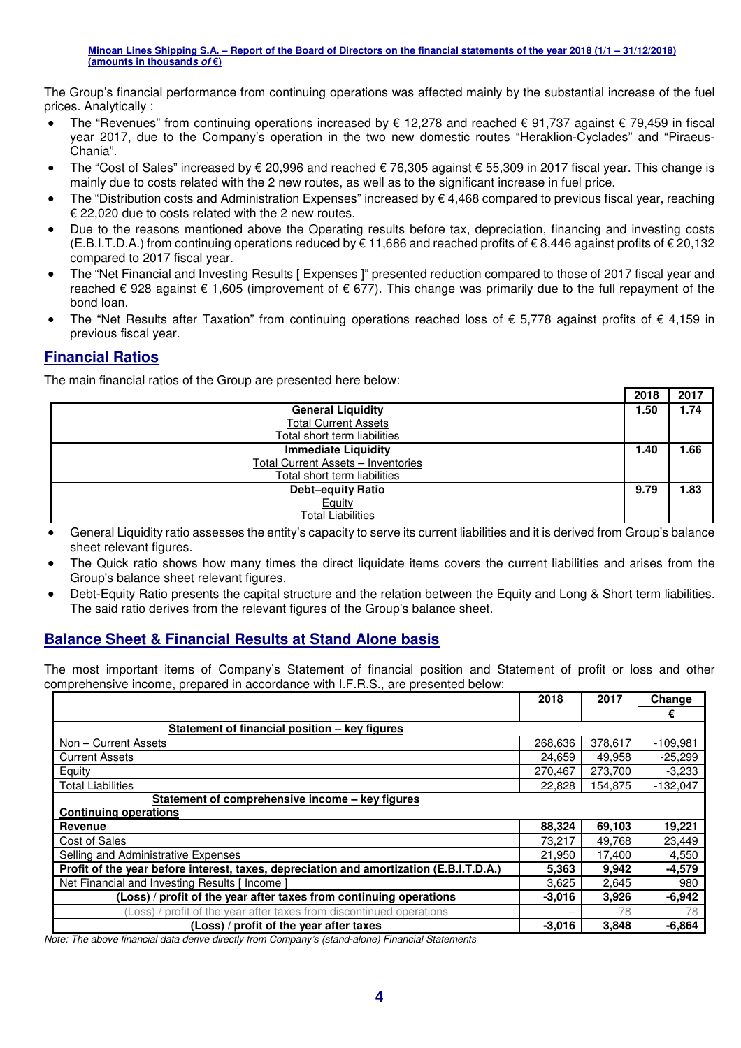The Group's financial performance from continuing operations was affected mainly by the substantial increase of the fuel prices. Analytically :

- The "Revenues" from continuing operations increased by € 12,278 and reached € 91,737 against € 79,459 in fiscal year 2017, due to the Company's operation in the two new domestic routes "Heraklion-Cyclades" and "Piraeus-Chania".
- The "Cost of Sales" increased by € 20,996 and reached € 76,305 against € 55,309 in 2017 fiscal year. This change is mainly due to costs related with the 2 new routes, as well as to the significant increase in fuel price.
- The "Distribution costs and Administration Expenses" increased by € 4,468 compared to previous fiscal year, reaching € 22,020 due to costs related with the 2 new routes.
- Due to the reasons mentioned above the Operating results before tax, depreciation, financing and investing costs (E.B.I.T.D.A.) from continuing operations reduced by € 11,686 and reached profits of € 8,446 against profits of € 20,132 compared to 2017 fiscal year.
- The "Net Financial and Investing Results [ Expenses ]" presented reduction compared to those of 2017 fiscal year and reached € 928 against € 1,605 (improvement of € 677). This change was primarily due to the full repayment of the bond loan.
- The "Net Results after Taxation" from continuing operations reached loss of € 5,778 against profits of € 4,159 in previous fiscal year.

## Financial Ratios

The main financial ratios of the Group are presented here below:

| | 2018 | 2017 |
|---|---|---|
| **General Liquidity**<br>Total Current Assets<br>Total short term liabilities | 1.50 | 1.74 |
| **Immediate Liquidity**<br>Total Current Assets – Inventories<br>Total short term liabilities | 1.40 | 1.66 |
| **Debt–equity Ratio**<br>Equity<br>Total Liabilities | 9.79 | 1.83 |

- General Liquidity ratio assesses the entity's capacity to serve its current liabilities and it is derived from Group's balance sheet relevant figures.
- The Quick ratio shows how many times the direct liquidate items covers the current liabilities and arises from the Group's balance sheet relevant figures.
- Debt-Equity Ratio presents the capital structure and the relation between the Equity and Long & Short term liabilities. The said ratio derives from the relevant figures of the Group's balance sheet.

## Balance Sheet & Financial Results at Stand Alone basis

The most important items of Company's Statement of financial position and Statement of profit or loss and other comprehensive income, prepared in accordance with I.F.R.S., are presented below:

| | 2018 | 2017 | Change<br>€ |
|---|---|---|---|
| **Statement of financial position – key figures** | | | |
| Non – Current Assets | 268,636 | 378,617 | -109,981 |
| Current Assets | 24,659 | 49,958 | -25,299 |
| Equity | 270,467 | 273,700 | -3,233 |
| Total Liabilities | 22,828 | 154,875 | -132,047 |
| **Statement of comprehensive income – key figures** | | | |
| **Continuing operations** | | | |
| **Revenue** | **88,324** | **69,103** | **19,221** |
| Cost of Sales | 73,217 | 49,768 | 23,449 |
| Selling and Administrative Expenses | 21,950 | 17,400 | 4,550 |
| **Profit of the year before interest, taxes, depreciation and amortization (E.B.I.T.D.A.)** | **5,363** | **9,942** | **-4,579** |
| Net Financial and Investing Results [ Income ] | 3,625 | 2,645 | 980 |
| **(Loss) / profit of the year after taxes from continuing operations** | **-3,016** | **3,926** | **-6,942** |
| (Loss) / profit of the year after taxes from discontinued operations | – | -78 | 78 |
| **(Loss) / profit of the year after taxes** | **-3,016** | **3,848** | **-6,864** |

*Note: The above financial data derive directly from Company's (stand-alone) Financial Statements*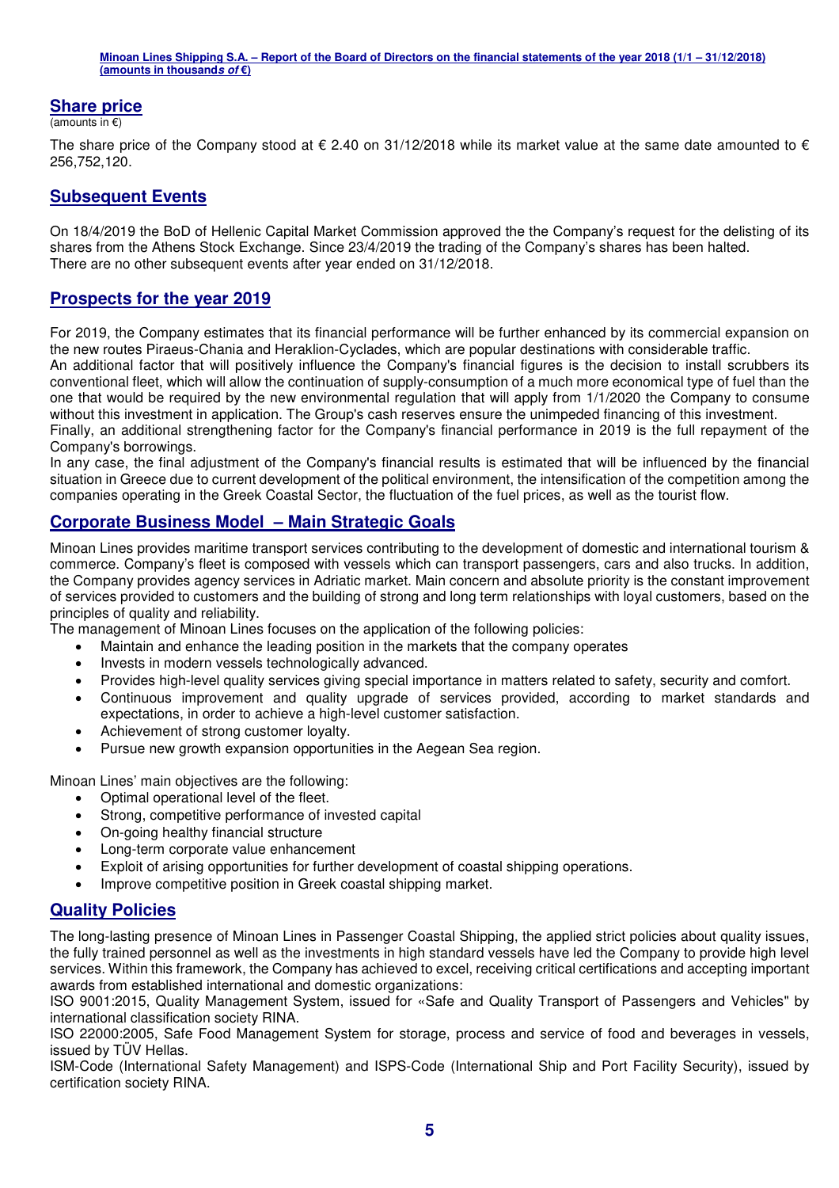## Share price

(amounts in €)

The share price of the Company stood at € 2.40 on 31/12/2018 while its market value at the same date amounted to € 256,752,120.

## Subsequent Events

On 18/4/2019 the BoD of Hellenic Capital Market Commission approved the the Company's request for the delisting of its shares from the Athens Stock Exchange. Since 23/4/2019 the trading of the Company's shares has been halted.
There are no other subsequent events after year ended on 31/12/2018.

## Prospects for the year 2019

For 2019, the Company estimates that its financial performance will be further enhanced by its commercial expansion on the new routes Piraeus-Chania and Heraklion-Cyclades, which are popular destinations with considerable traffic.
An additional factor that will positively influence the Company's financial figures is the decision to install scrubbers its conventional fleet, which will allow the continuation of supply-consumption of a much more economical type of fuel than the one that would be required by the new environmental regulation that will apply from 1/1/2020 the Company to consume without this investment in application. The Group's cash reserves ensure the unimpeded financing of this investment.
Finally, an additional strengthening factor for the Company's financial performance in 2019 is the full repayment of the Company's borrowings.
In any case, the final adjustment of the Company's financial results is estimated that will be influenced by the financial situation in Greece due to current development of the political environment, the intensification of the competition among the companies operating in the Greek Coastal Sector, the fluctuation of the fuel prices, as well as the tourist flow.

## Corporate Business Model – Main Strategic Goals

Minoan Lines provides maritime transport services contributing to the development of domestic and international tourism & commerce. Company's fleet is composed with vessels which can transport passengers, cars and also trucks. In addition, the Company provides agency services in Adriatic market. Main concern and absolute priority is the constant improvement of services provided to customers and the building of strong and long term relationships with loyal customers, based on the principles of quality and reliability.
The management of Minoan Lines focuses on the application of the following policies:

- Maintain and enhance the leading position in the markets that the company operates
- Invests in modern vessels technologically advanced.
- Provides high-level quality services giving special importance in matters related to safety, security and comfort.
- Continuous improvement and quality upgrade of services provided, according to market standards and expectations, in order to achieve a high-level customer satisfaction.
- Achievement of strong customer loyalty.
- Pursue new growth expansion opportunities in the Aegean Sea region.

Minoan Lines' main objectives are the following:

- Optimal operational level of the fleet.
- Strong, competitive performance of invested capital
- On-going healthy financial structure
- Long-term corporate value enhancement
- Exploit of arising opportunities for further development of coastal shipping operations.
- Improve competitive position in Greek coastal shipping market.

## Quality Policies

The long-lasting presence of Minoan Lines in Passenger Coastal Shipping, the applied strict policies about quality issues, the fully trained personnel as well as the investments in high standard vessels have led the Company to provide high level services. Within this framework, the Company has achieved to excel, receiving critical certifications and accepting important awards from established international and domestic organizations:
ISO 9001:2015, Quality Management System, issued for «Safe and Quality Transport of Passengers and Vehicles" by international classification society RINA.
ISO 22000:2005, Safe Food Management System for storage, process and service of food and beverages in vessels, issued by TÜV Hellas.
ISM-Code (International Safety Management) and ISPS-Code (International Ship and Port Facility Security), issued by certification society RINA.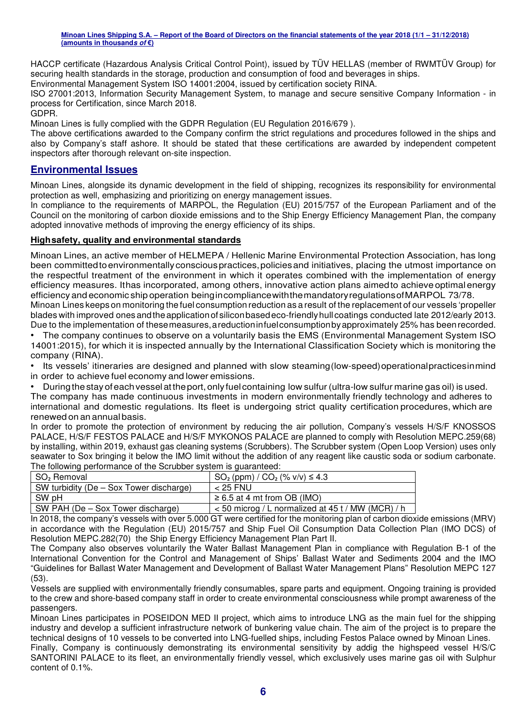HACCP certificate (Hazardous Analysis Critical Control Point), issued by TÜV HELLAS (member of RWMTÜV Group) for securing health standards in the storage, production and consumption of food and beverages in ships.

Environmental Management System ISO 14001:2004, issued by certification society RINA.

ISO 27001:2013, Information Security Management System, to manage and secure sensitive Company Information - in process for Certification, since March 2018.

GDPR.

Minoan Lines is fully complied with the GDPR Regulation (EU Regulation 2016/679 ).

The above certifications awarded to the Company confirm the strict regulations and procedures followed in the ships and also by Company's staff ashore. It should be stated that these certifications are awarded by independent competent inspectors after thorough relevant on-site inspection.

## Environmental Issues

Minoan Lines, alongside its dynamic development in the field of shipping, recognizes its responsibility for environmental protection as well, emphasizing and prioritizing on energy management issues.

In compliance to the requirements of MARPOL, the Regulation (EU) 2015/757 of the European Parliament and of the Council on the monitoring of carbon dioxide emissions and to the Ship Energy Efficiency Management Plan, the company adopted innovative methods of improving the energy efficiency of its ships.

### High safety, quality and environmental standards

Minoan Lines, an active member of HELMEPA / Hellenic Marine Environmental Protection Association, has long been committed to environmentally conscious practices, policies and initiatives, placing the utmost importance on the respectful treatment of the environment in which it operates combined with the implementation of energy efficiency measures. It has incorporated, among others, innovative action plans aimed to achieve optimal energy efficiency and economic ship operation being in compliance with the mandatory regulations of MARPOL 73/78.

Minoan Lines keeps on monitoring the fuel consumption reduction as a result of the replacement of our vessels 'propeller blades with improved ones and the application of silicon based eco-friendly hull coatings conducted late 2012/early 2013. Due to the implementation of these measures, a reduction in fuel consumption by approximately 25% has been recorded.

- The company continues to observe on a voluntarily basis the EMS (Environmental Management System ISO 14001:2015), for which it is inspected annually by the International Classification Society which is monitoring the company (RINA).
- Its vessels' itineraries are designed and planned with slow steaming (low-speed) operational practices in mind in order to achieve fuel economy and lower emissions.
- During the stay of each vessel at the port, only fuel containing low sulfur (ultra-low sulfur marine gas oil) is used.

The company has made continuous investments in modern environmentally friendly technology and adheres to international and domestic regulations. Its fleet is undergoing strict quality certification procedures, which are renewed on an annual basis.

In order to promote the protection of environment by reducing the air pollution, Company's vessels H/S/F KNOSSOS PALACE, H/S/F FESTOS PALACE and H/S/F MYKONOS PALACE are planned to comply with Resolution MEPC.259(68) by installing, within 2019, exhaust gas cleaning systems (Scrubbers). The Scrubber system (Open Loop Version) uses only seawater to Sox bringing it below the IMO limit without the addition of any reagent like caustic soda or sodium carbonate. The following performance of the Scrubber system is guaranteed:

| $SO_2$ Removal | $SO_2$ (ppm) / $CO_2$ (% v/v) ≤ 4.3 |
|---|---|
| SW turbidity (De – Sox Tower discharge) | < 25 FNU |
| SW pH | ≥ 6.5 at 4 mt from OB (IMO) |
| SW PAH (De – Sox Tower discharge) | < 50 microg / L normalized at 45 t / MW (MCR) / h |

In 2018, the company's vessels with over 5.000 GT were certified for the monitoring plan of carbon dioxide emissions (MRV) in accordance with the Regulation (EU) 2015/757 and Ship Fuel Oil Consumption Data Collection Plan (IMO DCS) of Resolution MEPC.282(70) the Ship Energy Efficiency Management Plan Part II.

The Company also observes voluntarily the Water Ballast Management Plan in compliance with Regulation B-1 of the International Convention for the Control and Management of Ships' Ballast Water and Sediments 2004 and the IMO "Guidelines for Ballast Water Management and Development of Ballast Water Management Plans" Resolution MEPC 127 (53).

Vessels are supplied with environmentally friendly consumables, spare parts and equipment. Ongoing training is provided to the crew and shore-based company staff in order to create environmental consciousness while prompt awareness of the passengers.

Minoan Lines participates in POSEIDON MED II project, which aims to introduce LNG as the main fuel for the shipping industry and develop a sufficient infrastructure network of bunkering value chain. The aim of the project is to prepare the technical designs of 10 vessels to be converted into LNG-fuelled ships, including Festos Palace owned by Minoan Lines.

Finally, Company is continuously demonstrating its environmental sensitivity by addig the highspeed vessel H/S/C SANTORINI PALACE to its fleet, an environmentally friendly vessel, which exclusively uses marine gas oil with Sulphur content of 0.1%.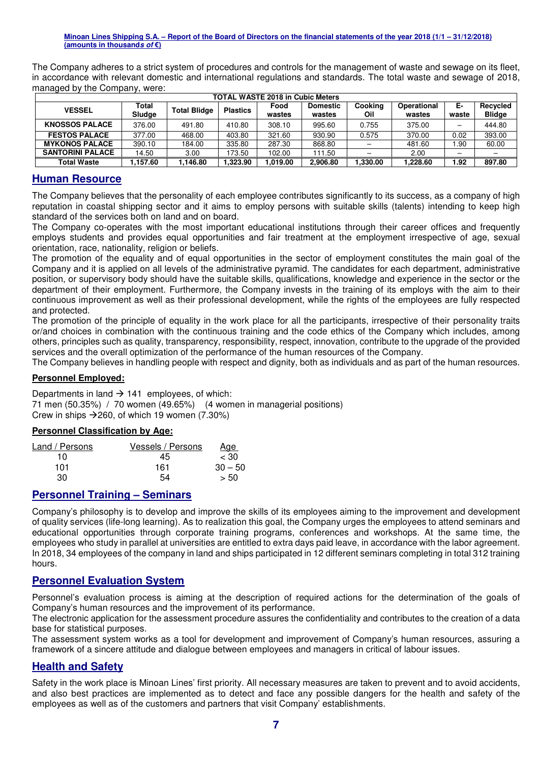The Company adheres to a strict system of procedures and controls for the management of waste and sewage on its fleet, in accordance with relevant domestic and international regulations and standards. The total waste and sewage of 2018, managed by the Company, were:

| TOTAL WASTE 2018 in Cubic Meters | | | | | | | | | |
|---|---|---|---|---|---|---|---|---|---|
| VESSEL | Total Sludge | Total Blidge | Plastics | Food wastes | Domestic wastes | Cooking Oil | Operational wastes | E-waste | Recycled Blidge |
| KNOSSOS PALACE | 376.00 | 491.80 | 410.80 | 308.10 | 995.60 | 0.755 | 375.00 | – | 444.80 |
| FESTOS PALACE | 377.00 | 468.00 | 403.80 | 321.60 | 930.90 | 0.575 | 370.00 | 0.02 | 393.00 |
| MYKONOS PALACE | 390.10 | 184.00 | 335.80 | 287.30 | 868.80 | – | 481.60 | 1.90 | 60.00 |
| SANTORINI PALACE | 14.50 | 3.00 | 173.50 | 102.00 | 111.50 | – | 2.00 | – | – |
| Total Waste | 1,157.60 | 1,146.80 | 1,323.90 | 1,019.00 | 2,906.80 | 1,330.00 | 1,228.60 | 1.92 | 897.80 |

## Human Resource

The Company believes that the personality of each employee contributes significantly to its success, as a company of high reputation in coastal shipping sector and it aims to employ persons with suitable skills (talents) intending to keep high standard of the services both on land and on board.

The Company co-operates with the most important educational institutions through their career offices and frequently employs students and provides equal opportunities and fair treatment at the employment irrespective of age, sexual orientation, race, nationality, religion or beliefs.

The promotion of the equality and of equal opportunities in the sector of employment constitutes the main goal of the Company and it is applied on all levels of the administrative pyramid. The candidates for each department, administrative position, or supervisory body should have the suitable skills, qualifications, knowledge and experience in the sector or the department of their employment. Furthermore, the Company invests in the training of its employs with the aim to their continuous improvement as well as their professional development, while the rights of the employees are fully respected and protected.

The promotion of the principle of equality in the work place for all the participants, irrespective of their personality traits or/and choices in combination with the continuous training and the code ethics of the Company which includes, among others, principles such as quality, transparency, responsibility, respect, innovation, contribute to the upgrade of the provided services and the overall optimization of the performance of the human resources of the Company.

The Company believes in handling people with respect and dignity, both as individuals and as part of the human resources.

### Personnel Employed:

Departments in land → 141 employees, of which:
71 men (50.35%) / 70 women (49.65%) (4 women in managerial positions)
Crew in ships →260, of which 19 women (7.30%)

### Personnel Classification by Age:

| Land / Persons | Vessels / Persons | Age |
|---|---|---|
| 10 | 45 | < 30 |
| 101 | 161 | 30 – 50 |
| 30 | 54 | > 50 |

## Personnel Training – Seminars

Company's philosophy is to develop and improve the skills of its employees aiming to the improvement and development of quality services (life-long learning). As to realization this goal, the Company urges the employees to attend seminars and educational opportunities through corporate training programs, conferences and workshops. At the same time, the employees who study in parallel at universities are entitled to extra days paid leave, in accordance with the labor agreement. In 2018, 34 employees of the company in land and ships participated in 12 different seminars completing in total 312 training hours.

## Personnel Evaluation System

Personnel's evaluation process is aiming at the description of required actions for the determination of the goals of Company's human resources and the improvement of its performance.

The electronic application for the assessment procedure assures the confidentiality and contributes to the creation of a data base for statistical purposes.

The assessment system works as a tool for development and improvement of Company's human resources, assuring a framework of a sincere attitude and dialogue between employees and managers in critical of labour issues.

## Health and Safety

Safety in the work place is Minoan Lines' first priority. All necessary measures are taken to prevent and to avoid accidents, and also best practices are implemented as to detect and face any possible dangers for the health and safety of the employees as well as of the customers and partners that visit Company' establishments.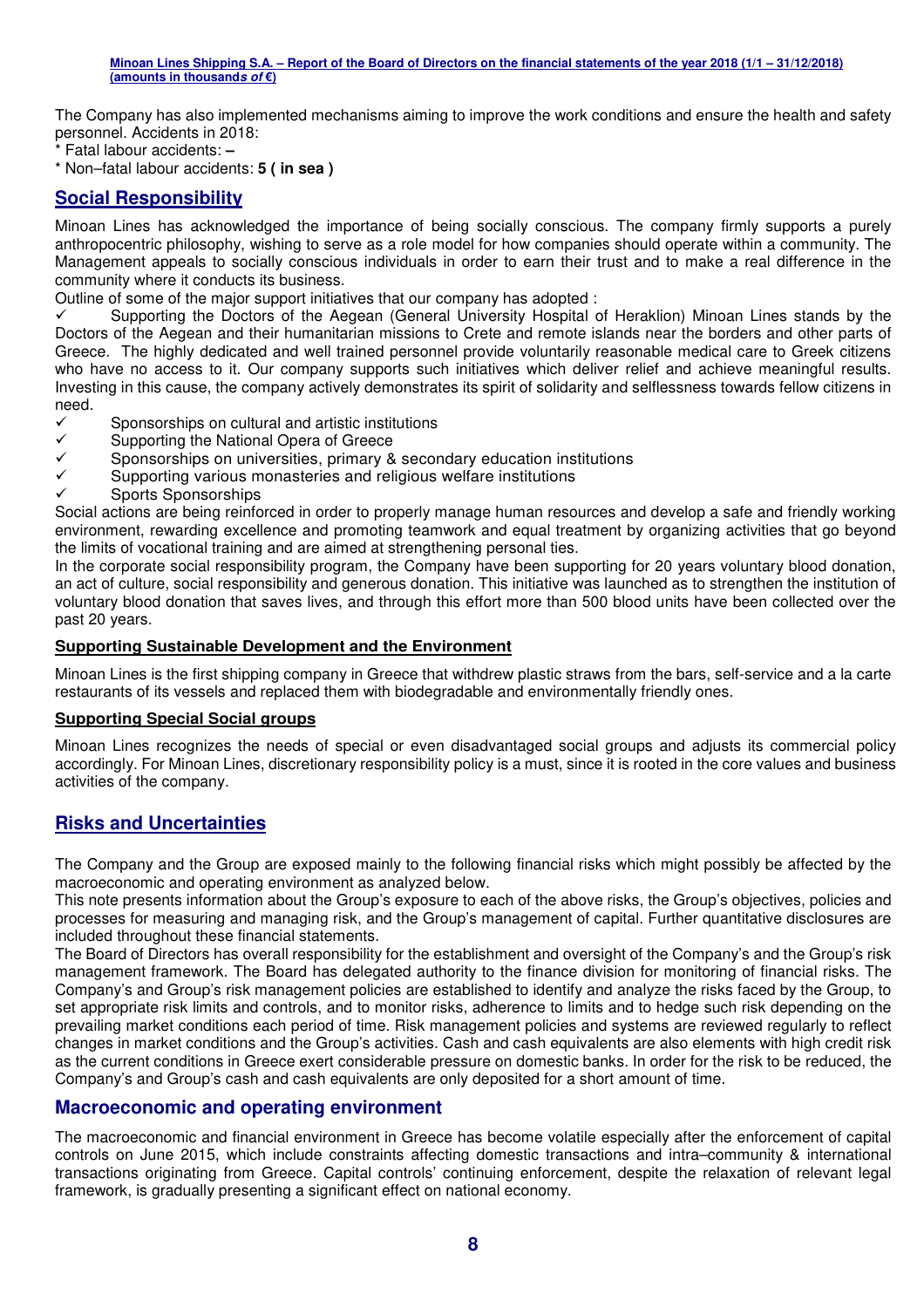The Company has also implemented mechanisms aiming to improve the work conditions and ensure the health and safety personnel. Accidents in 2018:

\* Fatal labour accidents: **–**

\* Non–fatal labour accidents: **5 ( in sea )**

## Social Responsibility

Minoan Lines has acknowledged the importance of being socially conscious. The company firmly supports a purely anthropocentric philosophy, wishing to serve as a role model for how companies should operate within a community. The Management appeals to socially conscious individuals in order to earn their trust and to make a real difference in the community where it conducts its business.

Outline of some of the major support initiatives that our company has adopted :

- ✓ Supporting the Doctors of the Aegean (General University Hospital of Heraklion) Minoan Lines stands by the Doctors of the Aegean and their humanitarian missions to Crete and remote islands near the borders and other parts of Greece. The highly dedicated and well trained personnel provide voluntarily reasonable medical care to Greek citizens who have no access to it. Our company supports such initiatives which deliver relief and achieve meaningful results. Investing in this cause, the company actively demonstrates its spirit of solidarity and selflessness towards fellow citizens in need.
- ✓ Sponsorships on cultural and artistic institutions
- ✓ Supporting the National Opera of Greece
- ✓ Sponsorships on universities, primary & secondary education institutions
- ✓ Supporting various monasteries and religious welfare institutions
- ✓ Sports Sponsorships

Social actions are being reinforced in order to properly manage human resources and develop a safe and friendly working environment, rewarding excellence and promoting teamwork and equal treatment by organizing activities that go beyond the limits of vocational training and are aimed at strengthening personal ties.

In the corporate social responsibility program, the Company have been supporting for 20 years voluntary blood donation, an act of culture, social responsibility and generous donation. This initiative was launched as to strengthen the institution of voluntary blood donation that saves lives, and through this effort more than 500 blood units have been collected over the past 20 years.

### Supporting Sustainable Development and the Environment

Minoan Lines is the first shipping company in Greece that withdrew plastic straws from the bars, self-service and a la carte restaurants of its vessels and replaced them with biodegradable and environmentally friendly ones.

### Supporting Special Social groups

Minoan Lines recognizes the needs of special or even disadvantaged social groups and adjusts its commercial policy accordingly. For Minoan Lines, discretionary responsibility policy is a must, since it is rooted in the core values and business activities of the company.

## Risks and Uncertainties

The Company and the Group are exposed mainly to the following financial risks which might possibly be affected by the macroeconomic and operating environment as analyzed below.

This note presents information about the Group's exposure to each of the above risks, the Group's objectives, policies and processes for measuring and managing risk, and the Group's management of capital. Further quantitative disclosures are included throughout these financial statements.

The Board of Directors has overall responsibility for the establishment and oversight of the Company's and the Group's risk management framework. The Board has delegated authority to the finance division for monitoring of financial risks. The Company's and Group's risk management policies are established to identify and analyze the risks faced by the Group, to set appropriate risk limits and controls, and to monitor risks, adherence to limits and to hedge such risk depending on the prevailing market conditions each period of time. Risk management policies and systems are reviewed regularly to reflect changes in market conditions and the Group's activities. Cash and cash equivalents are also elements with high credit risk as the current conditions in Greece exert considerable pressure on domestic banks. In order for the risk to be reduced, the Company's and Group's cash and cash equivalents are only deposited for a short amount of time.

## Macroeconomic and operating environment

The macroeconomic and financial environment in Greece has become volatile especially after the enforcement of capital controls on June 2015, which include constraints affecting domestic transactions and intra–community & international transactions originating from Greece. Capital controls' continuing enforcement, despite the relaxation of relevant legal framework, is gradually presenting a significant effect on national economy.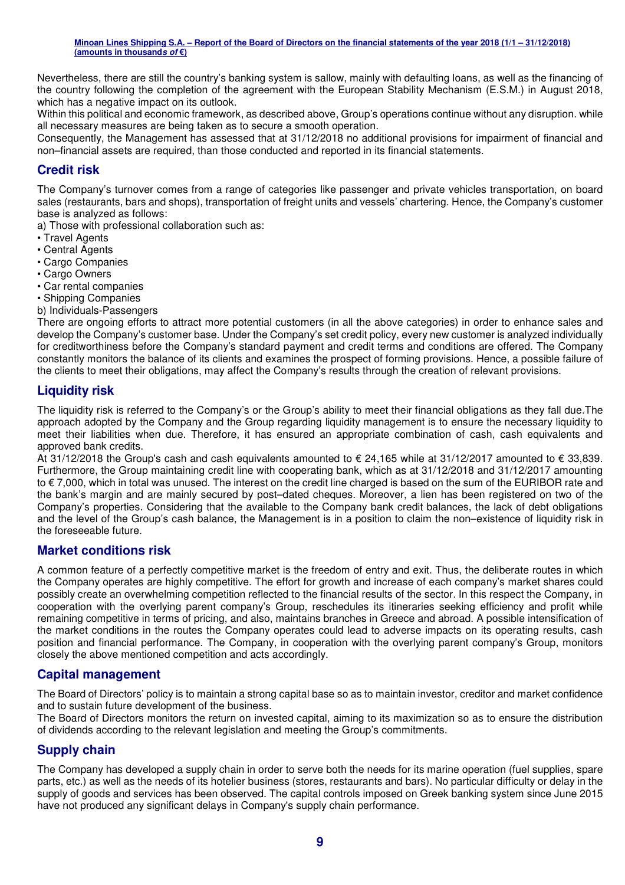Nevertheless, there are still the country's banking system is sallow, mainly with defaulting loans, as well as the financing of the country following the completion of the agreement with the European Stability Mechanism (E.S.M.) in August 2018, which has a negative impact on its outlook.

Within this political and economic framework, as described above, Group's operations continue without any disruption. while all necessary measures are being taken as to secure a smooth operation.

Consequently, the Management has assessed that at 31/12/2018 no additional provisions for impairment of financial and non–financial assets are required, than those conducted and reported in its financial statements.

## Credit risk

The Company's turnover comes from a range of categories like passenger and private vehicles transportation, on board sales (restaurants, bars and shops), transportation of freight units and vessels' chartering. Hence, the Company's customer base is analyzed as follows:

a) Those with professional collaboration such as:

- Travel Agents
- Central Agents
- Cargo Companies
- Cargo Owners
- Car rental companies
- Shipping Companies

b) Individuals-Passengers

There are ongoing efforts to attract more potential customers (in all the above categories) in order to enhance sales and develop the Company's customer base. Under the Company's set credit policy, every new customer is analyzed individually for creditworthiness before the Company's standard payment and credit terms and conditions are offered. The Company constantly monitors the balance of its clients and examines the prospect of forming provisions. Hence, a possible failure of the clients to meet their obligations, may affect the Company's results through the creation of relevant provisions.

## Liquidity risk

The liquidity risk is referred to the Company's or the Group's ability to meet their financial obligations as they fall due.The approach adopted by the Company and the Group regarding liquidity management is to ensure the necessary liquidity to meet their liabilities when due. Therefore, it has ensured an appropriate combination of cash, cash equivalents and approved bank credits.

At 31/12/2018 the Group's cash and cash equivalents amounted to € 24,165 while at 31/12/2017 amounted to € 33,839. Furthermore, the Group maintaining credit line with cooperating bank, which as at 31/12/2018 and 31/12/2017 amounting to € 7,000, which in total was unused. The interest on the credit line charged is based on the sum of the EURIBOR rate and the bank's margin and are mainly secured by post–dated cheques. Moreover, a lien has been registered on two of the Company's properties. Considering that the available to the Company bank credit balances, the lack of debt obligations and the level of the Group's cash balance, the Management is in a position to claim the non–existence of liquidity risk in the foreseeable future.

## Market conditions risk

A common feature of a perfectly competitive market is the freedom of entry and exit. Thus, the deliberate routes in which the Company operates are highly competitive. The effort for growth and increase of each company's market shares could possibly create an overwhelming competition reflected to the financial results of the sector. In this respect the Company, in cooperation with the overlying parent company's Group, reschedules its itineraries seeking efficiency and profit while remaining competitive in terms of pricing, and also, maintains branches in Greece and abroad. A possible intensification of the market conditions in the routes the Company operates could lead to adverse impacts on its operating results, cash position and financial performance. The Company, in cooperation with the overlying parent company's Group, monitors closely the above mentioned competition and acts accordingly.

## Capital management

The Board of Directors' policy is to maintain a strong capital base so as to maintain investor, creditor and market confidence and to sustain future development of the business.

The Board of Directors monitors the return on invested capital, aiming to its maximization so as to ensure the distribution of dividends according to the relevant legislation and meeting the Group's commitments.

## Supply chain

The Company has developed a supply chain in order to serve both the needs for its marine operation (fuel supplies, spare parts, etc.) as well as the needs of its hotelier business (stores, restaurants and bars). No particular difficulty or delay in the supply of goods and services has been observed. The capital controls imposed on Greek banking system since June 2015 have not produced any significant delays in Company's supply chain performance.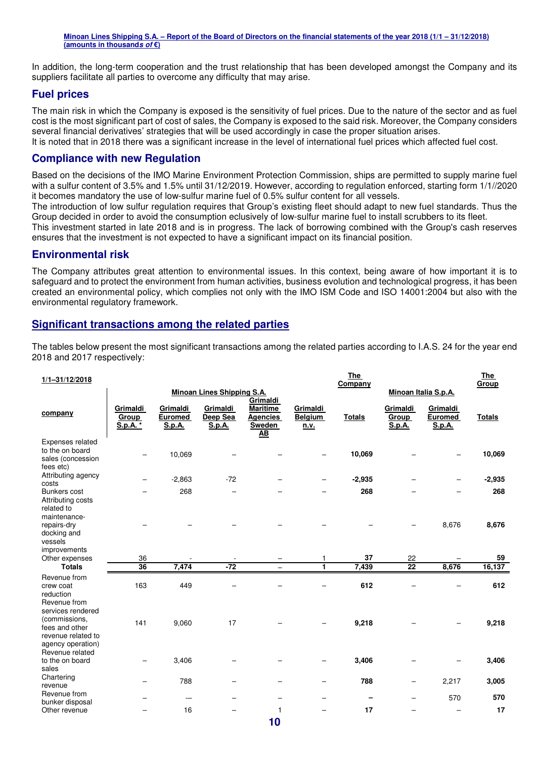In addition, the long-term cooperation and the trust relationship that has been developed amongst the Company and its suppliers facilitate all parties to overcome any difficulty that may arise.

## Fuel prices

The main risk in which the Company is exposed is the sensitivity of fuel prices. Due to the nature of the sector and as fuel cost is the most significant part of cost of sales, the Company is exposed to the said risk. Moreover, the Company considers several financial derivatives' strategies that will be used accordingly in case the proper situation arises.
It is noted that in 2018 there was a significant increase in the level of international fuel prices which affected fuel cost.

## Compliance with new Regulation

Based on the decisions of the IMO Marine Environment Protection Commission, ships are permitted to supply marine fuel with a sulfur content of 3.5% and 1.5% until 31/12/2019. However, according to regulation enforced, starting form 1/1//2020 it becomes mandatory the use of low-sulfur marine fuel of 0.5% sulfur content for all vessels.
The introduction of low sulfur regulation requires that Group's existing fleet should adapt to new fuel standards. Thus the Group decided in order to avoid the consumption eclusively of low-sulfur marine fuel to install scrubbers to its fleet.
This investment started in late 2018 and is in progress. The lack of borrowing combined with the Group's cash reserves ensures that the investment is not expected to have a significant impact on its financial position.

## Environmental risk

The Company attributes great attention to environmental issues. In this context, being aware of how important it is to safeguard and to protect the environment from human activities, business evolution and technological progress, it has been created an environmental policy, which complies not only with the IMO ISM Code and ISO 14001:2004 but also with the environmental regulatory framework.

## Significant transactions among the related parties

The tables below present the most significant transactions among the related parties according to I.A.S. 24 for the year end 2018 and 2017 respectively:

| 1/1–31/12/2018 | Minoan Lines Shipping S.A. | | | | | The Company | Minoan Italia S.p.A. | | The Group |
|---|---|---|---|---|---|---|---|---|---|
| company | Grimaldi Group S.p.A. * | Grimaldi Euromed S.p.A. | Grimaldi Deep Sea S.p.A. | Grimaldi Maritime Agencies Sweden AB | Grimaldi Belgium n.v. | Totals | Grimaldi Group S.p.A. | Grimaldi Euromed S.p.A. | Totals |
| Expenses related to the on board sales (concession fees etc) | – | 10,069 | – | – | – | **10,069** | – | – | **10,069** |
| Attributing agency costs | – | -2,863 | -72 | – | – | **-2,935** | – | – | **-2,935** |
| Bunkers cost | – | 268 | – | – | – | **268** | – | – | **268** |
| Attributing costs related to maintenance-repairs-dry docking and vessels improvements | – | – | – | – | – | – | – | 8,676 | **8,676** |
| Other expenses | 36 | - | - | – | 1 | **37** | 22 | – | **59** |
| **Totals** | **36** | **7,474** | **-72** | **–** | **1** | **7,439** | **22** | **8,676** | **16,137** |
| Revenue from crew coat reduction | 163 | 449 | – | – | – | **612** | – | – | **612** |
| Revenue from services rendered (commissions, fees and other revenue related to agency operation) | 141 | 9,060 | 17 | – | – | **9,218** | – | – | **9,218** |
| Revenue related to the on board sales | – | 3,406 | – | – | – | **3,406** | – | – | **3,406** |
| Chartering revenue | – | 788 | – | – | – | **788** | – | 2,217 | **3,005** |
| Revenue from bunker disposal | – | –- | – | – | – | **–** | – | 570 | **570** |
| Other revenue | – | 16 | – | 1 | – | **17** | – | – | **17** |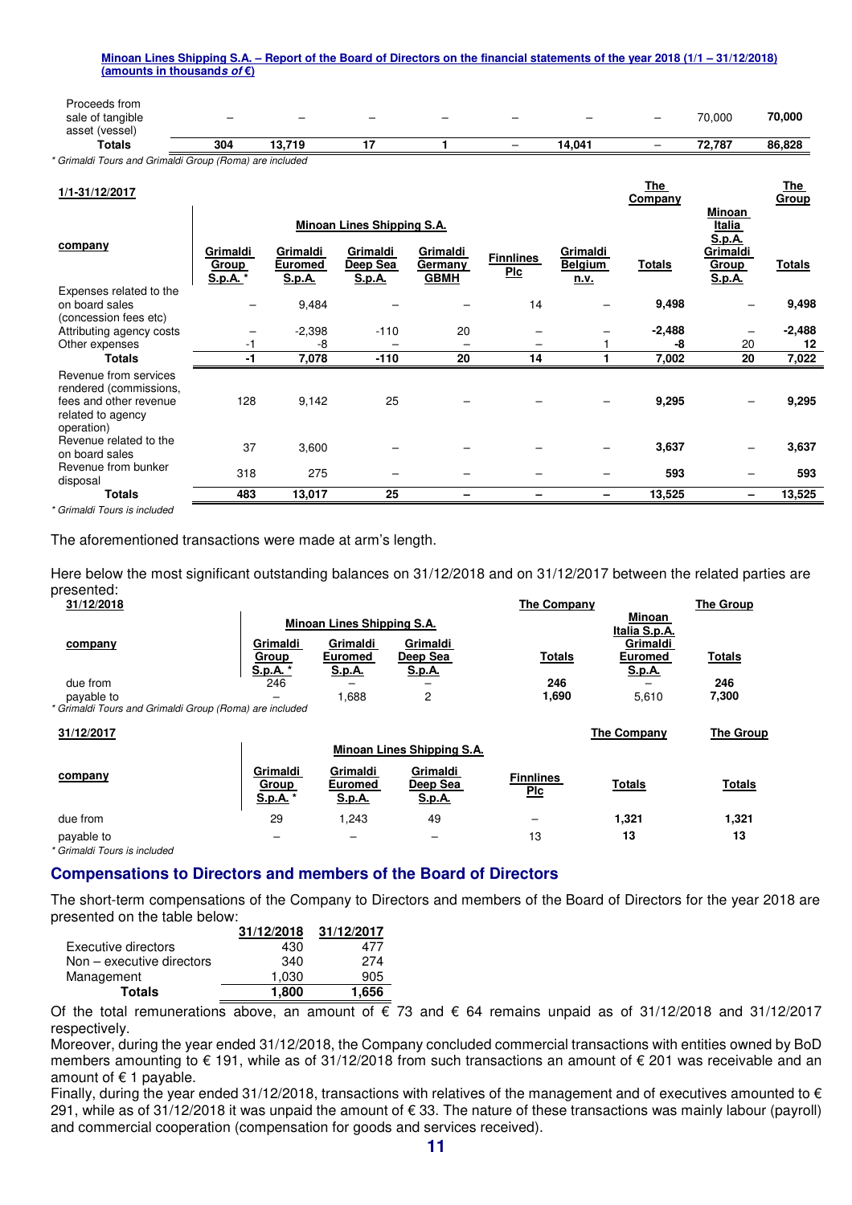| Proceeds from sale of tangible asset (vessel) | – | – | – | – | – | – | – | 70,000 | **70,000** |
|---|---|---|---|---|---|---|---|---|---|
| **Totals** | **304** | **13,719** | **17** | **1** | **–** | **14,041** | **–** | **72,787** | **86,828** |

*\* Grimaldi Tours and Grimaldi Group (Roma) are included*

| 1/1-31/12/2017 | Minoan Lines Shipping S.A. | | | | | | The Company | Minoan Italia S.p.A. | The Group |
|---|---|---|---|---|---|---|---|---|---|
| **company** | **Grimaldi Group S.p.A. \*** | **Grimaldi Euromed S.p.A.** | **Grimaldi Deep Sea S.p.A.** | **Grimaldi Germany GBMH** | **Finnlines Plc** | **Grimaldi Belgium n.v.** | **Totals** | **Grimaldi Group S.p.A.** | **Totals** |
| Expenses related to the on board sales (concession fees etc) | – | 9,484 | – | – | 14 | – | **9,498** | – | **9,498** |
| Attributing agency costs | – | -2,398 | -110 | 20 | – | – | **-2,488** | – | **-2,488** |
| Other expenses | -1 | -8 | – | – | – | 1 | **-8** | 20 | **12** |
| **Totals** | **-1** | **7,078** | **-110** | **20** | **14** | **1** | **7,002** | **20** | **7,022** |
| Revenue from services rendered (commissions, fees and other revenue related to agency operation) | 128 | 9,142 | 25 | – | – | – | **9,295** | – | **9,295** |
| Revenue related to the on board sales | 37 | 3,600 | – | – | – | – | **3,637** | – | **3,637** |
| Revenue from bunker disposal | 318 | 275 | – | – | – | – | **593** | – | **593** |
| **Totals** | **483** | **13,017** | **25** | **–** | **–** | **–** | **13,525** | **–** | **13,525** |

*\* Grimaldi Tours is included*

The aforementioned transactions were made at arm's length.

Here below the most significant outstanding balances on 31/12/2018 and on 31/12/2017 between the related parties are presented:

| 31/12/2018 | Minoan Lines Shipping S.A. | | | The Company | Minoan Italia S.p.A. | The Group |
|---|---|---|---|---|---|---|
| **company** | **Grimaldi Group S.p.A. \*** | **Grimaldi Euromed S.p.A.** | **Grimaldi Deep Sea S.p.A.** | **Totals** | **Grimaldi Euromed S.p.A.** | **Totals** |
| due from | 246 | – | – | **246** | – | **246** |
| payable to | – | 1,688 | 2 | **1,690** | 5,610 | **7,300** |

*\* Grimaldi Tours and Grimaldi Group (Roma) are included*

| 31/12/2017 | Minoan Lines Shipping S.A. | | | | The Company | The Group |
|---|---|---|---|---|---|---|
| **company** | **Grimaldi Group S.p.A. \*** | **Grimaldi Euromed S.p.A.** | **Grimaldi Deep Sea S.p.A.** | **Finnlines Plc** | **Totals** | **Totals** |
| due from | 29 | 1,243 | 49 | – | **1,321** | **1,321** |
| payable to | – | – | – | 13 | **13** | **13** |

*\* Grimaldi Tours is included*

## Compensations to Directors and members of the Board of Directors

The short-term compensations of the Company to Directors and members of the Board of Directors for the year 2018 are presented on the table below:

| | 31/12/2018 | 31/12/2017 |
|---|---|---|
| Executive directors | 430 | 477 |
| Non – executive directors | 340 | 274 |
| Management | 1,030 | 905 |
| **Totals** | **1,800** | **1,656** |

Of the total remunerations above, an amount of € 73 and € 64 remains unpaid as of 31/12/2018 and 31/12/2017 respectively.

Moreover, during the year ended 31/12/2018, the Company concluded commercial transactions with entities owned by BoD members amounting to € 191, while as of 31/12/2018 from such transactions an amount of € 201 was receivable and an amount of € 1 payable.

Finally, during the year ended 31/12/2018, transactions with relatives of the management and of executives amounted to € 291, while as of 31/12/2018 it was unpaid the amount of € 33. The nature of these transactions was mainly labour (payroll) and commercial cooperation (compensation for goods and services received).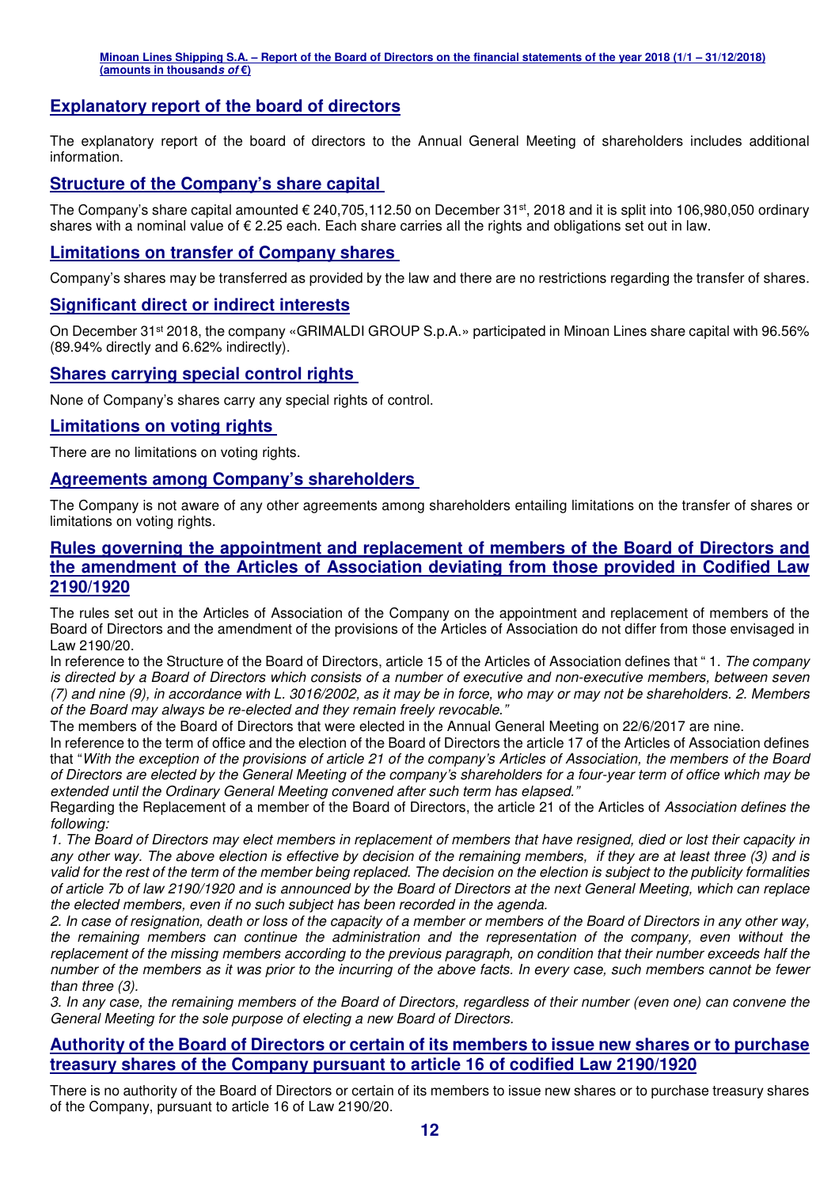## Explanatory report of the board of directors

The explanatory report of the board of directors to the Annual General Meeting of shareholders includes additional information.

## Structure of the Company's share capital

The Company's share capital amounted € 240,705,112.50 on December 31st, 2018 and it is split into 106,980,050 ordinary shares with a nominal value of € 2.25 each. Each share carries all the rights and obligations set out in law.

## Limitations on transfer of Company shares

Company's shares may be transferred as provided by the law and there are no restrictions regarding the transfer of shares.

## Significant direct or indirect interests

On December 31st 2018, the company «GRIMALDI GROUP S.p.A.» participated in Minoan Lines share capital with 96.56% (89.94% directly and 6.62% indirectly).

## Shares carrying special control rights

None of Company's shares carry any special rights of control.

## Limitations on voting rights

There are no limitations on voting rights.

## Agreements among Company's shareholders

The Company is not aware of any other agreements among shareholders entailing limitations on the transfer of shares or limitations on voting rights.

## Rules governing the appointment and replacement of members of the Board of Directors and the amendment of the Articles of Association deviating from those provided in Codified Law 2190/1920

The rules set out in the Articles of Association of the Company on the appointment and replacement of members of the Board of Directors and the amendment of the provisions of the Articles of Association do not differ from those envisaged in Law 2190/20.

In reference to the Structure of the Board of Directors, article 15 of the Articles of Association defines that " 1. *The company is directed by a Board of Directors which consists of a number of executive and non-executive members, between seven (7) and nine (9), in accordance with L. 3016/2002, as it may be in force, who may or may not be shareholders. 2. Members of the Board may always be re-elected and they remain freely revocable."*

The members of the Board of Directors that were elected in the Annual General Meeting on 22/6/2017 are nine.

In reference to the term of office and the election of the Board of Directors the article 17 of the Articles of Association defines that "*With the exception of the provisions of article 21 of the company's Articles of Association, the members of the Board of Directors are elected by the General Meeting of the company's shareholders for a four-year term of office which may be extended until the Ordinary General Meeting convened after such term has elapsed."*

Regarding the Replacement of a member of the Board of Directors, the article 21 of the Articles of *Association defines the following:*

*1. The Board of Directors may elect members in replacement of members that have resigned, died or lost their capacity in any other way. The above election is effective by decision of the remaining members, if they are at least three (3) and is valid for the rest of the term of the member being replaced. The decision on the election is subject to the publicity formalities of article 7b of law 2190/1920 and is announced by the Board of Directors at the next General Meeting, which can replace the elected members, even if no such subject has been recorded in the agenda.*

*2. In case of resignation, death or loss of the capacity of a member or members of the Board of Directors in any other way, the remaining members can continue the administration and the representation of the company, even without the replacement of the missing members according to the previous paragraph, on condition that their number exceeds half the number of the members as it was prior to the incurring of the above facts. In every case, such members cannot be fewer than three (3).*

*3. In any case, the remaining members of the Board of Directors, regardless of their number (even one) can convene the General Meeting for the sole purpose of electing a new Board of Directors.*

## Authority of the Board of Directors or certain of its members to issue new shares or to purchase treasury shares of the Company pursuant to article 16 of codified Law 2190/1920

There is no authority of the Board of Directors or certain of its members to issue new shares or to purchase treasury shares of the Company, pursuant to article 16 of Law 2190/20.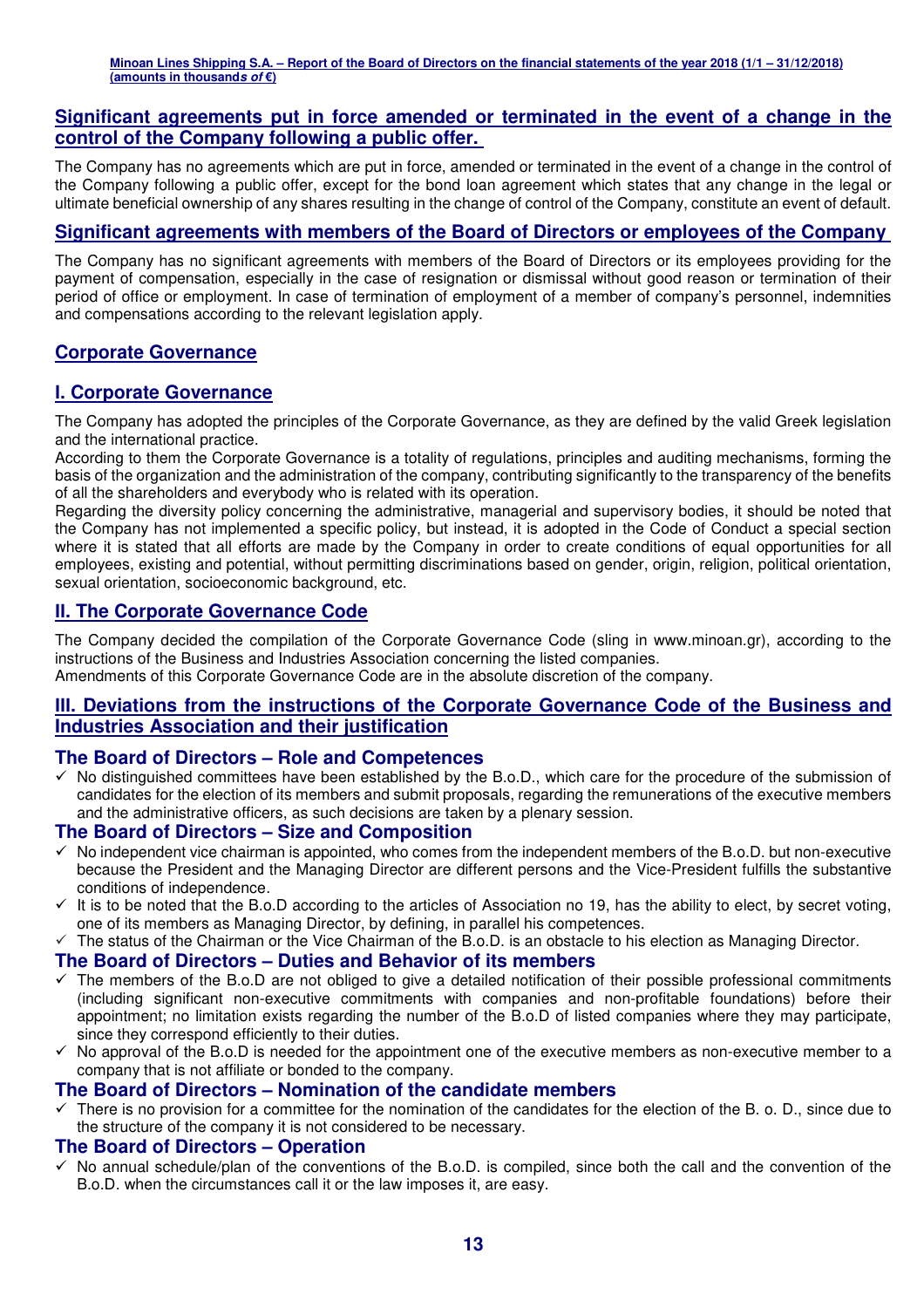## Significant agreements put in force amended or terminated in the event of a change in the control of the Company following a public offer.

The Company has no agreements which are put in force, amended or terminated in the event of a change in the control of the Company following a public offer, except for the bond loan agreement which states that any change in the legal or ultimate beneficial ownership of any shares resulting in the change of control of the Company, constitute an event of default.

## Significant agreements with members of the Board of Directors or employees of the Company

The Company has no significant agreements with members of the Board of Directors or its employees providing for the payment of compensation, especially in the case of resignation or dismissal without good reason or termination of their period of office or employment. In case of termination of employment of a member of company's personnel, indemnities and compensations according to the relevant legislation apply.

## Corporate Governance

## I. Corporate Governance

The Company has adopted the principles of the Corporate Governance, as they are defined by the valid Greek legislation and the international practice.

According to them the Corporate Governance is a totality of regulations, principles and auditing mechanisms, forming the basis of the organization and the administration of the company, contributing significantly to the transparency of the benefits of all the shareholders and everybody who is related with its operation.

Regarding the diversity policy concerning the administrative, managerial and supervisory bodies, it should be noted that the Company has not implemented a specific policy, but instead, it is adopted in the Code of Conduct a special section where it is stated that all efforts are made by the Company in order to create conditions of equal opportunities for all employees, existing and potential, without permitting discriminations based on gender, origin, religion, political orientation, sexual orientation, socioeconomic background, etc.

## II. The Corporate Governance Code

The Company decided the compilation of the Corporate Governance Code (sling in www.minoan.gr), according to the instructions of the Business and Industries Association concerning the listed companies.

Amendments of this Corporate Governance Code are in the absolute discretion of the company.

## III. Deviations from the instructions of the Corporate Governance Code of the Business and Industries Association and their justification

### The Board of Directors – Role and Competences

- ✓ No distinguished committees have been established by the B.o.D., which care for the procedure of the submission of candidates for the election of its members and submit proposals, regarding the remunerations of the executive members and the administrative officers, as such decisions are taken by a plenary session.

### The Board of Directors – Size and Composition

- ✓ No independent vice chairman is appointed, who comes from the independent members of the B.o.D. but non-executive because the President and the Managing Director are different persons and the Vice-President fulfills the substantive conditions of independence.
- ✓ It is to be noted that the B.o.D according to the articles of Association no 19, has the ability to elect, by secret voting, one of its members as Managing Director, by defining, in parallel his competences.
- ✓ The status of the Chairman or the Vice Chairman of the B.o.D. is an obstacle to his election as Managing Director.

### The Board of Directors – Duties and Behavior of its members

- ✓ The members of the B.o.D are not obliged to give a detailed notification of their possible professional commitments (including significant non-executive commitments with companies and non-profitable foundations) before their appointment; no limitation exists regarding the number of the B.o.D of listed companies where they may participate, since they correspond efficiently to their duties.
- ✓ No approval of the B.o.D is needed for the appointment one of the executive members as non-executive member to a company that is not affiliate or bonded to the company.

### The Board of Directors – Nomination of the candidate members

- ✓ There is no provision for a committee for the nomination of the candidates for the election of the B. o. D., since due to the structure of the company it is not considered to be necessary.

### The Board of Directors – Operation

- ✓ No annual schedule/plan of the conventions of the B.o.D. is compiled, since both the call and the convention of the B.o.D. when the circumstances call it or the law imposes it, are easy.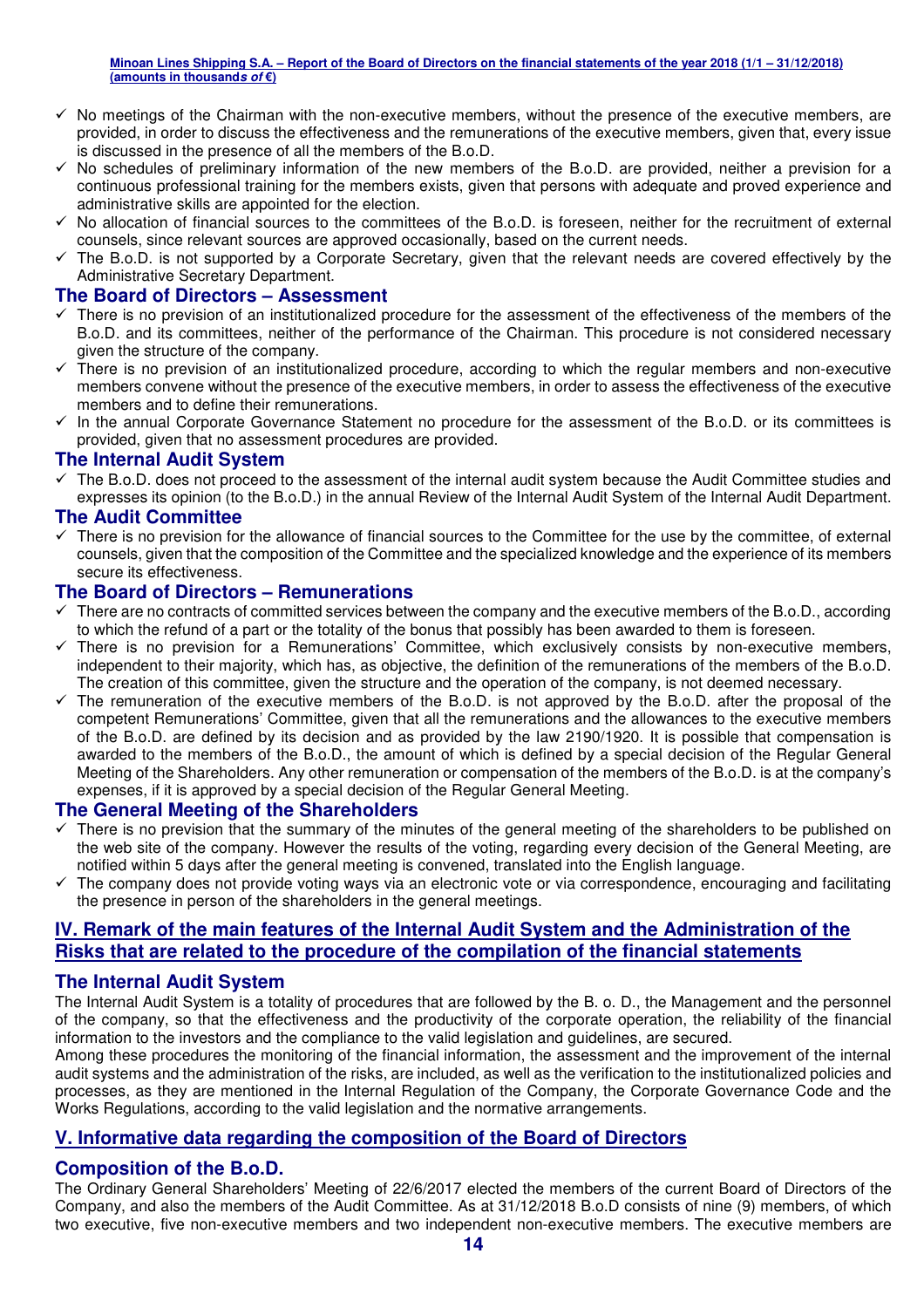- ✓ No meetings of the Chairman with the non-executive members, without the presence of the executive members, are provided, in order to discuss the effectiveness and the remunerations of the executive members, given that, every issue is discussed in the presence of all the members of the B.o.D.
- ✓ No schedules of preliminary information of the new members of the B.o.D. are provided, neither a prevision for a continuous professional training for the members exists, given that persons with adequate and proved experience and administrative skills are appointed for the election.
- ✓ No allocation of financial sources to the committees of the B.o.D. is foreseen, neither for the recruitment of external counsels, since relevant sources are approved occasionally, based on the current needs.
- ✓ The B.o.D. is not supported by a Corporate Secretary, given that the relevant needs are covered effectively by the Administrative Secretary Department.

### The Board of Directors – Assessment

- ✓ There is no prevision of an institutionalized procedure for the assessment of the effectiveness of the members of the B.o.D. and its committees, neither of the performance of the Chairman. This procedure is not considered necessary given the structure of the company.
- ✓ There is no prevision of an institutionalized procedure, according to which the regular members and non-executive members convene without the presence of the executive members, in order to assess the effectiveness of the executive members and to define their remunerations.
- ✓ In the annual Corporate Governance Statement no procedure for the assessment of the B.o.D. or its committees is provided, given that no assessment procedures are provided.

### The Internal Audit System

- ✓ The B.o.D. does not proceed to the assessment of the internal audit system because the Audit Committee studies and expresses its opinion (to the B.o.D.) in the annual Review of the Internal Audit System of the Internal Audit Department.

### The Audit Committee

- ✓ There is no prevision for the allowance of financial sources to the Committee for the use by the committee, of external counsels, given that the composition of the Committee and the specialized knowledge and the experience of its members secure its effectiveness.

### The Board of Directors – Remunerations

- ✓ There are no contracts of committed services between the company and the executive members of the B.o.D., according to which the refund of a part or the totality of the bonus that possibly has been awarded to them is foreseen.
- ✓ There is no prevision for a Remunerations' Committee, which exclusively consists by non-executive members, independent to their majority, which has, as objective, the definition of the remunerations of the members of the B.o.D. The creation of this committee, given the structure and the operation of the company, is not deemed necessary.
- ✓ The remuneration of the executive members of the B.o.D. is not approved by the B.o.D. after the proposal of the competent Remunerations' Committee, given that all the remunerations and the allowances to the executive members of the B.o.D. are defined by its decision and as provided by the law 2190/1920. It is possible that compensation is awarded to the members of the B.o.D., the amount of which is defined by a special decision of the Regular General Meeting of the Shareholders. Any other remuneration or compensation of the members of the B.o.D. is at the company's expenses, if it is approved by a special decision of the Regular General Meeting.

### The General Meeting of the Shareholders

- ✓ There is no prevision that the summary of the minutes of the general meeting of the shareholders to be published on the web site of the company. However the results of the voting, regarding every decision of the General Meeting, are notified within 5 days after the general meeting is convened, translated into the English language.
- ✓ The company does not provide voting ways via an electronic vote or via correspondence, encouraging and facilitating the presence in person of the shareholders in the general meetings.

## IV. Remark of the main features of the Internal Audit System and the Administration of the Risks that are related to the procedure of the compilation of the financial statements

### The Internal Audit System

The Internal Audit System is a totality of procedures that are followed by the B. o. D., the Management and the personnel of the company, so that the effectiveness and the productivity of the corporate operation, the reliability of the financial information to the investors and the compliance to the valid legislation and guidelines, are secured.

Among these procedures the monitoring of the financial information, the assessment and the improvement of the internal audit systems and the administration of the risks, are included, as well as the verification to the institutionalized policies and processes, as they are mentioned in the Internal Regulation of the Company, the Corporate Governance Code and the Works Regulations, according to the valid legislation and the normative arrangements.

## V. Informative data regarding the composition of the Board of Directors

### Composition of the B.o.D.

The Ordinary General Shareholders' Meeting of 22/6/2017 elected the members of the current Board of Directors of the Company, and also the members of the Audit Committee. As at 31/12/2018 B.o.D consists of nine (9) members, of which two executive, five non-executive members and two independent non-executive members. The executive members are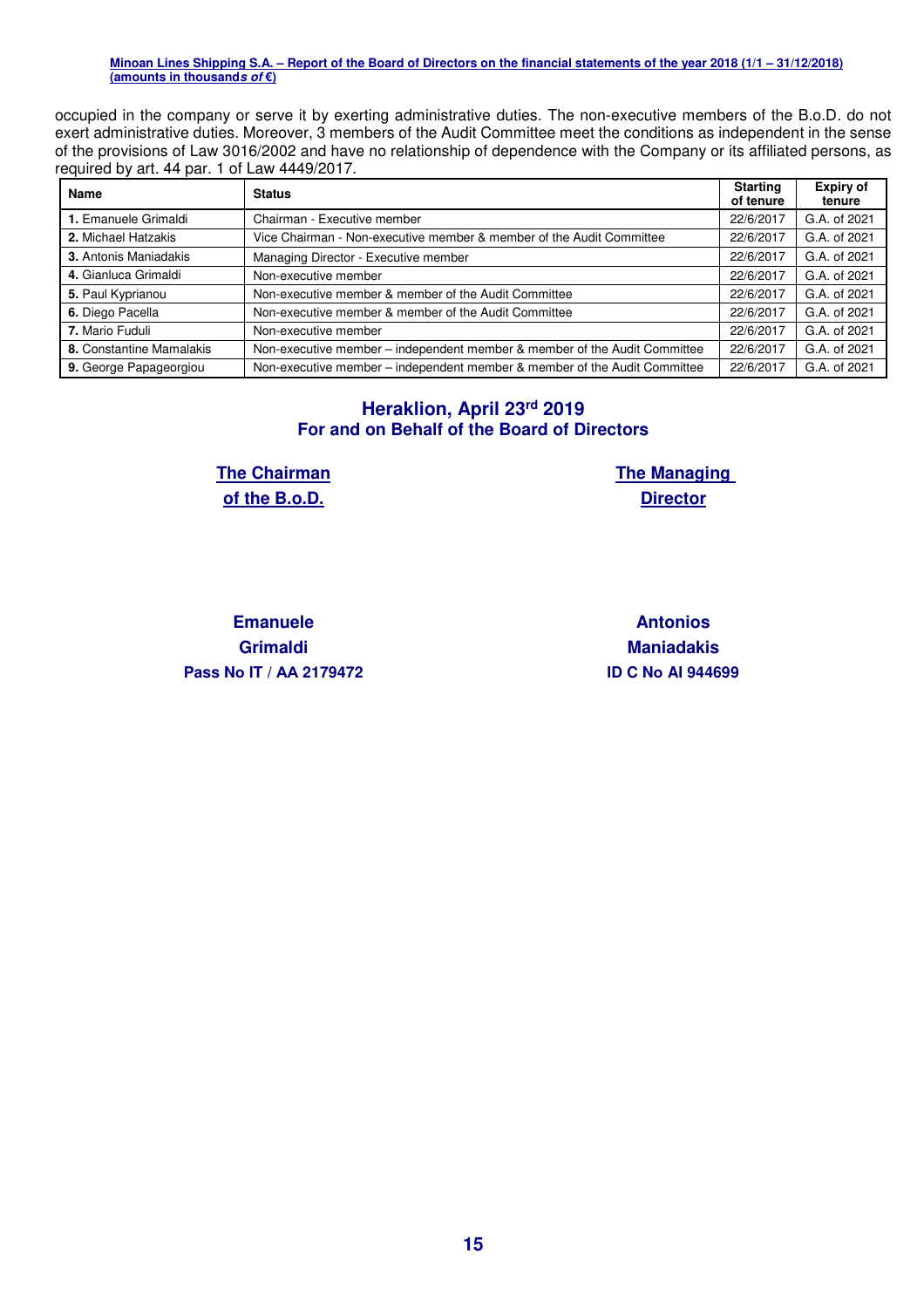occupied in the company or serve it by exerting administrative duties. The non-executive members of the B.o.D. do not exert administrative duties. Moreover, 3 members of the Audit Committee meet the conditions as independent in the sense of the provisions of Law 3016/2002 and have no relationship of dependence with the Company or its affiliated persons, as required by art. 44 par. 1 of Law 4449/2017.

| Name | Status | Starting of tenure | Expiry of tenure |
|---|---|---|---|
| **1.** Emanuele Grimaldi | Chairman - Executive member | 22/6/2017 | G.A. of 2021 |
| **2.** Michael Hatzakis | Vice Chairman - Non-executive member & member of the Audit Committee | 22/6/2017 | G.A. of 2021 |
| **3.** Antonis Maniadakis | Managing Director - Executive member | 22/6/2017 | G.A. of 2021 |
| **4.** Gianluca Grimaldi | Non-executive member | 22/6/2017 | G.A. of 2021 |
| **5.** Paul Kyprianou | Non-executive member & member of the Audit Committee | 22/6/2017 | G.A. of 2021 |
| **6.** Diego Pacella | Non-executive member & member of the Audit Committee | 22/6/2017 | G.A. of 2021 |
| **7.** Mario Fuduli | Non-executive member | 22/6/2017 | G.A. of 2021 |
| **8.** Constantine Mamalakis | Non-executive member – independent member & member of the Audit Committee | 22/6/2017 | G.A. of 2021 |
| **9.** George Papageorgiou | Non-executive member – independent member & member of the Audit Committee | 22/6/2017 | G.A. of 2021 |

**Heraklion, April 23rd 2019**
**For and on Behalf of the Board of Directors**

**The Chairman of the B.o.D.**

**Emanuele Grimaldi**
**Pass No IT / AA 2179472**

**The Managing Director**

**Antonios Maniadakis**
**ID C No AI 944699**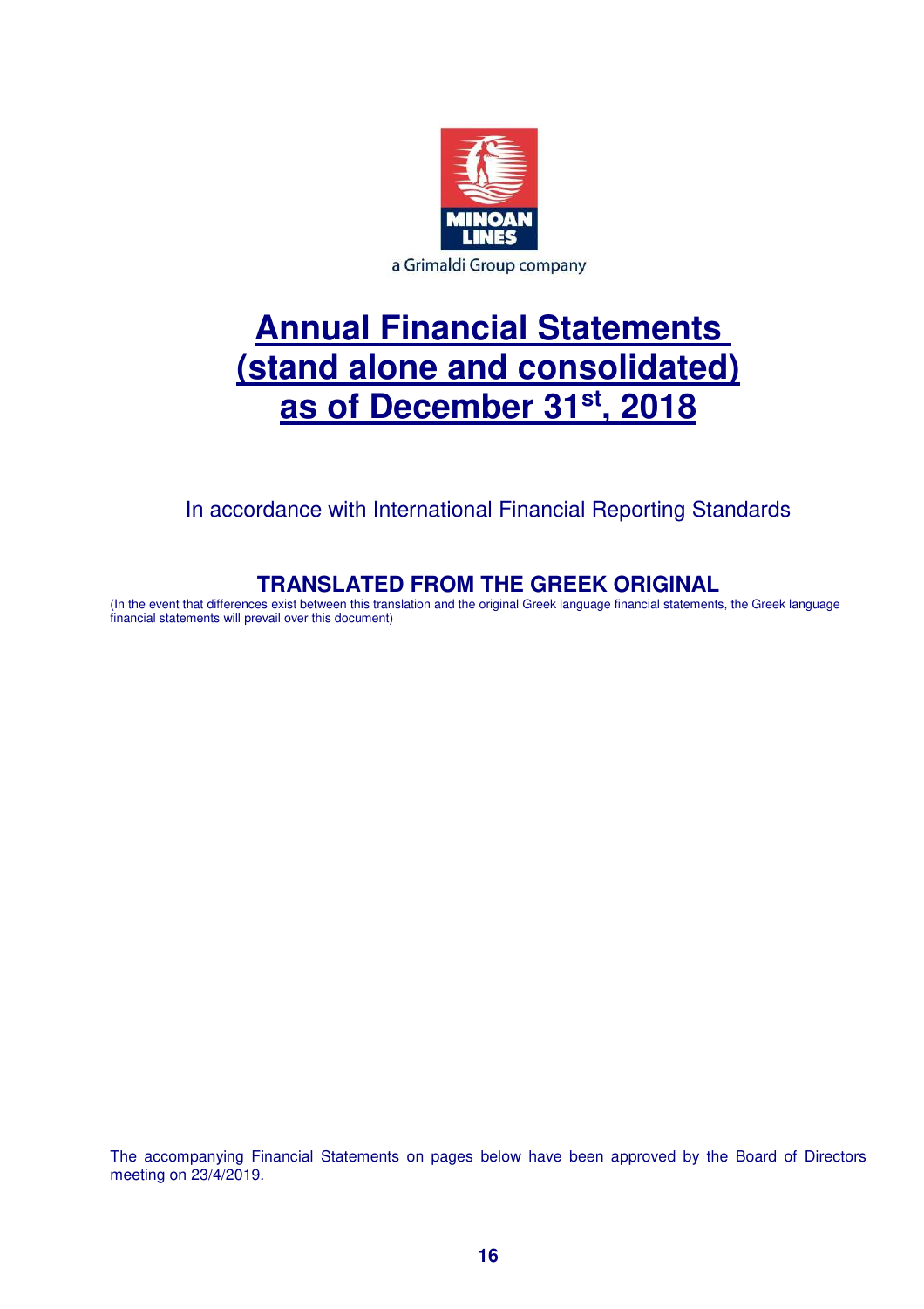MINOAN LINES

a Grimaldi Group company

# Annual Financial Statements (stand alone and consolidated) as of December 31st, 2018

In accordance with International Financial Reporting Standards

**TRANSLATED FROM THE GREEK ORIGINAL**

(In the event that differences exist between this translation and the original Greek language financial statements, the Greek language financial statements will prevail over this document)

The accompanying Financial Statements on pages below have been approved by the Board of Directors meeting on 23/4/2019.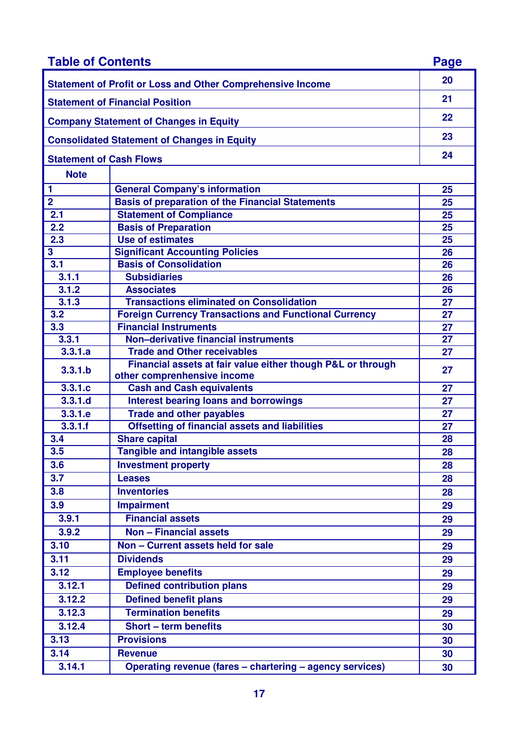## Table of Contents

| | | Page |
|---|---|---|
| Statement of Profit or Loss and Other Comprehensive Income | | 20 |
| Statement of Financial Position | | 21 |
| Company Statement of Changes in Equity | | 22 |
| Consolidated Statement of Changes in Equity | | 23 |
| Statement of Cash Flows | | 24 |
| **Note** | | |
| 1 | General Company's information | 25 |
| 2 | Basis of preparation of the Financial Statements | 25 |
| 2.1 | Statement of Compliance | 25 |
| 2.2 | Basis of Preparation | 25 |
| 2.3 | Use of estimates | 25 |
| 3 | Significant Accounting Policies | 26 |
| 3.1 | Basis of Consolidation | 26 |
| 3.1.1 | Subsidiaries | 26 |
| 3.1.2 | Associates | 26 |
| 3.1.3 | Transactions eliminated on Consolidation | 27 |
| 3.2 | Foreign Currency Transactions and Functional Currency | 27 |
| 3.3 | Financial Instruments | 27 |
| 3.3.1 | Non–derivative financial instruments | 27 |
| 3.3.1.a | Trade and Other receivables | 27 |
| 3.3.1.b | Financial assets at fair value either though P&L or through other comprenhensive income | 27 |
| 3.3.1.c | Cash and Cash equivalents | 27 |
| 3.3.1.d | Interest bearing loans and borrowings | 27 |
| 3.3.1.e | Trade and other payables | 27 |
| 3.3.1.f | Offsetting of financial assets and liabilities | 27 |
| 3.4 | Share capital | 28 |
| 3.5 | Tangible and intangible assets | 28 |
| 3.6 | Investment property | 28 |
| 3.7 | Leases | 28 |
| 3.8 | Inventories | 28 |
| 3.9 | Impairment | 29 |
| 3.9.1 | Financial assets | 29 |
| 3.9.2 | Non – Financial assets | 29 |
| 3.10 | Non – Current assets held for sale | 29 |
| 3.11 | Dividends | 29 |
| 3.12 | Employee benefits | 29 |
| 3.12.1 | Defined contribution plans | 29 |
| 3.12.2 | Defined benefit plans | 29 |
| 3.12.3 | Termination benefits | 29 |
| 3.12.4 | Short – term benefits | 30 |
| 3.13 | Provisions | 30 |
| 3.14 | Revenue | 30 |
| 3.14.1 | Operating revenue (fares – chartering – agency services) | 30 |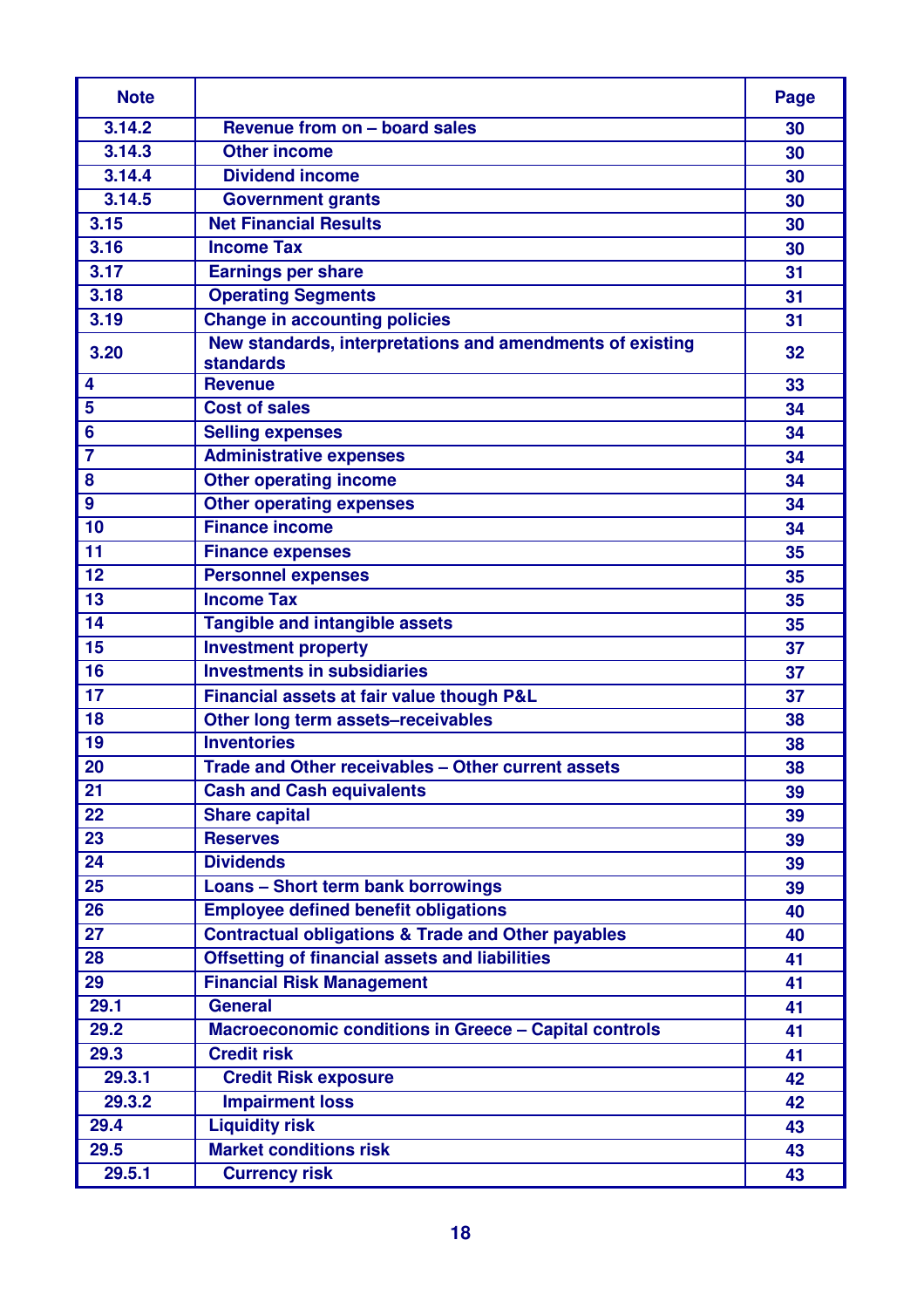| Note | | Page |
|---|---|---|
| 3.14.2 | Revenue from on – board sales | 30 |
| 3.14.3 | Other income | 30 |
| 3.14.4 | Dividend income | 30 |
| 3.14.5 | Government grants | 30 |
| 3.15 | Net Financial Results | 30 |
| 3.16 | Income Tax | 30 |
| 3.17 | Earnings per share | 31 |
| 3.18 | Operating Segments | 31 |
| 3.19 | Change in accounting policies | 31 |
| 3.20 | New standards, interpretations and amendments of existing standards | 32 |
| 4 | Revenue | 33 |
| 5 | Cost of sales | 34 |
| 6 | Selling expenses | 34 |
| 7 | Administrative expenses | 34 |
| 8 | Other operating income | 34 |
| 9 | Other operating expenses | 34 |
| 10 | Finance income | 34 |
| 11 | Finance expenses | 35 |
| 12 | Personnel expenses | 35 |
| 13 | Income Tax | 35 |
| 14 | Tangible and intangible assets | 35 |
| 15 | Investment property | 37 |
| 16 | Investments in subsidiaries | 37 |
| 17 | Financial assets at fair value though P&L | 37 |
| 18 | Other long term assets–receivables | 38 |
| 19 | Inventories | 38 |
| 20 | Trade and Other receivables – Other current assets | 38 |
| 21 | Cash and Cash equivalents | 39 |
| 22 | Share capital | 39 |
| 23 | Reserves | 39 |
| 24 | Dividends | 39 |
| 25 | Loans – Short term bank borrowings | 39 |
| 26 | Employee defined benefit obligations | 40 |
| 27 | Contractual obligations & Trade and Other payables | 40 |
| 28 | Offsetting of financial assets and liabilities | 41 |
| 29 | Financial Risk Management | 41 |
| 29.1 | General | 41 |
| 29.2 | Macroeconomic conditions in Greece – Capital controls | 41 |
| 29.3 | Credit risk | 41 |
| 29.3.1 | Credit Risk exposure | 42 |
| 29.3.2 | Impairment loss | 42 |
| 29.4 | Liquidity risk | 43 |
| 29.5 | Market conditions risk | 43 |
| 29.5.1 | Currency risk | 43 |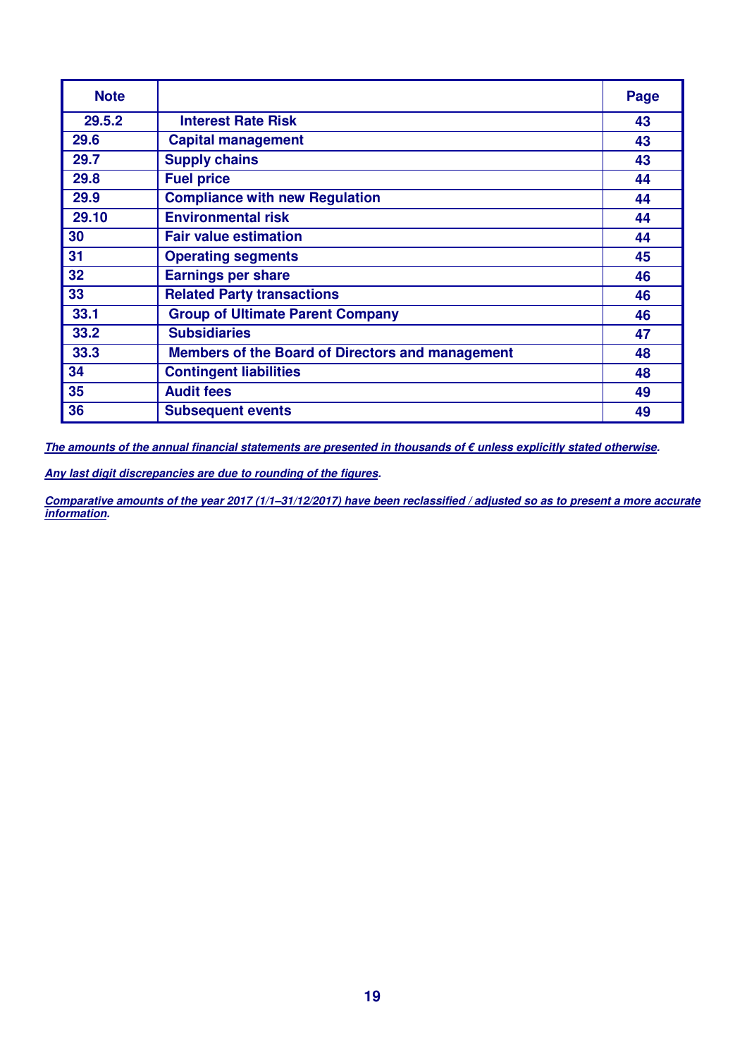| Note | | Page |
|---|---|---|
| 29.5.2 | Interest Rate Risk | 43 |
| 29.6 | Capital management | 43 |
| 29.7 | Supply chains | 43 |
| 29.8 | Fuel price | 44 |
| 29.9 | Compliance with new Regulation | 44 |
| 29.10 | Environmental risk | 44 |
| 30 | Fair value estimation | 44 |
| 31 | Operating segments | 45 |
| 32 | Earnings per share | 46 |
| 33 | Related Party transactions | 46 |
| 33.1 | Group of Ultimate Parent Company | 46 |
| 33.2 | Subsidiaries | 47 |
| 33.3 | Members of the Board of Directors and management | 48 |
| 34 | Contingent liabilities | 48 |
| 35 | Audit fees | 49 |
| 36 | Subsequent events | 49 |

***The amounts of the annual financial statements are presented in thousands of € unless explicitly stated otherwise.***

***Any last digit discrepancies are due to rounding of the figures.***

***Comparative amounts of the year 2017 (1/1–31/12/2017) have been reclassified / adjusted so as to present a more accurate information.***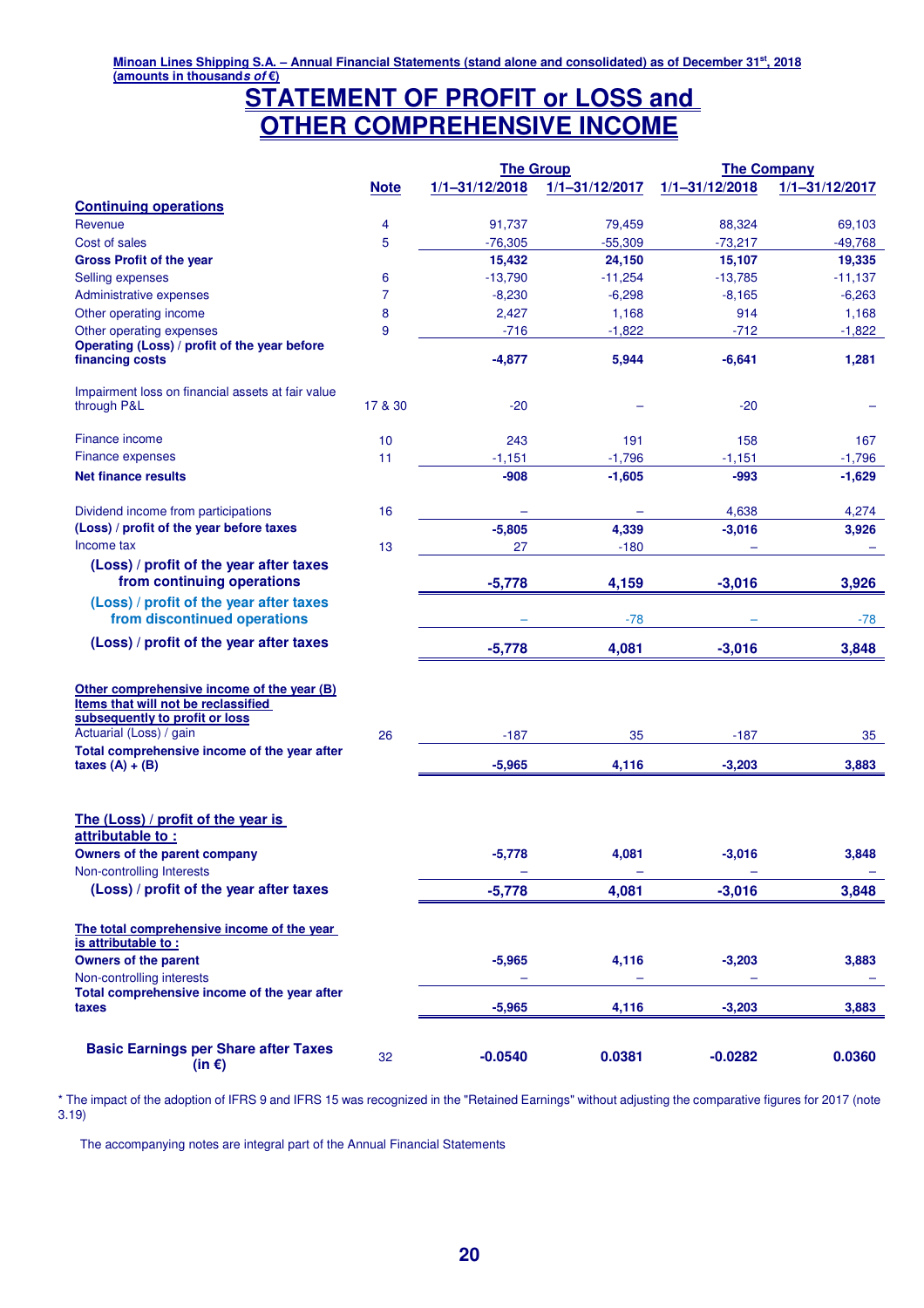# STATEMENT OF PROFIT or LOSS and OTHER COMPREHENSIVE INCOME

| | Note | The Group 1/1–31/12/2018 | The Group 1/1–31/12/2017 | The Company 1/1–31/12/2018 | The Company 1/1–31/12/2017 |
|---|---|---|---|---|---|
| **Continuing operations** | | | | | |
| Revenue | 4 | 91,737 | 79,459 | 88,324 | 69,103 |
| Cost of sales | 5 | -76,305 | -55,309 | -73,217 | -49,768 |
| **Gross Profit of the year** | | **15,432** | **24,150** | **15,107** | **19,335** |
| Selling expenses | 6 | -13,790 | -11,254 | -13,785 | -11,137 |
| Administrative expenses | 7 | -8,230 | -6,298 | -8,165 | -6,263 |
| Other operating income | 8 | 2,427 | 1,168 | 914 | 1,168 |
| Other operating expenses | 9 | -716 | -1,822 | -712 | -1,822 |
| **Operating (Loss) / profit of the year before financing costs** | | **-4,877** | **5,944** | **-6,641** | **1,281** |
| Impairment loss on financial assets at fair value through P&L | 17 & 30 | -20 | – | -20 | – |
| Finance income | 10 | 243 | 191 | 158 | 167 |
| Finance expenses | 11 | -1,151 | -1,796 | -1,151 | -1,796 |
| **Net finance results** | | **-908** | **-1,605** | **-993** | **-1,629** |
| Dividend income from participations | 16 | – | – | 4,638 | 4,274 |
| **(Loss) / profit of the year before taxes** | | **-5,805** | **4,339** | **-3,016** | **3,926** |
| Income tax | 13 | 27 | -180 | – | – |
| **(Loss) / profit of the year after taxes from continuing operations** | | **-5,778** | **4,159** | **-3,016** | **3,926** |
| **(Loss) / profit of the year after taxes from discontinued operations** | | – | -78 | – | -78 |
| **(Loss) / profit of the year after taxes** | | **-5,778** | **4,081** | **-3,016** | **3,848** |
| **Other comprehensive income of the year (B)** | | | | | |
| **Items that will not be reclassified subsequently to profit or loss** | | | | | |
| Actuarial (Loss) / gain | 26 | -187 | 35 | -187 | 35 |
| **Total comprehensive income of the year after taxes (A) + (B)** | | **-5,965** | **4,116** | **-3,203** | **3,883** |
| **The (Loss) / profit of the year is attributable to :** | | | | | |
| **Owners of the parent company** | | **-5,778** | **4,081** | **-3,016** | **3,848** |
| Non-controlling Interests | | – | – | – | – |
| **(Loss) / profit of the year after taxes** | | **-5,778** | **4,081** | **-3,016** | **3,848** |
| **The total comprehensive income of the year is attributable to :** | | | | | |
| **Owners of the parent** | | **-5,965** | **4,116** | **-3,203** | **3,883** |
| Non-controlling interests | | – | – | – | – |
| **Total comprehensive income of the year after taxes** | | **-5,965** | **4,116** | **-3,203** | **3,883** |
| **Basic Earnings per Share after Taxes (in €)** | 32 | **-0.0540** | **0.0381** | **-0.0282** | **0.0360** |

* The impact of the adoption of IFRS 9 and IFRS 15 was recognized in the "Retained Earnings" without adjusting the comparative figures for 2017 (note 3.19)

The accompanying notes are integral part of the Annual Financial Statements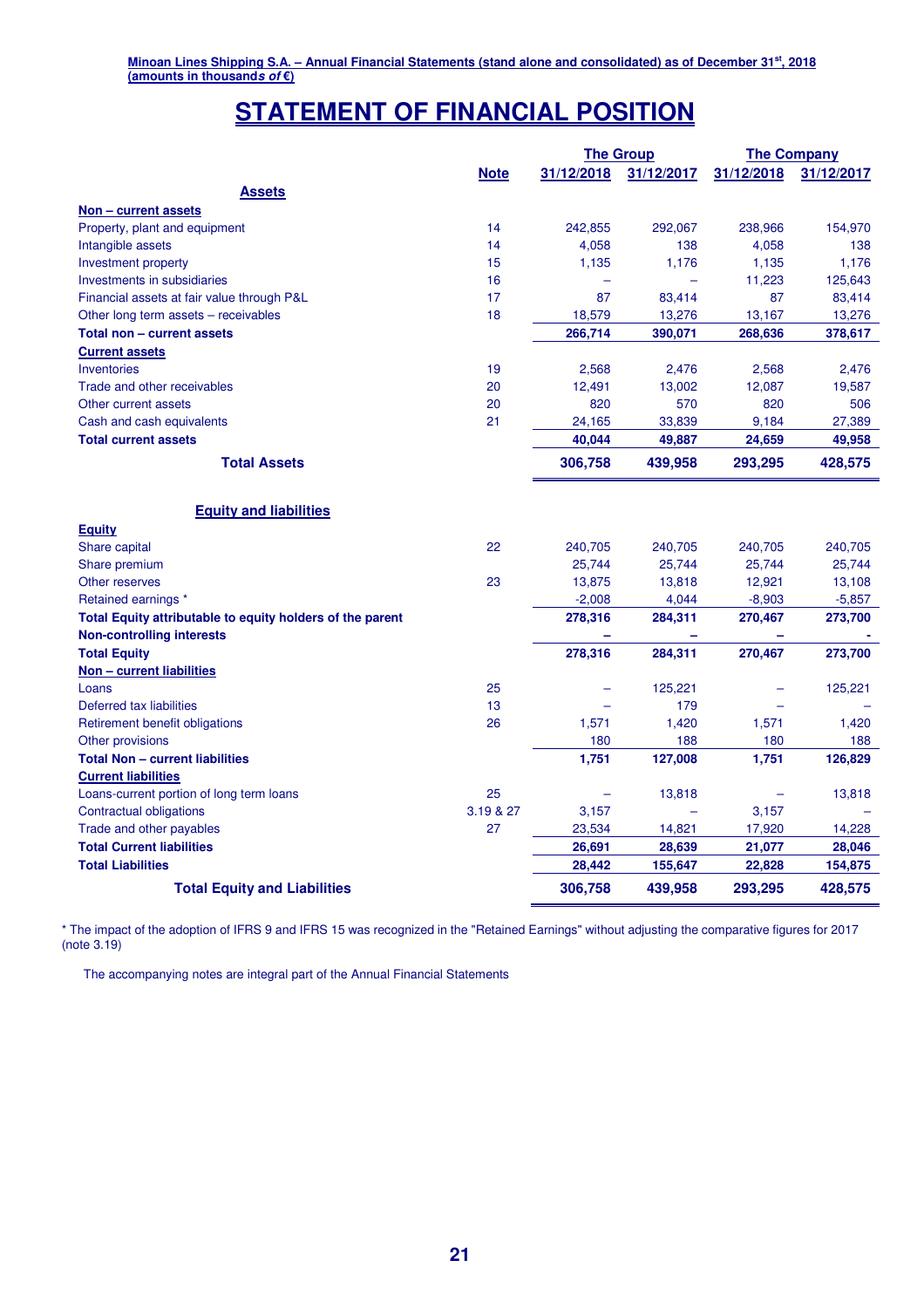# STATEMENT OF FINANCIAL POSITION

| | Note | The Group | | The Company | |
|---|---|---|---|---|---|
| | | 31/12/2018 | 31/12/2017 | 31/12/2018 | 31/12/2017 |
| **Assets** | | | | | |
| **Non – current assets** | | | | | |
| Property, plant and equipment | 14 | 242,855 | 292,067 | 238,966 | 154,970 |
| Intangible assets | 14 | 4,058 | 138 | 4,058 | 138 |
| Investment property | 15 | 1,135 | 1,176 | 1,135 | 1,176 |
| Investments in subsidiaries | 16 | – | – | 11,223 | 125,643 |
| Financial assets at fair value through P&L | 17 | 87 | 83,414 | 87 | 83,414 |
| Other long term assets – receivables | 18 | 18,579 | 13,276 | 13,167 | 13,276 |
| **Total non – current assets** | | **266,714** | **390,071** | **268,636** | **378,617** |
| **Current assets** | | | | | |
| Inventories | 19 | 2,568 | 2,476 | 2,568 | 2,476 |
| Trade and other receivables | 20 | 12,491 | 13,002 | 12,087 | 19,587 |
| Other current assets | 20 | 820 | 570 | 820 | 506 |
| Cash and cash equivalents | 21 | 24,165 | 33,839 | 9,184 | 27,389 |
| **Total current assets** | | **40,044** | **49,887** | **24,659** | **49,958** |
| **Total Assets** | | **306,758** | **439,958** | **293,295** | **428,575** |
| **Equity and liabilities** | | | | | |
| **Equity** | | | | | |
| Share capital | 22 | 240,705 | 240,705 | 240,705 | 240,705 |
| Share premium | | 25,744 | 25,744 | 25,744 | 25,744 |
| Other reserves | 23 | 13,875 | 13,818 | 12,921 | 13,108 |
| Retained earnings * | | -2,008 | 4,044 | -8,903 | -5,857 |
| **Total Equity attributable to equity holders of the parent** | | **278,316** | **284,311** | **270,467** | **273,700** |
| **Non-controlling interests** | | – | – | – | - |
| **Total Equity** | | **278,316** | **284,311** | **270,467** | **273,700** |
| **Non – current liabilities** | | | | | |
| Loans | 25 | – | 125,221 | – | 125,221 |
| Deferred tax liabilities | 13 | – | 179 | – | – |
| Retirement benefit obligations | 26 | 1,571 | 1,420 | 1,571 | 1,420 |
| Other provisions | | 180 | 188 | 180 | 188 |
| **Total Non – current liabilities** | | **1,751** | **127,008** | **1,751** | **126,829** |
| **Current liabilities** | | | | | |
| Loans-current portion of long term loans | 25 | – | 13,818 | – | 13,818 |
| Contractual obligations | 3.19 & 27 | 3,157 | – | 3,157 | – |
| Trade and other payables | 27 | 23,534 | 14,821 | 17,920 | 14,228 |
| **Total Current liabilities** | | **26,691** | **28,639** | **21,077** | **28,046** |
| **Total Liabilities** | | **28,442** | **155,647** | **22,828** | **154,875** |
| **Total Equity and Liabilities** | | **306,758** | **439,958** | **293,295** | **428,575** |

* The impact of the adoption of IFRS 9 and IFRS 15 was recognized in the "Retained Earnings" without adjusting the comparative figures for 2017 (note 3.19)

The accompanying notes are integral part of the Annual Financial Statements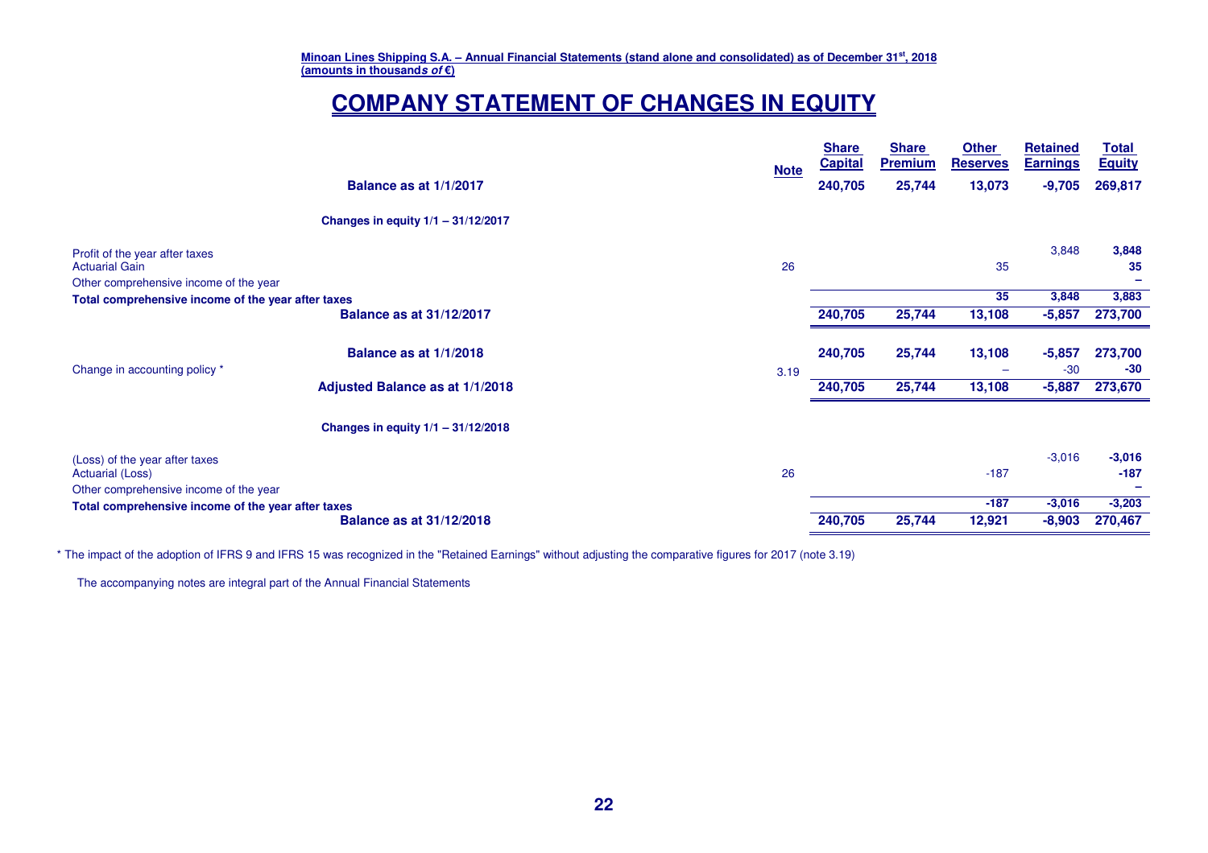**Minoan Lines Shipping S.A. – Annual Financial Statements (stand alone and consolidated) as of December 31st, 2018**
**(amounts in thousands *of* €)**

# COMPANY STATEMENT OF CHANGES IN EQUITY

| | Note | Share Capital | Share Premium | Other Reserves | Retained Earnings | Total Equity |
|---|---|---|---|---|---|---|
| **Balance as at 1/1/2017** | | **240,705** | **25,744** | **13,073** | **-9,705** | **269,817** |
| **Changes in equity 1/1 – 31/12/2017** | | | | | | |
| Profit of the year after taxes | | | | | 3,848 | **3,848** |
| Actuarial Gain | 26 | | | 35 | | **35** |
| Other comprehensive income of the year | | | | | | **–** |
| **Total comprehensive income of the year after taxes** | | | | **35** | **3,848** | **3,883** |
| **Balance as at 31/12/2017** | | **240,705** | **25,744** | **13,108** | **-5,857** | **273,700** |
| **Balance as at 1/1/2018** | | **240,705** | **25,744** | **13,108** | **-5,857** | **273,700** |
| Change in accounting policy * | 3.19 | | | – | -30 | **-30** |
| **Adjusted Balance as at 1/1/2018** | | **240,705** | **25,744** | **13,108** | **-5,887** | **273,670** |
| **Changes in equity 1/1 – 31/12/2018** | | | | | | |
| (Loss) of the year after taxes | | | | | -3,016 | **-3,016** |
| Actuarial (Loss) | 26 | | | -187 | | **-187** |
| Other comprehensive income of the year | | | | | | **–** |
| **Total comprehensive income of the year after taxes** | | | | **-187** | **-3,016** | **-3,203** |
| **Balance as at 31/12/2018** | | **240,705** | **25,744** | **12,921** | **-8,903** | **270,467** |

\* The impact of the adoption of IFRS 9 and IFRS 15 was recognized in the "Retained Earnings" without adjusting the comparative figures for 2017 (note 3.19)

The accompanying notes are integral part of the Annual Financial Statements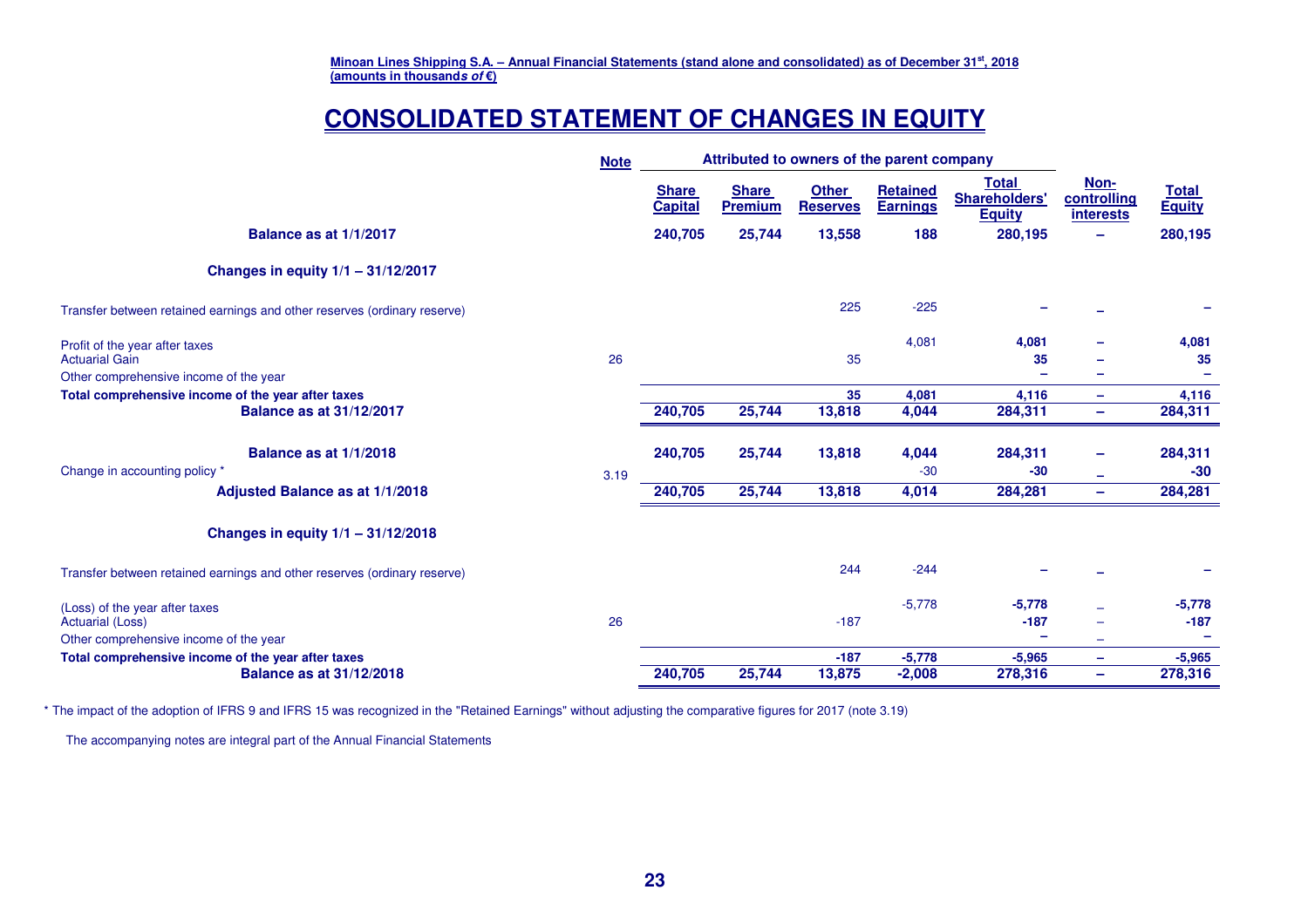# CONSOLIDATED STATEMENT OF CHANGES IN EQUITY

| | Note | Attributed to owners of the parent company | | | | | | |
|---|---|---|---|---|---|---|---|---|
| | | Share Capital | Share Premium | Other Reserves | Retained Earnings | Total Shareholders' Equity | Non-controlling interests | Total Equity |
| **Balance as at 1/1/2017** | | **240,705** | **25,744** | **13,558** | **188** | **280,195** | **–** | **280,195** |
| **Changes in equity 1/1 – 31/12/2017** | | | | | | | | |
| Transfer between retained earnings and other reserves (ordinary reserve) | | | | 225 | -225 | – | – | – |
| Profit of the year after taxes | | | | | 4,081 | **4,081** | – | **4,081** |
| Actuarial Gain | 26 | | | 35 | | **35** | – | **35** |
| Other comprehensive income of the year | | | | | | – | – | – |
| **Total comprehensive income of the year after taxes** | | | | **35** | **4,081** | **4,116** | **–** | **4,116** |
| **Balance as at 31/12/2017** | | **240,705** | **25,744** | **13,818** | **4,044** | **284,311** | **–** | **284,311** |
| **Balance as at 1/1/2018** | | **240,705** | **25,744** | **13,818** | **4,044** | **284,311** | **–** | **284,311** |
| Change in accounting policy * | 3.19 | | | | -30 | **-30** | – | **-30** |
| **Adjusted Balance as at 1/1/2018** | | **240,705** | **25,744** | **13,818** | **4,014** | **284,281** | **–** | **284,281** |
| **Changes in equity 1/1 – 31/12/2018** | | | | | | | | |
| Transfer between retained earnings and other reserves (ordinary reserve) | | | | 244 | -244 | – | – | – |
| (Loss) of the year after taxes | | | | | -5,778 | **-5,778** | – | **-5,778** |
| Actuarial (Loss) | 26 | | | -187 | | **-187** | – | **-187** |
| Other comprehensive income of the year | | | | | | – | – | – |
| **Total comprehensive income of the year after taxes** | | | | **-187** | **-5,778** | **-5,965** | **–** | **-5,965** |
| **Balance as at 31/12/2018** | | **240,705** | **25,744** | **13,875** | **-2,008** | **278,316** | **–** | **278,316** |

\* The impact of the adoption of IFRS 9 and IFRS 15 was recognized in the "Retained Earnings" without adjusting the comparative figures for 2017 (note 3.19)

The accompanying notes are integral part of the Annual Financial Statements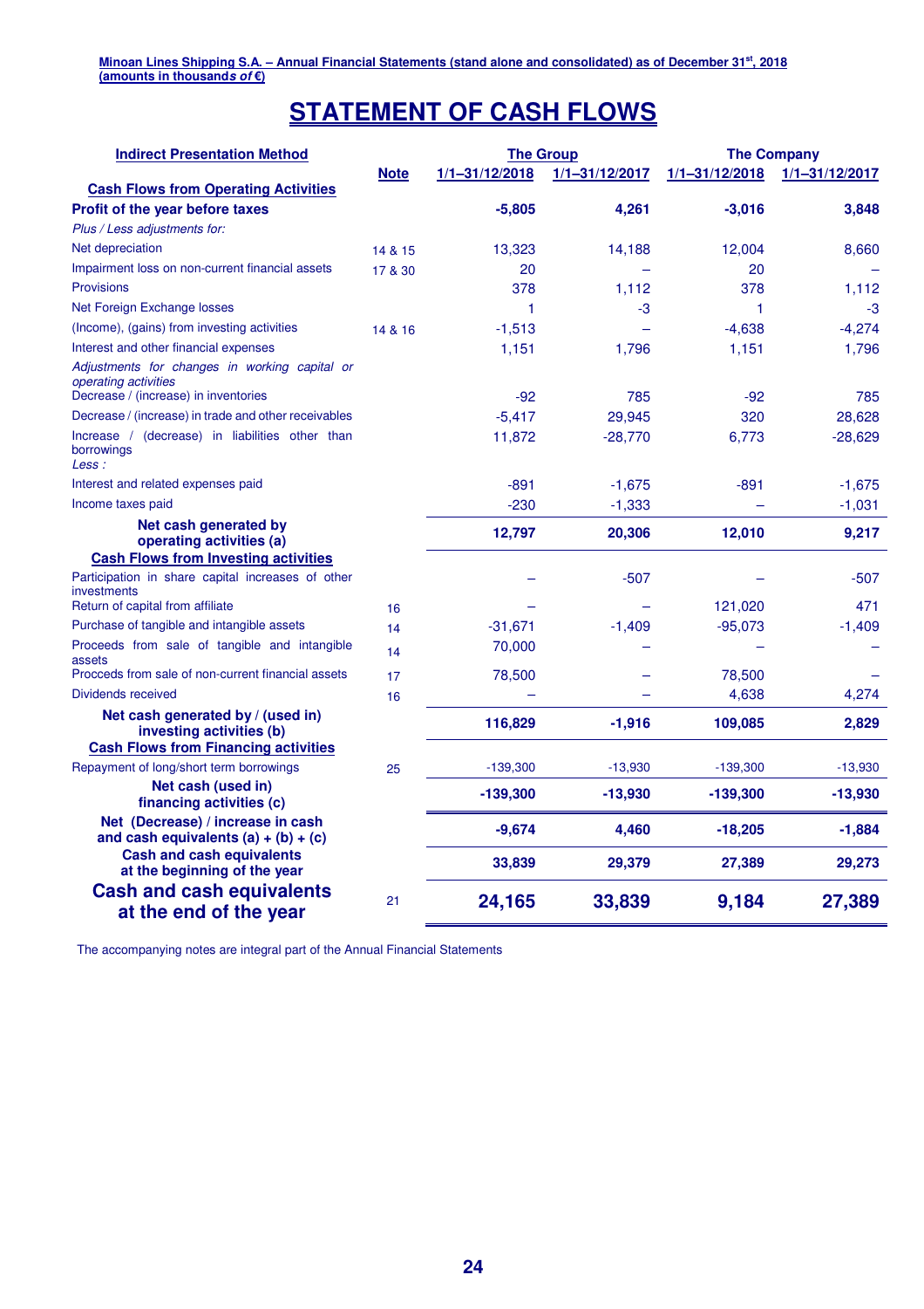Minoan Lines Shipping S.A. – Annual Financial Statements (stand alone and consolidated) as of December 31st, 2018
(amounts in thousands of €)

# STATEMENT OF CASH FLOWS

| Indirect Presentation Method | Note | The Group | | The Company | |
|---|---|---|---|---|---|
| | | 1/1–31/12/2018 | 1/1–31/12/2017 | 1/1–31/12/2018 | 1/1–31/12/2017 |
| **Cash Flows from Operating Activities** | | | | | |
| **Profit of the year before taxes** | | **-5,805** | **4,261** | **-3,016** | **3,848** |
| *Plus / Less adjustments for:* | | | | | |
| Net depreciation | 14 & 15 | 13,323 | 14,188 | 12,004 | 8,660 |
| Impairment loss on non-current financial assets | 17 & 30 | 20 | – | 20 | – |
| Provisions | | 378 | 1,112 | 378 | 1,112 |
| Net Foreign Exchange losses | | 1 | -3 | 1 | -3 |
| (Income), (gains) from investing activities | 14 & 16 | -1,513 | – | -4,638 | -4,274 |
| Interest and other financial expenses | | 1,151 | 1,796 | 1,151 | 1,796 |
| *Adjustments for changes in working capital or operating activities* | | | | | |
| Decrease / (increase) in inventories | | -92 | 785 | -92 | 785 |
| Decrease / (increase) in trade and other receivables | | -5,417 | 29,945 | 320 | 28,628 |
| Increase / (decrease) in liabilities other than borrowings | | 11,872 | -28,770 | 6,773 | -28,629 |
| *Less :* | | | | | |
| Interest and related expenses paid | | -891 | -1,675 | -891 | -1,675 |
| Income taxes paid | | -230 | -1,333 | – | -1,031 |
| **Net cash generated by operating activities (a)** | | **12,797** | **20,306** | **12,010** | **9,217** |
| **Cash Flows from Investing activities** | | | | | |
| Participation in share capital increases of other investments | | – | -507 | – | -507 |
| Return of capital from affiliate | 16 | – | – | 121,020 | 471 |
| Purchase of tangible and intangible assets | 14 | -31,671 | -1,409 | -95,073 | -1,409 |
| Proceeds from sale of tangible and intangible assets | 14 | 70,000 | – | – | – |
| Proceeds from sale of non-current financial assets | 17 | 78,500 | – | 78,500 | – |
| Dividends received | 16 | – | – | 4,638 | 4,274 |
| **Net cash generated by / (used in) investing activities (b)** | | **116,829** | **-1,916** | **109,085** | **2,829** |
| **Cash Flows from Financing activities** | | | | | |
| Repayment of long/short term borrowings | 25 | -139,300 | -13,930 | -139,300 | -13,930 |
| **Net cash (used in) financing activities (c)** | | **-139,300** | **-13,930** | **-139,300** | **-13,930** |
| **Net (Decrease) / increase in cash and cash equivalents (a) + (b) + (c)** | | **-9,674** | **4,460** | **-18,205** | **-1,884** |
| **Cash and cash equivalents at the beginning of the year** | | **33,839** | **29,379** | **27,389** | **29,273** |
| **Cash and cash equivalents at the end of the year** | 21 | **24,165** | **33,839** | **9,184** | **27,389** |

The accompanying notes are integral part of the Annual Financial Statements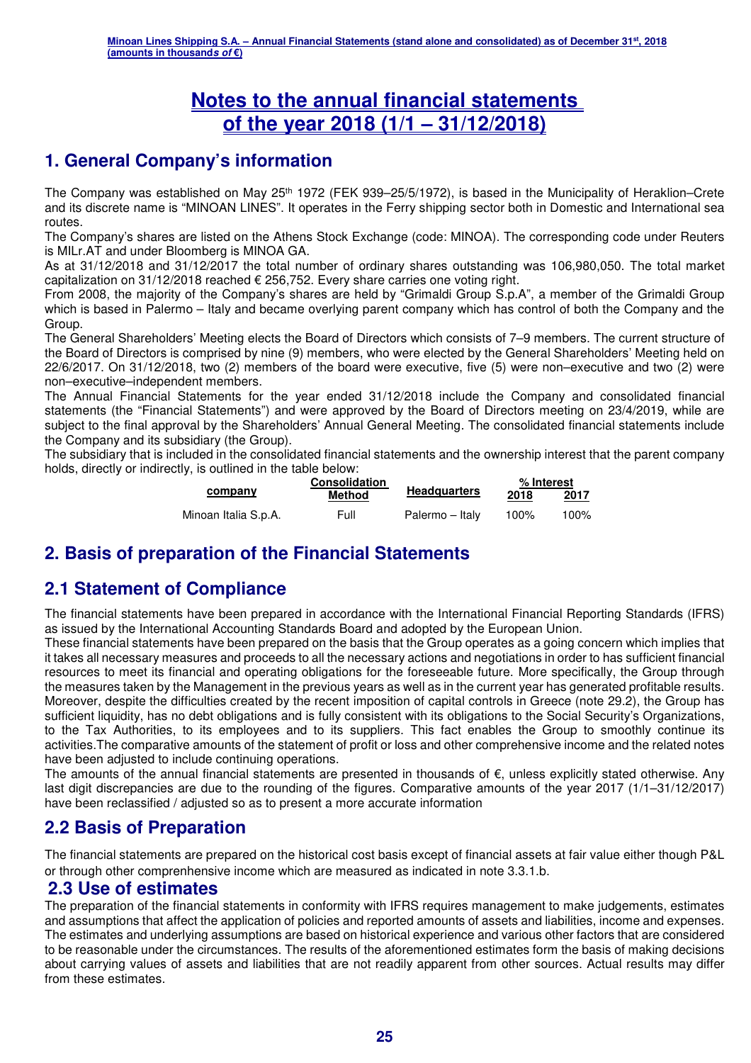# Notes to the annual financial statements of the year 2018 (1/1 – 31/12/2018)

## 1. General Company's information

The Company was established on May 25th 1972 (FEK 939–25/5/1972), is based in the Municipality of Heraklion–Crete and its discrete name is "MINOAN LINES". It operates in the Ferry shipping sector both in Domestic and International sea routes.

The Company's shares are listed on the Athens Stock Exchange (code: MINOA). The corresponding code under Reuters is MILr.AT and under Bloomberg is MINOA GA.

As at 31/12/2018 and 31/12/2017 the total number of ordinary shares outstanding was 106,980,050. The total market capitalization on 31/12/2018 reached € 256,752. Every share carries one voting right.

From 2008, the majority of the Company's shares are held by "Grimaldi Group S.p.A", a member of the Grimaldi Group which is based in Palermo – Italy and became overlying parent company which has control of both the Company and the Group.

The General Shareholders' Meeting elects the Board of Directors which consists of 7–9 members. The current structure of the Board of Directors is comprised by nine (9) members, who were elected by the General Shareholders' Meeting held on 22/6/2017. On 31/12/2018, two (2) members of the board were executive, five (5) were non–executive and two (2) were non–executive–independent members.

The Annual Financial Statements for the year ended 31/12/2018 include the Company and consolidated financial statements (the "Financial Statements") and were approved by the Board of Directors meeting on 23/4/2019, while are subject to the final approval by the Shareholders' Annual General Meeting. The consolidated financial statements include the Company and its subsidiary (the Group).

The subsidiary that is included in the consolidated financial statements and the ownership interest that the parent company holds, directly or indirectly, is outlined in the table below:

| company | Consolidation Method | Headquarters | % Interest 2018 | % Interest 2017 |
|---|---|---|---|---|
| Minoan Italia S.p.A. | Full | Palermo – Italy | 100% | 100% |

## 2. Basis of preparation of the Financial Statements

## 2.1 Statement of Compliance

The financial statements have been prepared in accordance with the International Financial Reporting Standards (IFRS) as issued by the International Accounting Standards Board and adopted by the European Union.

These financial statements have been prepared on the basis that the Group operates as a going concern which implies that it takes all necessary measures and proceeds to all the necessary actions and negotiations in order to has sufficient financial resources to meet its financial and operating obligations for the foreseeable future. More specifically, the Group through the measures taken by the Management in the previous years as well as in the current year has generated profitable results. Moreover, despite the difficulties created by the recent imposition of capital controls in Greece (note 29.2), the Group has sufficient liquidity, has no debt obligations and is fully consistent with its obligations to the Social Security's Organizations, to the Tax Authorities, to its employees and to its suppliers. This fact enables the Group to smoothly continue its activities.The comparative amounts of the statement of profit or loss and other comprehensive income and the related notes have been adjusted to include continuing operations.

The amounts of the annual financial statements are presented in thousands of €, unless explicitly stated otherwise. Any last digit discrepancies are due to the rounding of the figures. Comparative amounts of the year 2017 (1/1–31/12/2017) have been reclassified / adjusted so as to present a more accurate information

## 2.2 Basis of Preparation

The financial statements are prepared on the historical cost basis except of financial assets at fair value either though P&L or through other comprenhensive income which are measured as indicated in note 3.3.1.b.

## 2.3 Use of estimates

The preparation of the financial statements in conformity with IFRS requires management to make judgements, estimates and assumptions that affect the application of policies and reported amounts of assets and liabilities, income and expenses. The estimates and underlying assumptions are based on historical experience and various other factors that are considered to be reasonable under the circumstances. The results of the aforementioned estimates form the basis of making decisions about carrying values of assets and liabilities that are not readily apparent from other sources. Actual results may differ from these estimates.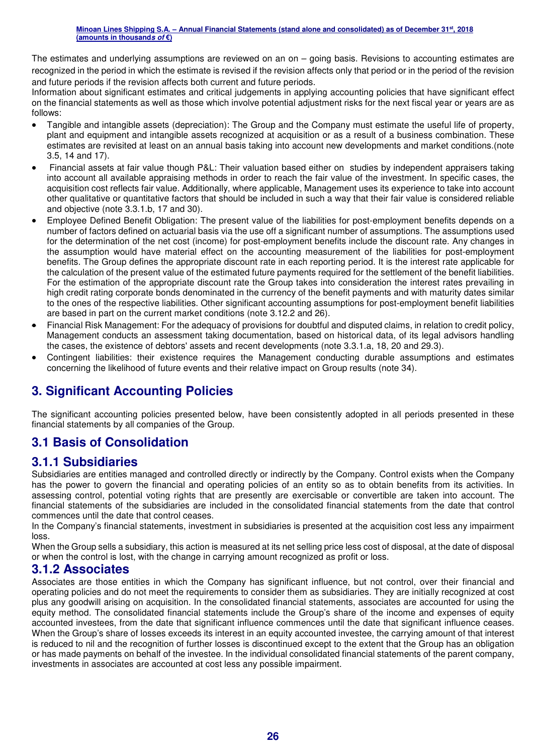The estimates and underlying assumptions are reviewed on an on – going basis. Revisions to accounting estimates are recognized in the period in which the estimate is revised if the revision affects only that period or in the period of the revision and future periods if the revision affects both current and future periods.

Information about significant estimates and critical judgements in applying accounting policies that have significant effect on the financial statements as well as those which involve potential adjustment risks for the next fiscal year or years are as follows:

- Tangible and intangible assets (depreciation): The Group and the Company must estimate the useful life of property, plant and equipment and intangible assets recognized at acquisition or as a result of a business combination. These estimates are revisited at least on an annual basis taking into account new developments and market conditions.(note 3.5, 14 and 17).
- Financial assets at fair value though P&L: Their valuation based either on studies by independent appraisers taking into account all available appraising methods in order to reach the fair value of the investment. In specific cases, the acquisition cost reflects fair value. Additionally, where applicable, Management uses its experience to take into account other qualitative or quantitative factors that should be included in such a way that their fair value is considered reliable and objective (note 3.3.1.b, 17 and 30).
- Employee Defined Benefit Obligation: The present value of the liabilities for post-employment benefits depends on a number of factors defined on actuarial basis via the use off a significant number of assumptions. The assumptions used for the determination of the net cost (income) for post-employment benefits include the discount rate. Any changes in the assumption would have material effect on the accounting measurement of the liabilities for post-employment benefits. The Group defines the appropriate discount rate in each reporting period. It is the interest rate applicable for the calculation of the present value of the estimated future payments required for the settlement of the benefit liabilities. For the estimation of the appropriate discount rate the Group takes into consideration the interest rates prevailing in high credit rating corporate bonds denominated in the currency of the benefit payments and with maturity dates similar to the ones of the respective liabilities. Other significant accounting assumptions for post-employment benefit liabilities are based in part on the current market conditions (note 3.12.2 and 26).
- Financial Risk Management: For the adequacy of provisions for doubtful and disputed claims, in relation to credit policy, Management conducts an assessment taking documentation, based on historical data, of its legal advisors handling the cases, the existence of debtors' assets and recent developments (note 3.3.1.a, 18, 20 and 29.3).
- Contingent liabilities: their existence requires the Management conducting durable assumptions and estimates concerning the likelihood of future events and their relative impact on Group results (note 34).

# 3. Significant Accounting Policies

The significant accounting policies presented below, have been consistently adopted in all periods presented in these financial statements by all companies of the Group.

## 3.1 Basis of Consolidation

### 3.1.1 Subsidiaries

Subsidiaries are entities managed and controlled directly or indirectly by the Company. Control exists when the Company has the power to govern the financial and operating policies of an entity so as to obtain benefits from its activities. In assessing control, potential voting rights that are presently are exercisable or convertible are taken into account. The financial statements of the subsidiaries are included in the consolidated financial statements from the date that control commences until the date that control ceases.

In the Company's financial statements, investment in subsidiaries is presented at the acquisition cost less any impairment loss.

When the Group sells a subsidiary, this action is measured at its net selling price less cost of disposal, at the date of disposal or when the control is lost, with the change in carrying amount recognized as profit or loss.

### 3.1.2 Associates

Associates are those entities in which the Company has significant influence, but not control, over their financial and operating policies and do not meet the requirements to consider them as subsidiaries. They are initially recognized at cost plus any goodwill arising on acquisition. In the consolidated financial statements, associates are accounted for using the equity method. The consolidated financial statements include the Group's share of the income and expenses of equity accounted investees, from the date that significant influence commences until the date that significant influence ceases. When the Group's share of losses exceeds its interest in an equity accounted investee, the carrying amount of that interest is reduced to nil and the recognition of further losses is discontinued except to the extent that the Group has an obligation or has made payments on behalf of the investee. In the individual consolidated financial statements of the parent company, investments in associates are accounted at cost less any possible impairment.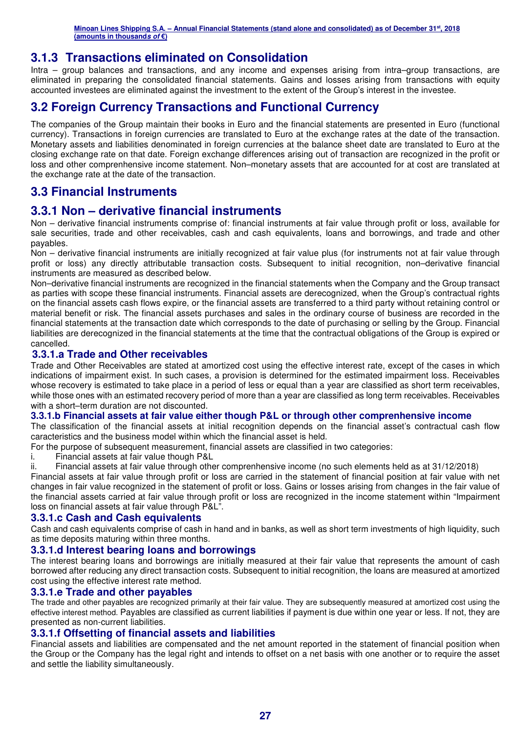## 3.1.3 Transactions eliminated on Consolidation

Intra – group balances and transactions, and any income and expenses arising from intra–group transactions, are eliminated in preparing the consolidated financial statements. Gains and losses arising from transactions with equity accounted investees are eliminated against the investment to the extent of the Group's interest in the investee.

## 3.2 Foreign Currency Transactions and Functional Currency

The companies of the Group maintain their books in Euro and the financial statements are presented in Euro (functional currency). Transactions in foreign currencies are translated to Euro at the exchange rates at the date of the transaction. Monetary assets and liabilities denominated in foreign currencies at the balance sheet date are translated to Euro at the closing exchange rate on that date. Foreign exchange differences arising out of transaction are recognized in the profit or loss and other comprenhensive income statement. Non–monetary assets that are accounted for at cost are translated at the exchange rate at the date of the transaction.

## 3.3 Financial Instruments

## 3.3.1 Non – derivative financial instruments

Non – derivative financial instruments comprise of: financial instruments at fair value through profit or loss, available for sale securities, trade and other receivables, cash and cash equivalents, loans and borrowings, and trade and other payables.

Non – derivative financial instruments are initially recognized at fair value plus (for instruments not at fair value through profit or loss) any directly attributable transaction costs. Subsequent to initial recognition, non–derivative financial instruments are measured as described below.

Non–derivative financial instruments are recognized in the financial statements when the Company and the Group transact as parties with scope these financial instruments. Financial assets are derecognized, when the Group's contractual rights on the financial assets cash flows expire, or the financial assets are transferred to a third party without retaining control or material benefit or risk. The financial assets purchases and sales in the ordinary course of business are recorded in the financial statements at the transaction date which corresponds to the date of purchasing or selling by the Group. Financial liabilities are derecognized in the financial statements at the time that the contractual obligations of the Group is expired or cancelled.

### 3.3.1.a Trade and Other receivables

Trade and Other Receivables are stated at amortized cost using the effective interest rate, except of the cases in which indications of impairment exist. In such cases, a provision is determined for the estimated impairment loss. Receivables whose recovery is estimated to take place in a period of less or equal than a year are classified as short term receivables, while those ones with an estimated recovery period of more than a year are classified as long term receivables. Receivables with a short–term duration are not discounted.

### 3.3.1.b Financial assets at fair value either though P&L or through other comprenhensive income

The classification of the financial assets at initial recognition depends on the financial asset's contractual cash flow caracteristics and the business model within which the financial asset is held.

For the purpose of subsequent measurement, financial assets are classified in two categories:

i. Financial assets at fair value though P&L
ii. Financial assets at fair value through other comprenhensive income (no such elements held as at 31/12/2018)

Financial assets at fair value through profit or loss are carried in the statement of financial position at fair value with net changes in fair value recognized in the statement of profit or loss. Gains or losses arising from changes in the fair value of the financial assets carried at fair value through profit or loss are recognized in the income statement within "Impairment loss on financial assets at fair value through P&L".

### 3.3.1.c Cash and Cash equivalents

Cash and cash equivalents comprise of cash in hand and in banks, as well as short term investments of high liquidity, such as time deposits maturing within three months.

### 3.3.1.d Interest bearing loans and borrowings

The interest bearing loans and borrowings are initially measured at their fair value that represents the amount of cash borrowed after reducing any direct transaction costs. Subsequent to initial recognition, the loans are measured at amortized cost using the effective interest rate method.

### 3.3.1.e Trade and other payables

The trade and other payables are recognized primarily at their fair value. They are subsequently measured at amortized cost using the effective interest method. Payables are classified as current liabilities if payment is due within one year or less. If not, they are presented as non-current liabilities.

### 3.3.1.f Offsetting of financial assets and liabilities

Financial assets and liabilities are compensated and the net amount reported in the statement of financial position when the Group or the Company has the legal right and intends to offset on a net basis with one another or to require the asset and settle the liability simultaneously.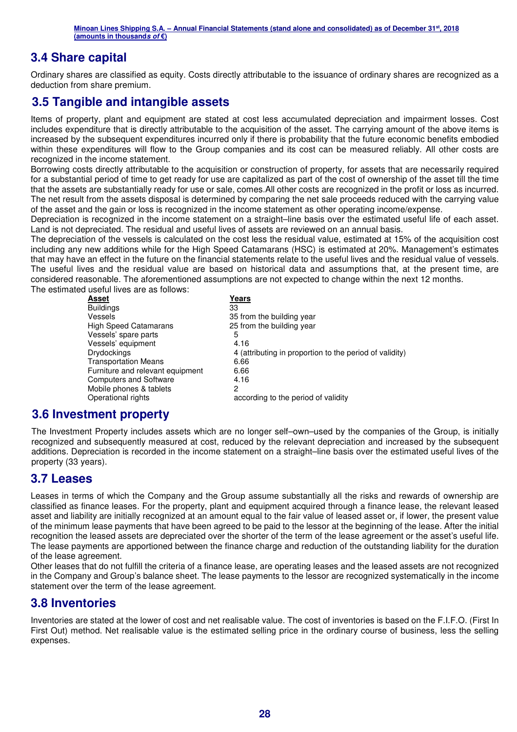## 3.4 Share capital

Ordinary shares are classified as equity. Costs directly attributable to the issuance of ordinary shares are recognized as a deduction from share premium.

## 3.5 Tangible and intangible assets

Items of property, plant and equipment are stated at cost less accumulated depreciation and impairment losses. Cost includes expenditure that is directly attributable to the acquisition of the asset. The carrying amount of the above items is increased by the subsequent expenditures incurred only if there is probability that the future economic benefits embodied within these expenditures will flow to the Group companies and its cost can be measured reliably. All other costs are recognized in the income statement.

Borrowing costs directly attributable to the acquisition or construction of property, for assets that are necessarily required for a substantial period of time to get ready for use are capitalized as part of the cost of ownership of the asset till the time that the assets are substantially ready for use or sale, comes.All other costs are recognized in the profit or loss as incurred.

The net result from the assets disposal is determined by comparing the net sale proceeds reduced with the carrying value of the asset and the gain or loss is recognized in the income statement as other operating income/expense.

Depreciation is recognized in the income statement on a straight–line basis over the estimated useful life of each asset. Land is not depreciated. The residual and useful lives of assets are reviewed on an annual basis.

The depreciation of the vessels is calculated on the cost less the residual value, estimated at 15% of the acquisition cost including any new additions while for the High Speed Catamarans (HSC) is estimated at 20%. Management's estimates that may have an effect in the future on the financial statements relate to the useful lives and the residual value of vessels. The useful lives and the residual value are based on historical data and assumptions that, at the present time, are considered reasonable. The aforementioned assumptions are not expected to change within the next 12 months.

The estimated useful lives are as follows:

| Asset | Years |
|---|---|
| Buildings | 33 |
| Vessels | 35 from the building year |
| High Speed Catamarans | 25 from the building year |
| Vessels' spare parts | 5 |
| Vessels' equipment | 4.16 |
| Drydockings | 4 (attributing in proportion to the period of validity) |
| Transportation Means | 6.66 |
| Furniture and relevant equipment | 6.66 |
| Computers and Software | 4.16 |
| Mobile phones & tablets | 2 |
| Operational rights | according to the period of validity |

## 3.6 Investment property

The Investment Property includes assets which are no longer self–own–used by the companies of the Group, is initially recognized and subsequently measured at cost, reduced by the relevant depreciation and increased by the subsequent additions. Depreciation is recorded in the income statement on a straight–line basis over the estimated useful lives of the property (33 years).

## 3.7 Leases

Leases in terms of which the Company and the Group assume substantially all the risks and rewards of ownership are classified as finance leases. For the property, plant and equipment acquired through a finance lease, the relevant leased asset and liability are initially recognized at an amount equal to the fair value of leased asset or, if lower, the present value of the minimum lease payments that have been agreed to be paid to the lessor at the beginning of the lease. After the initial recognition the leased assets are depreciated over the shorter of the term of the lease agreement or the asset's useful life. The lease payments are apportioned between the finance charge and reduction of the outstanding liability for the duration of the lease agreement.

Other leases that do not fulfill the criteria of a finance lease, are operating leases and the leased assets are not recognized in the Company and Group's balance sheet. The lease payments to the lessor are recognized systematically in the income statement over the term of the lease agreement.

## 3.8 Inventories

Inventories are stated at the lower of cost and net realisable value. The cost of inventories is based on the F.I.F.O. (First In First Out) method. Net realisable value is the estimated selling price in the ordinary course of business, less the selling expenses.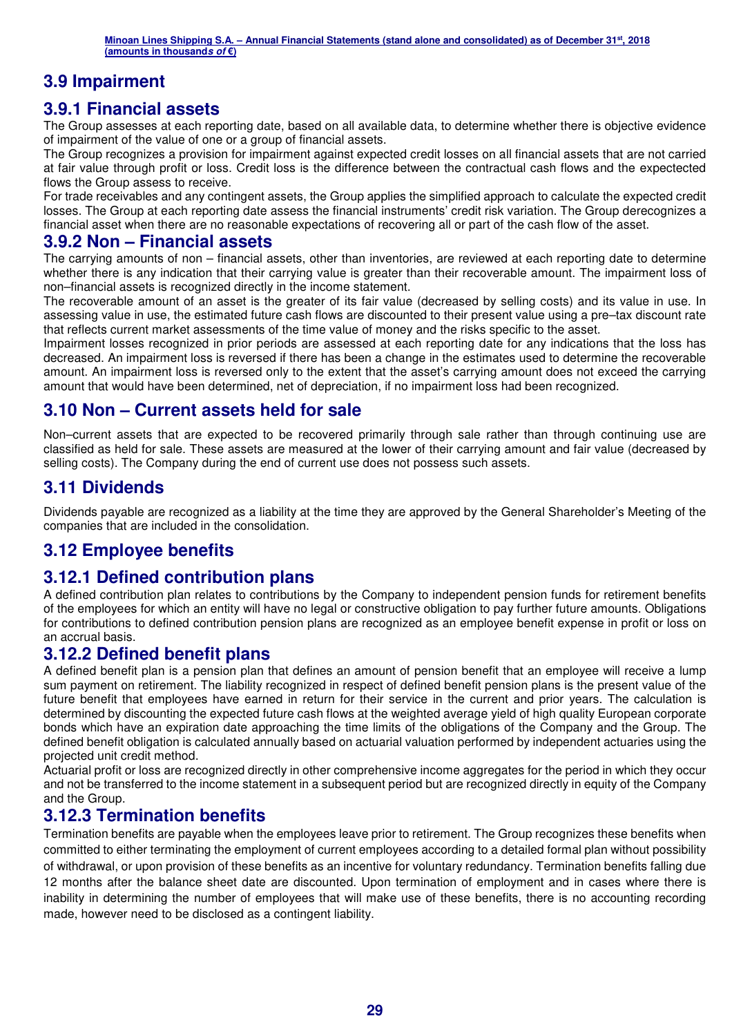## 3.9 Impairment

### 3.9.1 Financial assets

The Group assesses at each reporting date, based on all available data, to determine whether there is objective evidence of impairment of the value of one or a group of financial assets.

The Group recognizes a provision for impairment against expected credit losses on all financial assets that are not carried at fair value through profit or loss. Credit loss is the difference between the contractual cash flows and the expectected flows the Group assess to receive.

For trade receivables and any contingent assets, the Group applies the simplified approach to calculate the expected credit losses. The Group at each reporting date assess the financial instruments' credit risk variation. The Group derecognizes a financial asset when there are no reasonable expectations of recovering all or part of the cash flow of the asset.

### 3.9.2 Non – Financial assets

The carrying amounts of non – financial assets, other than inventories, are reviewed at each reporting date to determine whether there is any indication that their carrying value is greater than their recoverable amount. The impairment loss of non–financial assets is recognized directly in the income statement.

The recoverable amount of an asset is the greater of its fair value (decreased by selling costs) and its value in use. In assessing value in use, the estimated future cash flows are discounted to their present value using a pre–tax discount rate that reflects current market assessments of the time value of money and the risks specific to the asset.

Impairment losses recognized in prior periods are assessed at each reporting date for any indications that the loss has decreased. An impairment loss is reversed if there has been a change in the estimates used to determine the recoverable amount. An impairment loss is reversed only to the extent that the asset's carrying amount does not exceed the carrying amount that would have been determined, net of depreciation, if no impairment loss had been recognized.

## 3.10 Non – Current assets held for sale

Non–current assets that are expected to be recovered primarily through sale rather than through continuing use are classified as held for sale. These assets are measured at the lower of their carrying amount and fair value (decreased by selling costs). The Company during the end of current use does not possess such assets.

## 3.11 Dividends

Dividends payable are recognized as a liability at the time they are approved by the General Shareholder's Meeting of the companies that are included in the consolidation.

## 3.12 Employee benefits

### 3.12.1 Defined contribution plans

A defined contribution plan relates to contributions by the Company to independent pension funds for retirement benefits of the employees for which an entity will have no legal or constructive obligation to pay further future amounts. Obligations for contributions to defined contribution pension plans are recognized as an employee benefit expense in profit or loss on an accrual basis.

### 3.12.2 Defined benefit plans

A defined benefit plan is a pension plan that defines an amount of pension benefit that an employee will receive a lump sum payment on retirement. The liability recognized in respect of defined benefit pension plans is the present value of the future benefit that employees have earned in return for their service in the current and prior years. The calculation is determined by discounting the expected future cash flows at the weighted average yield of high quality European corporate bonds which have an expiration date approaching the time limits of the obligations of the Company and the Group. The defined benefit obligation is calculated annually based on actuarial valuation performed by independent actuaries using the projected unit credit method.

Actuarial profit or loss are recognized directly in other comprehensive income aggregates for the period in which they occur and not be transferred to the income statement in a subsequent period but are recognized directly in equity of the Company and the Group.

### 3.12.3 Termination benefits

Termination benefits are payable when the employees leave prior to retirement. The Group recognizes these benefits when committed to either terminating the employment of current employees according to a detailed formal plan without possibility of withdrawal, or upon provision of these benefits as an incentive for voluntary redundancy. Termination benefits falling due 12 months after the balance sheet date are discounted. Upon termination of employment and in cases where there is inability in determining the number of employees that will make use of these benefits, there is no accounting recording made, however need to be disclosed as a contingent liability.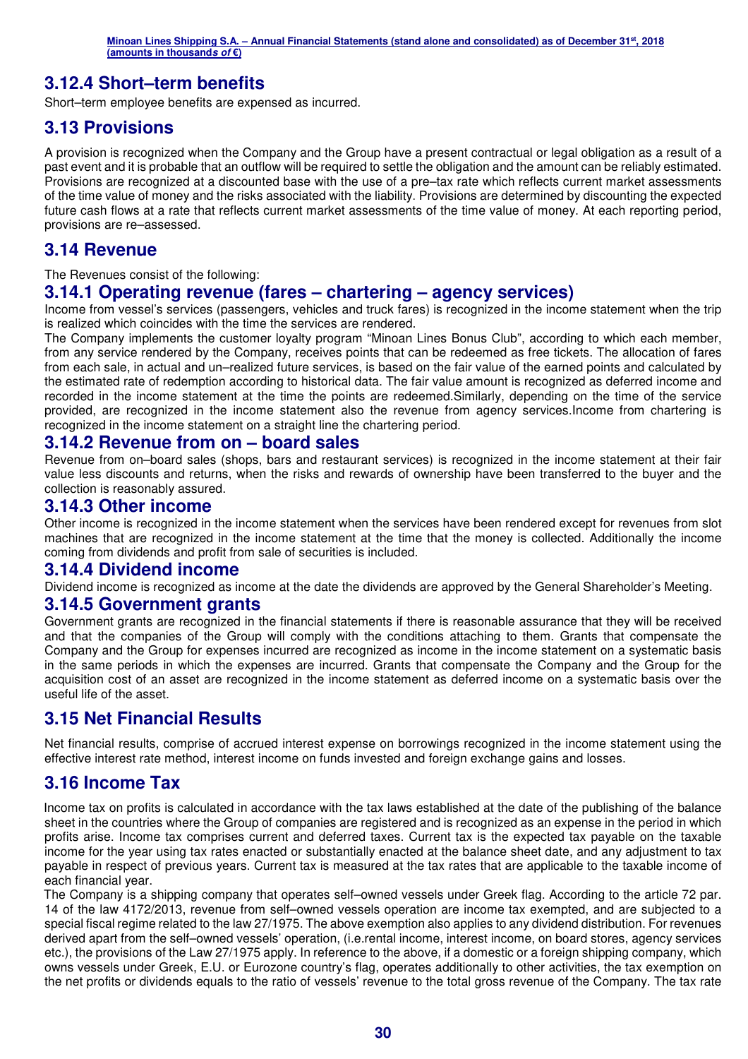## 3.12.4 Short–term benefits

Short–term employee benefits are expensed as incurred.

## 3.13 Provisions

A provision is recognized when the Company and the Group have a present contractual or legal obligation as a result of a past event and it is probable that an outflow will be required to settle the obligation and the amount can be reliably estimated. Provisions are recognized at a discounted base with the use of a pre–tax rate which reflects current market assessments of the time value of money and the risks associated with the liability. Provisions are determined by discounting the expected future cash flows at a rate that reflects current market assessments of the time value of money. At each reporting period, provisions are re–assessed.

## 3.14 Revenue

The Revenues consist of the following:

### 3.14.1 Operating revenue (fares – chartering – agency services)

Income from vessel's services (passengers, vehicles and truck fares) is recognized in the income statement when the trip is realized which coincides with the time the services are rendered.

The Company implements the customer loyalty program "Minoan Lines Bonus Club", according to which each member, from any service rendered by the Company, receives points that can be redeemed as free tickets. The allocation of fares from each sale, in actual and un–realized future services, is based on the fair value of the earned points and calculated by the estimated rate of redemption according to historical data. The fair value amount is recognized as deferred income and recorded in the income statement at the time the points are redeemed.Similarly, depending on the time of the service provided, are recognized in the income statement also the revenue from agency services.Income from chartering is recognized in the income statement on a straight line the chartering period.

### 3.14.2 Revenue from on – board sales

Revenue from on–board sales (shops, bars and restaurant services) is recognized in the income statement at their fair value less discounts and returns, when the risks and rewards of ownership have been transferred to the buyer and the collection is reasonably assured.

### 3.14.3 Other income

Other income is recognized in the income statement when the services have been rendered except for revenues from slot machines that are recognized in the income statement at the time that the money is collected. Additionally the income coming from dividends and profit from sale of securities is included.

### 3.14.4 Dividend income

Dividend income is recognized as income at the date the dividends are approved by the General Shareholder's Meeting.

### 3.14.5 Government grants

Government grants are recognized in the financial statements if there is reasonable assurance that they will be received and that the companies of the Group will comply with the conditions attaching to them. Grants that compensate the Company and the Group for expenses incurred are recognized as income in the income statement on a systematic basis in the same periods in which the expenses are incurred. Grants that compensate the Company and the Group for the acquisition cost of an asset are recognized in the income statement as deferred income on a systematic basis over the useful life of the asset.

## 3.15 Net Financial Results

Net financial results, comprise of accrued interest expense on borrowings recognized in the income statement using the effective interest rate method, interest income on funds invested and foreign exchange gains and losses.

## 3.16 Income Tax

Income tax on profits is calculated in accordance with the tax laws established at the date of the publishing of the balance sheet in the countries where the Group of companies are registered and is recognized as an expense in the period in which profits arise. Income tax comprises current and deferred taxes. Current tax is the expected tax payable on the taxable income for the year using tax rates enacted or substantially enacted at the balance sheet date, and any adjustment to tax payable in respect of previous years. Current tax is measured at the tax rates that are applicable to the taxable income of each financial year.

The Company is a shipping company that operates self–owned vessels under Greek flag. According to the article 72 par. 14 of the law 4172/2013, revenue from self–owned vessels operation are income tax exempted, and are subjected to a special fiscal regime related to the law 27/1975. The above exemption also applies to any dividend distribution. For revenues derived apart from the self–owned vessels' operation, (i.e.rental income, interest income, on board stores, agency services etc.), the provisions of the Law 27/1975 apply. In reference to the above, if a domestic or a foreign shipping company, which owns vessels under Greek, E.U. or Eurozone country's flag, operates additionally to other activities, the tax exemption on the net profits or dividends equals to the ratio of vessels' revenue to the total gross revenue of the Company. The tax rate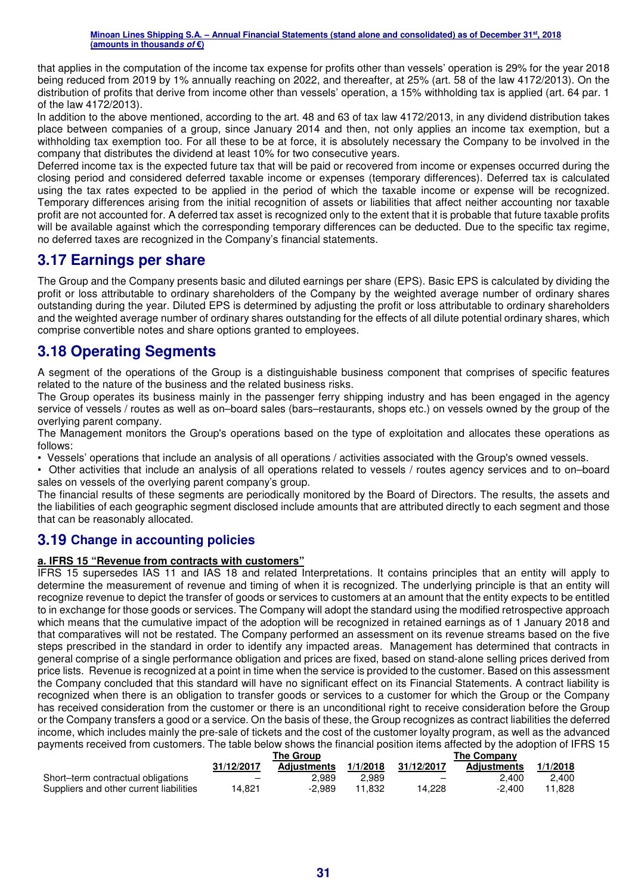that applies in the computation of the income tax expense for profits other than vessels' operation is 29% for the year 2018 being reduced from 2019 by 1% annually reaching on 2022, and thereafter, at 25% (art. 58 of the law 4172/2013). On the distribution of profits that derive from income other than vessels' operation, a 15% withholding tax is applied (art. 64 par. 1 of the law 4172/2013).

In addition to the above mentioned, according to the art. 48 and 63 of tax law 4172/2013, in any dividend distribution takes place between companies of a group, since January 2014 and then, not only applies an income tax exemption, but a withholding tax exemption too. For all these to be at force, it is absolutely necessary the Company to be involved in the company that distributes the dividend at least 10% for two consecutive years.

Deferred income tax is the expected future tax that will be paid or recovered from income or expenses occurred during the closing period and considered deferred taxable income or expenses (temporary differences). Deferred tax is calculated using the tax rates expected to be applied in the period of which the taxable income or expense will be recognized. Temporary differences arising from the initial recognition of assets or liabilities that affect neither accounting nor taxable profit are not accounted for. A deferred tax asset is recognized only to the extent that it is probable that future taxable profits will be available against which the corresponding temporary differences can be deducted. Due to the specific tax regime, no deferred taxes are recognized in the Company's financial statements.

## 3.17 Earnings per share

The Group and the Company presents basic and diluted earnings per share (EPS). Basic EPS is calculated by dividing the profit or loss attributable to ordinary shareholders of the Company by the weighted average number of ordinary shares outstanding during the year. Diluted EPS is determined by adjusting the profit or loss attributable to ordinary shareholders and the weighted average number of ordinary shares outstanding for the effects of all dilute potential ordinary shares, which comprise convertible notes and share options granted to employees.

## 3.18 Operating Segments

A segment of the operations of the Group is a distinguishable business component that comprises of specific features related to the nature of the business and the related business risks.

The Group operates its business mainly in the passenger ferry shipping industry and has been engaged in the agency service of vessels / routes as well as on–board sales (bars–restaurants, shops etc.) on vessels owned by the group of the overlying parent company.

The Management monitors the Group's operations based on the type of exploitation and allocates these operations as follows:

- Vessels' operations that include an analysis of all operations / activities associated with the Group's owned vessels.
- Other activities that include an analysis of all operations related to vessels / routes agency services and to on–board sales on vessels of the overlying parent company's group.

The financial results of these segments are periodically monitored by the Board of Directors. The results, the assets and the liabilities of each geographic segment disclosed include amounts that are attributed directly to each segment and those that can be reasonably allocated.

## 3.19 Change in accounting policies

**a. IFRS 15 "Revenue from contracts with customers"**

IFRS 15 supersedes IAS 11 and IAS 18 and related Interpretations. It contains principles that an entity will apply to determine the measurement of revenue and timing of when it is recognized. The underlying principle is that an entity will recognize revenue to depict the transfer of goods or services to customers at an amount that the entity expects to be entitled to in exchange for those goods or services. The Company will adopt the standard using the modified retrospective approach which means that the cumulative impact of the adoption will be recognized in retained earnings as of 1 January 2018 and that comparatives will not be restated. The Company performed an assessment on its revenue streams based on the five steps prescribed in the standard in order to identify any impacted areas. Management has determined that contracts in general comprise of a single performance obligation and prices are fixed, based on stand-alone selling prices derived from price lists. Revenue is recognized at a point in time when the service is provided to the customer. Based on this assessment the Company concluded that this standard will have no significant effect on its Financial Statements. A contract liability is recognized when there is an obligation to transfer goods or services to a customer for which the Group or the Company has received consideration from the customer or there is an unconditional right to receive consideration before the Group or the Company transfers a good or a service. On the basis of these, the Group recognizes as contract liabilities the deferred income, which includes mainly the pre-sale of tickets and the cost of the customer loyalty program, as well as the advanced payments received from customers. The table below shows the financial position items affected by the adoption of IFRS 15

| | The Group | | | The Company | | |
|---|---|---|---|---|---|---|
| | 31/12/2017 | Adjustments | 1/1/2018 | 31/12/2017 | Adjustments | 1/1/2018 |
| Short–term contractual obligations | – | 2,989 | 2,989 | – | 2,400 | 2,400 |
| Suppliers and other current liabilities | 14,821 | -2,989 | 11,832 | 14,228 | -2,400 | 11,828 |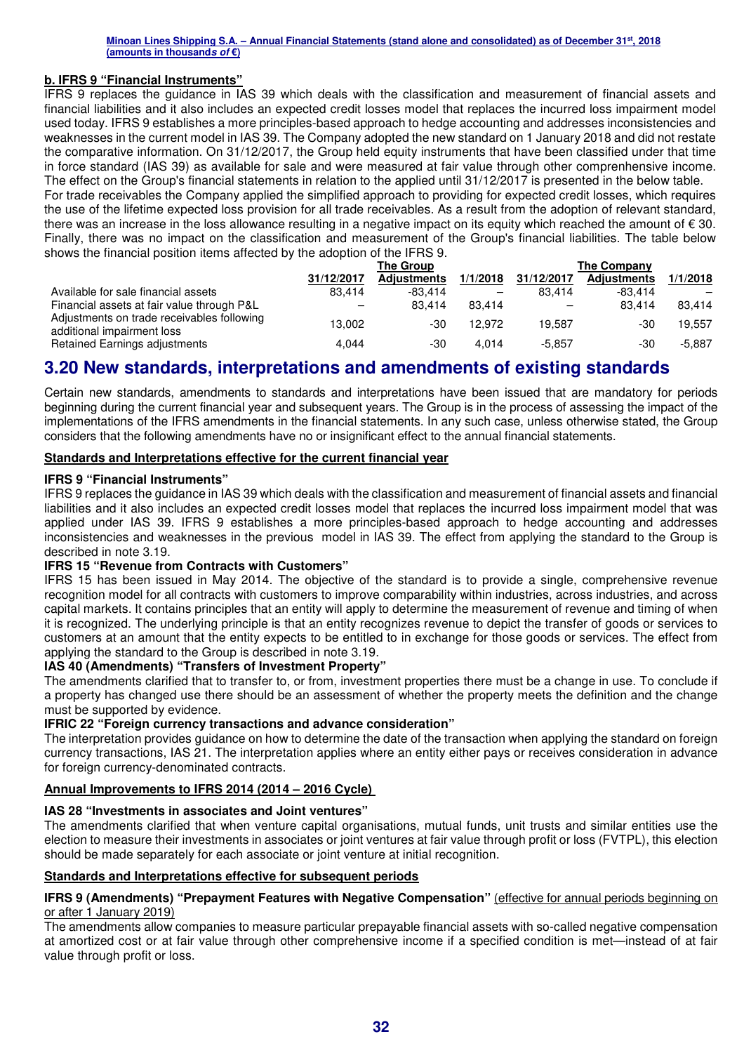**b. IFRS 9 "Financial Instruments"**

IFRS 9 replaces the guidance in IAS 39 which deals with the classification and measurement of financial assets and financial liabilities and it also includes an expected credit losses model that replaces the incurred loss impairment model used today. IFRS 9 establishes a more principles-based approach to hedge accounting and addresses inconsistencies and weaknesses in the current model in IAS 39. The Company adopted the new standard on 1 January 2018 and did not restate the comparative information. On 31/12/2017, the Group held equity instruments that have been classified under that time in force standard (IAS 39) as available for sale and were measured at fair value through other comprenhensive income. The effect on the Group's financial statements in relation to the applied until 31/12/2017 is presented in the below table.

For trade receivables the Company applied the simplified approach to providing for expected credit losses, which requires the use of the lifetime expected loss provision for all trade receivables. As a result from the adoption of relevant standard, there was an increase in the loss allowance resulting in a negative impact on its equity which reached the amount of € 30. Finally, there was no impact on the classification and measurement of the Group's financial liabilities. The table below shows the financial position items affected by the adoption of the IFRS 9.

| | The Group | | | The Company | | |
|---|---|---|---|---|---|---|
| | 31/12/2017 | Adjustments | 1/1/2018 | 31/12/2017 | Adjustments | 1/1/2018 |
| Available for sale financial assets | 83,414 | -83,414 | – | 83,414 | -83,414 | – |
| Financial assets at fair value through P&L | – | 83,414 | 83,414 | – | 83,414 | 83,414 |
| Adjustments on trade receivables following additional impairment loss | 13,002 | -30 | 12,972 | 19,587 | -30 | 19,557 |
| Retained Earnings adjustments | 4,044 | -30 | 4,014 | -5,857 | -30 | -5,887 |

# 3.20 New standards, interpretations and amendments of existing standards

Certain new standards, amendments to standards and interpretations have been issued that are mandatory for periods beginning during the current financial year and subsequent years. The Group is in the process of assessing the impact of the implementations of the IFRS amendments in the financial statements. In any such case, unless otherwise stated, the Group considers that the following amendments have no or insignificant effect to the annual financial statements.

**Standards and Interpretations effective for the current financial year**

**IFRS 9 "Financial Instruments"**

IFRS 9 replaces the guidance in IAS 39 which deals with the classification and measurement of financial assets and financial liabilities and it also includes an expected credit losses model that replaces the incurred loss impairment model that was applied under IAS 39. IFRS 9 establishes a more principles-based approach to hedge accounting and addresses inconsistencies and weaknesses in the previous model in IAS 39. The effect from applying the standard to the Group is described in note 3.19.

**IFRS 15 "Revenue from Contracts with Customers"**

IFRS 15 has been issued in May 2014. The objective of the standard is to provide a single, comprehensive revenue recognition model for all contracts with customers to improve comparability within industries, across industries, and across capital markets. It contains principles that an entity will apply to determine the measurement of revenue and timing of when it is recognized. The underlying principle is that an entity recognizes revenue to depict the transfer of goods or services to customers at an amount that the entity expects to be entitled to in exchange for those goods or services. The effect from applying the standard to the Group is described in note 3.19.

**IAS 40 (Amendments) "Transfers of Investment Property"**

The amendments clarified that to transfer to, or from, investment properties there must be a change in use. To conclude if a property has changed use there should be an assessment of whether the property meets the definition and the change must be supported by evidence.

**IFRIC 22 "Foreign currency transactions and advance consideration"**

The interpretation provides guidance on how to determine the date of the transaction when applying the standard on foreign currency transactions, IAS 21. The interpretation applies where an entity either pays or receives consideration in advance for foreign currency-denominated contracts.

**Annual Improvements to IFRS 2014 (2014 – 2016 Cycle)**

**IAS 28 "Investments in associates and Joint ventures"**

The amendments clarified that when venture capital organisations, mutual funds, unit trusts and similar entities use the election to measure their investments in associates or joint ventures at fair value through profit or loss (FVTPL), this election should be made separately for each associate or joint venture at initial recognition.

**Standards and Interpretations effective for subsequent periods**

**IFRS 9 (Amendments) "Prepayment Features with Negative Compensation"** (effective for annual periods beginning on or after 1 January 2019)

The amendments allow companies to measure particular prepayable financial assets with so-called negative compensation at amortized cost or at fair value through other comprehensive income if a specified condition is met—instead of at fair value through profit or loss.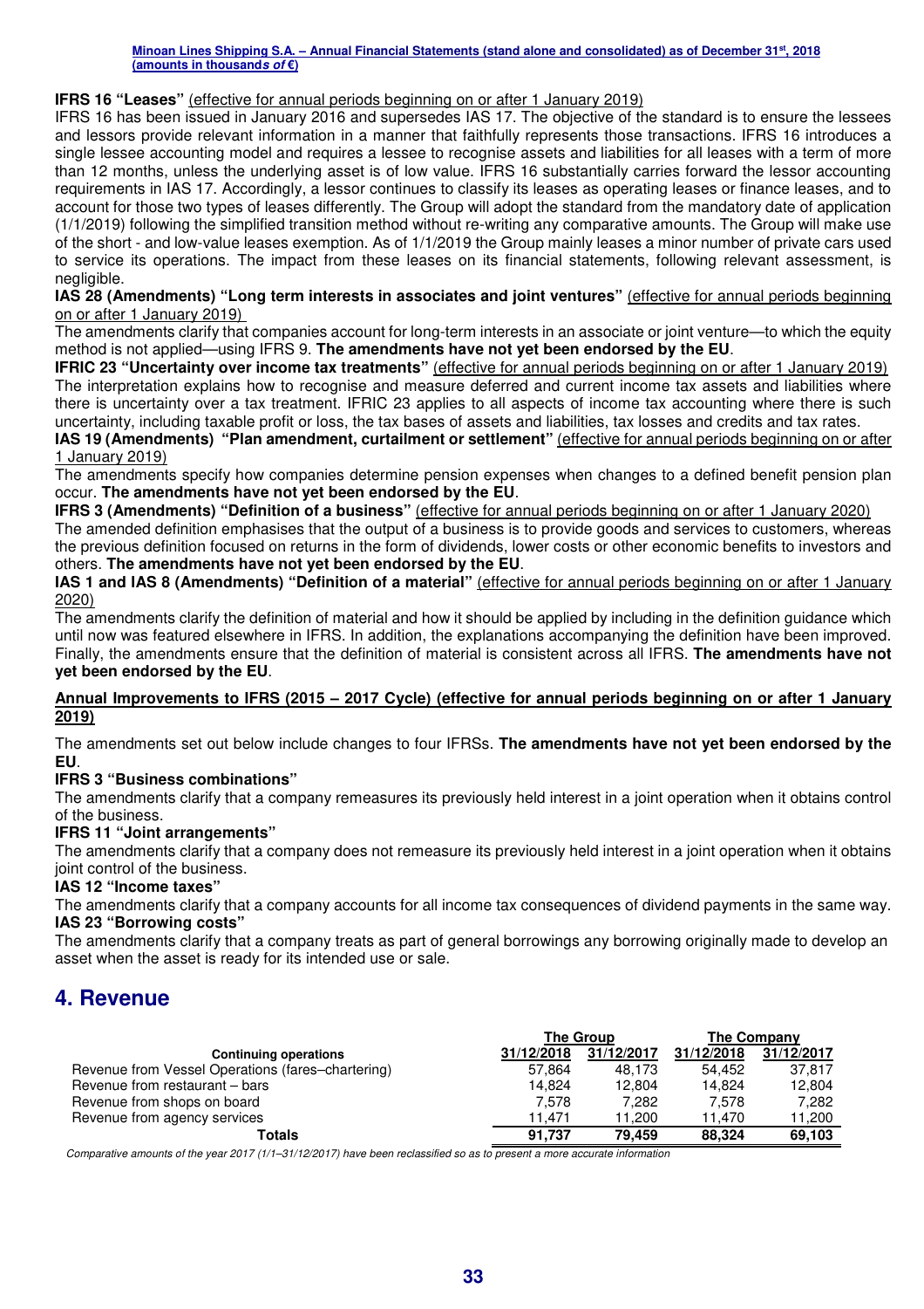**IFRS 16 "Leases"** (effective for annual periods beginning on or after 1 January 2019)
IFRS 16 has been issued in January 2016 and supersedes IAS 17. The objective of the standard is to ensure the lessees and lessors provide relevant information in a manner that faithfully represents those transactions. IFRS 16 introduces a single lessee accounting model and requires a lessee to recognise assets and liabilities for all leases with a term of more than 12 months, unless the underlying asset is of low value. IFRS 16 substantially carries forward the lessor accounting requirements in IAS 17. Accordingly, a lessor continues to classify its leases as operating leases or finance leases, and to account for those two types of leases differently. The Group will adopt the standard from the mandatory date of application (1/1/2019) following the simplified transition method without re-writing any comparative amounts. The Group will make use of the short - and low-value leases exemption. As of 1/1/2019 the Group mainly leases a minor number of private cars used to service its operations. The impact from these leases on its financial statements, following relevant assessment, is negligible.

**IAS 28 (Amendments) "Long term interests in associates and joint ventures"** (effective for annual periods beginning on or after 1 January 2019)
The amendments clarify that companies account for long-term interests in an associate or joint venture—to which the equity method is not applied—using IFRS 9. **The amendments have not yet been endorsed by the EU**.

**IFRIC 23 "Uncertainty over income tax treatments"** (effective for annual periods beginning on or after 1 January 2019)
The interpretation explains how to recognise and measure deferred and current income tax assets and liabilities where there is uncertainty over a tax treatment. IFRIC 23 applies to all aspects of income tax accounting where there is such uncertainty, including taxable profit or loss, the tax bases of assets and liabilities, tax losses and credits and tax rates.

**IAS 19 (Amendments) "Plan amendment, curtailment or settlement"** (effective for annual periods beginning on or after 1 January 2019)
The amendments specify how companies determine pension expenses when changes to a defined benefit pension plan occur. **The amendments have not yet been endorsed by the EU**.

**IFRS 3 (Amendments) "Definition of a business"** (effective for annual periods beginning on or after 1 January 2020)
The amended definition emphasises that the output of a business is to provide goods and services to customers, whereas the previous definition focused on returns in the form of dividends, lower costs or other economic benefits to investors and others. **The amendments have not yet been endorsed by the EU**.

**IAS 1 and IAS 8 (Amendments) "Definition of a material"** (effective for annual periods beginning on or after 1 January 2020)
The amendments clarify the definition of material and how it should be applied by including in the definition guidance which until now was featured elsewhere in IFRS. In addition, the explanations accompanying the definition have been improved. Finally, the amendments ensure that the definition of material is consistent across all IFRS. **The amendments have not yet been endorsed by the EU**.

**Annual Improvements to IFRS (2015 – 2017 Cycle) (effective for annual periods beginning on or after 1 January 2019)**

The amendments set out below include changes to four IFRSs. **The amendments have not yet been endorsed by the EU**.

**IFRS 3 "Business combinations"**
The amendments clarify that a company remeasures its previously held interest in a joint operation when it obtains control of the business.

**IFRS 11 "Joint arrangements"**
The amendments clarify that a company does not remeasure its previously held interest in a joint operation when it obtains joint control of the business.

**IAS 12 "Income taxes"**
The amendments clarify that a company accounts for all income tax consequences of dividend payments in the same way.

**IAS 23 "Borrowing costs"**
The amendments clarify that a company treats as part of general borrowings any borrowing originally made to develop an asset when the asset is ready for its intended use or sale.

## 4. Revenue

| | The Group | | The Company | |
|---|---|---|---|---|
| **Continuing operations** | **31/12/2018** | **31/12/2017** | **31/12/2018** | **31/12/2017** |
| Revenue from Vessel Operations (fares–chartering) | 57,864 | 48,173 | 54,452 | 37,817 |
| Revenue from restaurant – bars | 14,824 | 12,804 | 14,824 | 12,804 |
| Revenue from shops on board | 7,578 | 7,282 | 7,578 | 7,282 |
| Revenue from agency services | 11,471 | 11,200 | 11,470 | 11,200 |
| **Totals** | **91,737** | **79,459** | **88,324** | **69,103** |

*Comparative amounts of the year 2017 (1/1–31/12/2017) have been reclassified so as to present a more accurate information*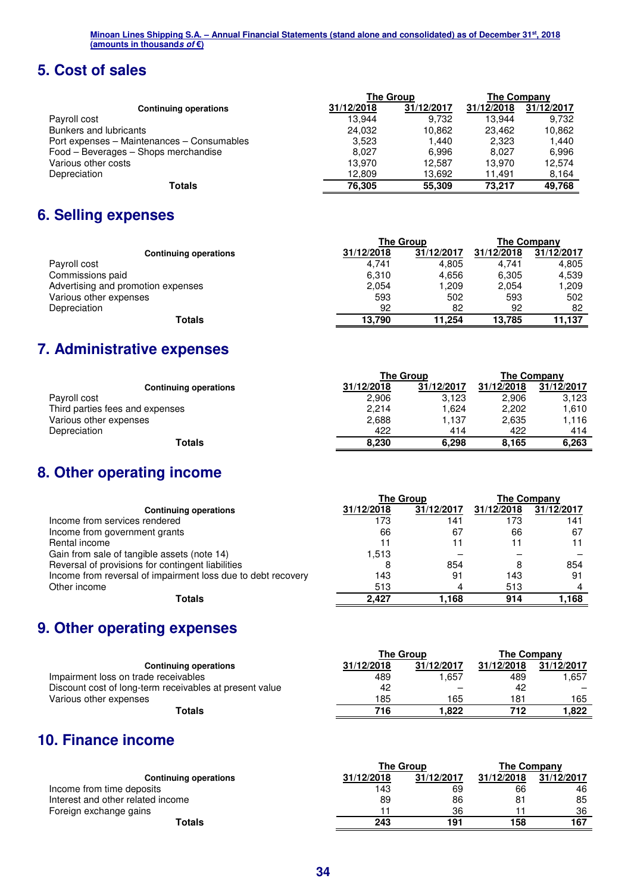## 5. Cost of sales

| Continuing operations | The Group | | The Company | |
|---|---|---|---|---|
| | 31/12/2018 | 31/12/2017 | 31/12/2018 | 31/12/2017 |
| Payroll cost | 13,944 | 9,732 | 13,944 | 9,732 |
| Bunkers and lubricants | 24,032 | 10,862 | 23,462 | 10,862 |
| Port expenses – Maintenances – Consumables | 3,523 | 1,440 | 2,323 | 1,440 |
| Food – Beverages – Shops merchandise | 8,027 | 6,996 | 8,027 | 6,996 |
| Various other costs | 13,970 | 12,587 | 13,970 | 12,574 |
| Depreciation | 12,809 | 13,692 | 11,491 | 8,164 |
| **Totals** | **76,305** | **55,309** | **73,217** | **49,768** |

## 6. Selling expenses

| Continuing operations | The Group | | The Company | |
|---|---|---|---|---|
| | 31/12/2018 | 31/12/2017 | 31/12/2018 | 31/12/2017 |
| Payroll cost | 4,741 | 4,805 | 4,741 | 4,805 |
| Commissions paid | 6,310 | 4,656 | 6,305 | 4,539 |
| Advertising and promotion expenses | 2,054 | 1,209 | 2,054 | 1,209 |
| Various other expenses | 593 | 502 | 593 | 502 |
| Depreciation | 92 | 82 | 92 | 82 |
| **Totals** | **13,790** | **11,254** | **13,785** | **11,137** |

## 7. Administrative expenses

| Continuing operations | The Group | | The Company | |
|---|---|---|---|---|
| | 31/12/2018 | 31/12/2017 | 31/12/2018 | 31/12/2017 |
| Payroll cost | 2,906 | 3,123 | 2,906 | 3,123 |
| Third parties fees and expenses | 2,214 | 1,624 | 2,202 | 1,610 |
| Various other expenses | 2,688 | 1,137 | 2,635 | 1,116 |
| Depreciation | 422 | 414 | 422 | 414 |
| **Totals** | **8,230** | **6,298** | **8,165** | **6,263** |

## 8. Other operating income

| Continuing operations | The Group | | The Company | |
|---|---|---|---|---|
| | 31/12/2018 | 31/12/2017 | 31/12/2018 | 31/12/2017 |
| Income from services rendered | 173 | 141 | 173 | 141 |
| Income from government grants | 66 | 67 | 66 | 67 |
| Rental income | 11 | 11 | 11 | 11 |
| Gain from sale of tangible assets (note 14) | 1,513 | – | – | – |
| Reversal of provisions for contingent liabilities | 8 | 854 | 8 | 854 |
| Income from reversal of impairment loss due to debt recovery | 143 | 91 | 143 | 91 |
| Other income | 513 | 4 | 513 | 4 |
| **Totals** | **2,427** | **1,168** | **914** | **1,168** |

## 9. Other operating expenses

| Continuing operations | The Group | | The Company | |
|---|---|---|---|---|
| | 31/12/2018 | 31/12/2017 | 31/12/2018 | 31/12/2017 |
| Impairment loss on trade receivables | 489 | 1,657 | 489 | 1,657 |
| Discount cost of long-term receivables at present value | 42 | – | 42 | – |
| Various other expenses | 185 | 165 | 181 | 165 |
| **Totals** | **716** | **1,822** | **712** | **1,822** |

## 10. Finance income

| Continuing operations | The Group | | The Company | |
|---|---|---|---|---|
| | 31/12/2018 | 31/12/2017 | 31/12/2018 | 31/12/2017 |
| Income from time deposits | 143 | 69 | 66 | 46 |
| Interest and other related income | 89 | 86 | 81 | 85 |
| Foreign exchange gains | 11 | 36 | 11 | 36 |
| **Totals** | **243** | **191** | **158** | **167** |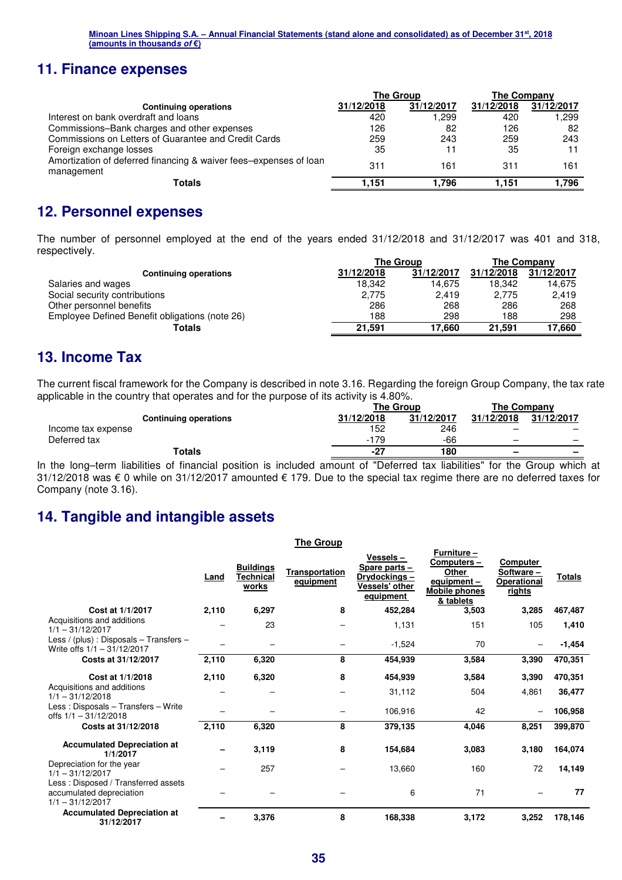## 11. Finance expenses

| Continuing operations | The Group 31/12/2018 | The Group 31/12/2017 | The Company 31/12/2018 | The Company 31/12/2017 |
|---|---|---|---|---|
| Interest on bank overdraft and loans | 420 | 1,299 | 420 | 1,299 |
| Commissions–Bank charges and other expenses | 126 | 82 | 126 | 82 |
| Commissions on Letters of Guarantee and Credit Cards | 259 | 243 | 259 | 243 |
| Foreign exchange losses | 35 | 11 | 35 | 11 |
| Amortization of deferred financing & waiver fees–expenses of loan management | 311 | 161 | 311 | 161 |
| **Totals** | **1,151** | **1,796** | **1,151** | **1,796** |

## 12. Personnel expenses

The number of personnel employed at the end of the years ended 31/12/2018 and 31/12/2017 was 401 and 318, respectively.

| Continuing operations | The Group 31/12/2018 | The Group 31/12/2017 | The Company 31/12/2018 | The Company 31/12/2017 |
|---|---|---|---|---|
| Salaries and wages | 18,342 | 14,675 | 18,342 | 14,675 |
| Social security contributions | 2,775 | 2,419 | 2,775 | 2,419 |
| Other personnel benefits | 286 | 268 | 286 | 268 |
| Employee Defined Benefit obligations (note 26) | 188 | 298 | 188 | 298 |
| **Totals** | **21,591** | **17,660** | **21,591** | **17,660** |

## 13. Income Tax

The current fiscal framework for the Company is described in note 3.16. Regarding the foreign Group Company, the tax rate applicable in the country that operates and for the purpose of its activity is 4.80%.

| Continuing operations | The Group 31/12/2018 | The Group 31/12/2017 | The Company 31/12/2018 | The Company 31/12/2017 |
|---|---|---|---|---|
| Income tax expense | 152 | 246 | – | – |
| Deferred tax | -179 | -66 | – | – |
| **Totals** | **-27** | **180** | **–** | **–** |

In the long–term liabilities of financial position is included amount of "Deferred tax liabilities" for the Group which at 31/12/2018 was € 0 while on 31/12/2017 amounted € 179. Due to the special tax regime there are no deferred taxes for Company (note 3.16).

## 14. Tangible and intangible assets

**The Group**

| | Land | Buildings Technical works | Transportation equipment | Vessels – Spare parts – Drydockings – Vessels' other equipment | Furniture – Computers – Other equipment – Mobile phones & tablets | Computer Software – Operational rights | Totals |
|---|---|---|---|---|---|---|---|
| **Cost at 1/1/2017** | **2,110** | **6,297** | **8** | **452,284** | **3,503** | **3,285** | **467,487** |
| Acquisitions and additions 1/1 – 31/12/2017 | – | 23 | – | 1,131 | 151 | 105 | **1,410** |
| Less / (plus) : Disposals – Transfers – Write offs 1/1 – 31/12/2017 | – | – | – | -1,524 | 70 | – | **-1,454** |
| **Costs at 31/12/2017** | **2,110** | **6,320** | **8** | **454,939** | **3,584** | **3,390** | **470,351** |
| **Cost at 1/1/2018** | **2,110** | **6,320** | **8** | **454,939** | **3,584** | **3,390** | **470,351** |
| Acquisitions and additions 1/1 – 31/12/2018 | – | – | – | 31,112 | 504 | 4,861 | **36,477** |
| Less : Disposals – Transfers – Write offs 1/1 – 31/12/2018 | – | – | – | 106,916 | 42 | – | **106,958** |
| **Costs at 31/12/2018** | **2,110** | **6,320** | **8** | **379,135** | **4,046** | **8,251** | **399,870** |
| **Accumulated Depreciation at 1/1/2017** | **–** | **3,119** | **8** | **154,684** | **3,083** | **3,180** | **164,074** |
| Depreciation for the year 1/1 – 31/12/2017 | – | 257 | – | 13,660 | 160 | 72 | **14,149** |
| Less : Disposed / Transferred assets accumulated depreciation 1/1 – 31/12/2017 | – | – | – | 6 | 71 | – | **77** |
| **Accumulated Depreciation at 31/12/2017** | **–** | **3,376** | **8** | **168,338** | **3,172** | **3,252** | **178,146** |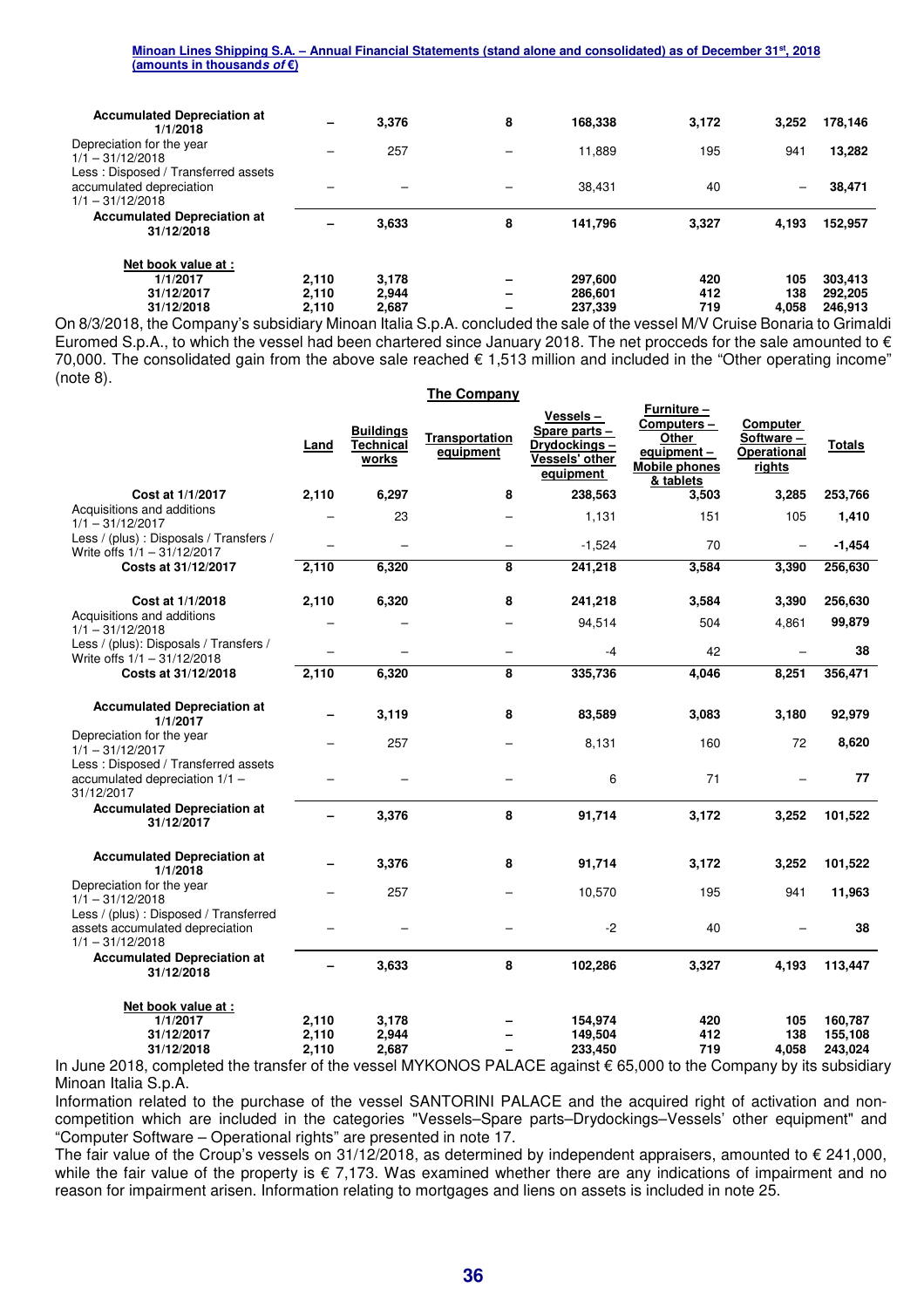| | Land | Buildings Technical works | Transportation equipment | Vessels – Spare parts – Drydockings – Vessels' other equipment | Furniture – Computers – Other equipment – Mobile phones & tablets | Computer Software – Operational rights | Totals |
|---|---|---|---|---|---|---|---|
| **Accumulated Depreciation at 1/1/2018** | – | 3,376 | 8 | 168,338 | 3,172 | 3,252 | 178,146 |
| Depreciation for the year 1/1 – 31/12/2018 | – | 257 | – | 11,889 | 195 | 941 | 13,282 |
| Less : Disposed / Transferred assets accumulated depreciation 1/1 – 31/12/2018 | – | – | – | 38,431 | 40 | – | 38,471 |
| **Accumulated Depreciation at 31/12/2018** | – | 3,633 | 8 | 141,796 | 3,327 | 4,193 | 152,957 |
| **Net book value at :** | | | | | | | |
| 1/1/2017 | 2,110 | 3,178 | – | 297,600 | 420 | 105 | 303,413 |
| 31/12/2017 | 2,110 | 2,944 | – | 286,601 | 412 | 138 | 292,205 |
| 31/12/2018 | 2,110 | 2,687 | – | 237,339 | 719 | 4,058 | 246,913 |

On 8/3/2018, the Company's subsidiary Minoan Italia S.p.A. concluded the sale of the vessel M/V Cruise Bonaria to Grimaldi Euromed S.p.A., to which the vessel had been chartered since January 2018. The net procceds for the sale amounted to € 70,000. The consolidated gain from the above sale reached € 1,513 million and included in the "Other operating income" (note 8).

**The Company**

| | Land | Buildings Technical works | Transportation equipment | Vessels – Spare parts – Drydockings – Vessels' other equipment | Furniture – Computers – Other equipment – Mobile phones & tablets | Computer Software – Operational rights | Totals |
|---|---|---|---|---|---|---|---|
| **Cost at 1/1/2017** | 2,110 | 6,297 | 8 | 238,563 | 3,503 | 3,285 | 253,766 |
| Acquisitions and additions 1/1 – 31/12/2017 | – | 23 | – | 1,131 | 151 | 105 | 1,410 |
| Less / (plus) : Disposals / Transfers / Write offs 1/1 – 31/12/2017 | – | – | – | -1,524 | 70 | – | -1,454 |
| **Costs at 31/12/2017** | 2,110 | 6,320 | 8 | 241,218 | 3,584 | 3,390 | 256,630 |
| **Cost at 1/1/2018** | 2,110 | 6,320 | 8 | 241,218 | 3,584 | 3,390 | 256,630 |
| Acquisitions and additions 1/1 – 31/12/2018 | – | – | – | 94,514 | 504 | 4,861 | 99,879 |
| Less / (plus): Disposals / Transfers / Write offs 1/1 – 31/12/2018 | – | – | – | -4 | 42 | – | 38 |
| **Costs at 31/12/2018** | 2,110 | 6,320 | 8 | 335,736 | 4,046 | 8,251 | 356,471 |
| **Accumulated Depreciation at 1/1/2017** | – | 3,119 | 8 | 83,589 | 3,083 | 3,180 | 92,979 |
| Depreciation for the year 1/1 – 31/12/2017 | – | 257 | – | 8,131 | 160 | 72 | 8,620 |
| Less : Disposed / Transferred assets accumulated depreciation 1/1 – 31/12/2017 | – | – | – | 6 | 71 | – | 77 |
| **Accumulated Depreciation at 31/12/2017** | – | 3,376 | 8 | 91,714 | 3,172 | 3,252 | 101,522 |
| **Accumulated Depreciation at 1/1/2018** | – | 3,376 | 8 | 91,714 | 3,172 | 3,252 | 101,522 |
| Depreciation for the year 1/1 – 31/12/2018 | – | 257 | – | 10,570 | 195 | 941 | 11,963 |
| Less / (plus) : Disposed / Transferred assets accumulated depreciation 1/1 – 31/12/2018 | – | – | – | -2 | 40 | – | 38 |
| **Accumulated Depreciation at 31/12/2018** | – | 3,633 | 8 | 102,286 | 3,327 | 4,193 | 113,447 |
| **Net book value at :** | | | | | | | |
| 1/1/2017 | 2,110 | 3,178 | – | 154,974 | 420 | 105 | 160,787 |
| 31/12/2017 | 2,110 | 2,944 | – | 149,504 | 412 | 138 | 155,108 |
| 31/12/2018 | 2,110 | 2,687 | – | 233,450 | 719 | 4,058 | 243,024 |

In June 2018, completed the transfer of the vessel MYKONOS PALACE against € 65,000 to the Company by its subsidiary Minoan Italia S.p.A.

Information related to the purchase of the vessel SANTORINI PALACE and the acquired right of activation and non-competition which are included in the categories "Vessels–Spare parts–Drydockings–Vessels' other equipment" and "Computer Software – Operational rights" are presented in note 17.

The fair value of the Group's vessels on 31/12/2018, as determined by independent appraisers, amounted to € 241,000, while the fair value of the property is € 7,173. Was examined whether there are any indications of impairment and no reason for impairment arisen. Information relating to mortgages and liens on assets is included in note 25.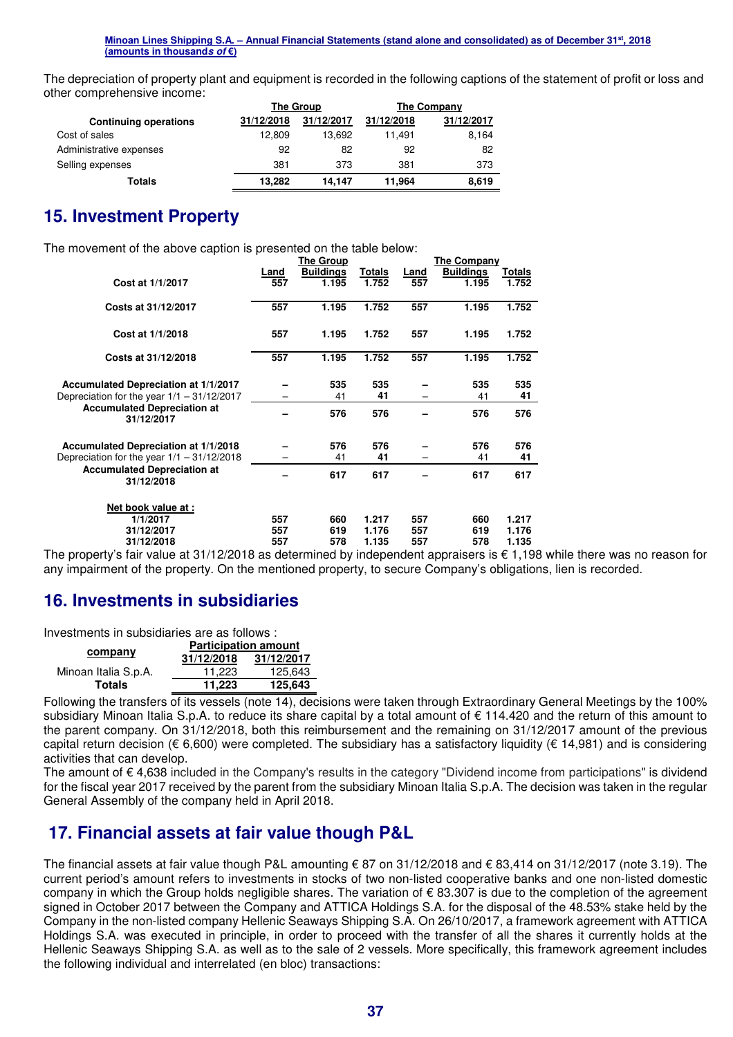The depreciation of property plant and equipment is recorded in the following captions of the statement of profit or loss and other comprehensive income:

| | The Group | | The Company | |
|---|---|---|---|---|
| **Continuing operations** | **31/12/2018** | **31/12/2017** | **31/12/2018** | **31/12/2017** |
| Cost of sales | 12,809 | 13,692 | 11,491 | 8,164 |
| Administrative expenses | 92 | 82 | 92 | 82 |
| Selling expenses | 381 | 373 | 381 | 373 |
| **Totals** | **13,282** | **14,147** | **11,964** | **8,619** |

## 15. Investment Property

The movement of the above caption is presented on the table below:

| | The Group | | | The Company | | |
|---|---|---|---|---|---|---|
| | **Land** | **Buildings** | **Totals** | **Land** | **Buildings** | **Totals** |
| **Cost at 1/1/2017** | 557 | 1.195 | 1.752 | 557 | 1.195 | 1.752 |
| **Costs at 31/12/2017** | 557 | 1.195 | 1.752 | 557 | 1.195 | 1.752 |
| **Cost at 1/1/2018** | 557 | 1.195 | 1.752 | 557 | 1.195 | 1.752 |
| **Costs at 31/12/2018** | 557 | 1.195 | 1.752 | 557 | 1.195 | 1.752 |
| **Accumulated Depreciation at 1/1/2017** | – | 535 | 535 | – | 535 | 535 |
| Depreciation for the year 1/1 – 31/12/2017 | – | 41 | 41 | – | 41 | 41 |
| **Accumulated Depreciation at 31/12/2017** | – | 576 | 576 | – | 576 | 576 |
| **Accumulated Depreciation at 1/1/2018** | – | 576 | 576 | – | 576 | 576 |
| Depreciation for the year 1/1 – 31/12/2018 | – | 41 | 41 | – | 41 | 41 |
| **Accumulated Depreciation at 31/12/2018** | – | 617 | 617 | – | 617 | 617 |
| **Net book value at :** | | | | | | |
| **1/1/2017** | 557 | 660 | 1.217 | 557 | 660 | 1.217 |
| **31/12/2017** | 557 | 619 | 1.176 | 557 | 619 | 1.176 |
| **31/12/2018** | 557 | 578 | 1.135 | 557 | 578 | 1.135 |

The property's fair value at 31/12/2018 as determined by independent appraisers is € 1,198 while there was no reason for any impairment of the property. On the mentioned property, to secure Company's obligations, lien is recorded.

## 16. Investments in subsidiaries

Investments in subsidiaries are as follows :

| company | Participation amount | |
|---|---|---|
| | **31/12/2018** | **31/12/2017** |
| Minoan Italia S.p.A. | 11,223 | 125,643 |
| **Totals** | **11,223** | **125,643** |

Following the transfers of its vessels (note 14), decisions were taken through Extraordinary General Meetings by the 100% subsidiary Minoan Italia S.p.A. to reduce its share capital by a total amount of € 114.420 and the return of this amount to the parent company. On 31/12/2018, both this reimbursement and the remaining on 31/12/2017 amount of the previous capital return decision (€ 6,600) were completed. The subsidiary has a satisfactory liquidity (€ 14,981) and is considering activities that can develop.

The amount of € 4,638 included in the Company's results in the category "Dividend income from participations" is dividend for the fiscal year 2017 received by the parent from the subsidiary Minoan Italia S.p.A. The decision was taken in the regular General Assembly of the company held in April 2018.

## 17. Financial assets at fair value though P&L

The financial assets at fair value though P&L amounting € 87 on 31/12/2018 and € 83,414 on 31/12/2017 (note 3.19). The current period's amount refers to investments in stocks of two non-listed cooperative banks and one non-listed domestic company in which the Group holds negligible shares. The variation of € 83.307 is due to the completion of the agreement signed in October 2017 between the Company and ATTICA Holdings S.A. for the disposal of the 48.53% stake held by the Company in the non-listed company Hellenic Seaways Shipping S.A. On 26/10/2017, a framework agreement with ATTICA Holdings S.A. was executed in principle, in order to proceed with the transfer of all the shares it currently holds at the Hellenic Seaways Shipping S.A. as well as to the sale of 2 vessels. More specifically, this framework agreement includes the following individual and interrelated (en bloc) transactions: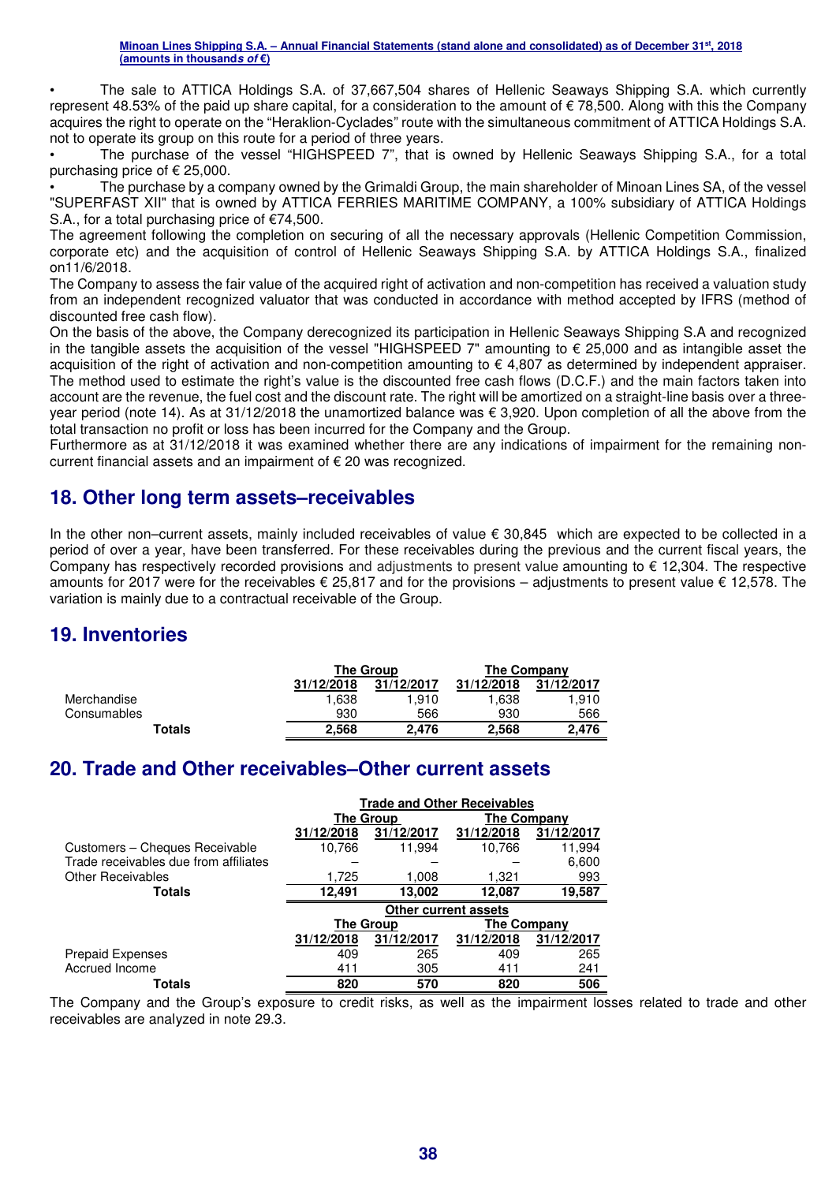• The sale to ATTICA Holdings S.A. of 37,667,504 shares of Hellenic Seaways Shipping S.A. which currently represent 48.53% of the paid up share capital, for a consideration to the amount of € 78,500. Along with this the Company acquires the right to operate on the "Heraklion-Cyclades" route with the simultaneous commitment of ATTICA Holdings S.A. not to operate its group on this route for a period of three years.

• The purchase of the vessel "HIGHSPEED 7", that is owned by Hellenic Seaways Shipping S.A., for a total purchasing price of € 25,000.

• The purchase by a company owned by the Grimaldi Group, the main shareholder of Minoan Lines SA, of the vessel "SUPERFAST XII" that is owned by ATTICA FERRIES MARITIME COMPANY, a 100% subsidiary of ATTICA Holdings S.A., for a total purchasing price of €74,500.

The agreement following the completion on securing of all the necessary approvals (Hellenic Competition Commission, corporate etc) and the acquisition of control of Hellenic Seaways Shipping S.A. by ATTICA Holdings S.A., finalized on11/6/2018.

The Company to assess the fair value of the acquired right of activation and non-competition has received a valuation study from an independent recognized valuator that was conducted in accordance with method accepted by IFRS (method of discounted free cash flow).

On the basis of the above, the Company derecognized its participation in Hellenic Seaways Shipping S.A and recognized in the tangible assets the acquisition of the vessel "HIGHSPEED 7" amounting to € 25,000 and as intangible asset the acquisition of the right of activation and non-competition amounting to € 4,807 as determined by independent appraiser. The method used to estimate the right's value is the discounted free cash flows (D.C.F.) and the main factors taken into account are the revenue, the fuel cost and the discount rate. The right will be amortized on a straight-line basis over a three-year period (note 14). As at 31/12/2018 the unamortized balance was € 3,920. Upon completion of all the above from the total transaction no profit or loss has been incurred for the Company and the Group.

Furthermore as at 31/12/2018 it was examined whether there are any indications of impairment for the remaining non-current financial assets and an impairment of € 20 was recognized.

## 18. Other long term assets–receivables

In the other non–current assets, mainly included receivables of value € 30,845 which are expected to be collected in a period of over a year, have been transferred. For these receivables during the previous and the current fiscal years, the Company has respectively recorded provisions and adjustments to present value amounting to € 12,304. The respective amounts for 2017 were for the receivables € 25,817 and for the provisions – adjustments to present value € 12,578. The variation is mainly due to a contractual receivable of the Group.

## 19. Inventories

| | The Group | | The Company | |
|---|---|---|---|---|
| | 31/12/2018 | 31/12/2017 | 31/12/2018 | 31/12/2017 |
| Merchandise | 1,638 | 1,910 | 1,638 | 1,910 |
| Consumables | 930 | 566 | 930 | 566 |
| **Totals** | **2,568** | **2,476** | **2,568** | **2,476** |

## 20. Trade and Other receivables–Other current assets

| | Trade and Other Receivables | | | |
|---|---|---|---|---|
| | The Group | | The Company | |
| | 31/12/2018 | 31/12/2017 | 31/12/2018 | 31/12/2017 |
| Customers – Cheques Receivable | 10,766 | 11,994 | 10,766 | 11,994 |
| Trade receivables due from affiliates | – | – | – | 6,600 |
| Other Receivables | 1,725 | 1,008 | 1,321 | 993 |
| **Totals** | **12,491** | **13,002** | **12,087** | **19,587** |
| | **Other current assets** | | | |
| | **The Group** | | **The Company** | |
| | **31/12/2018** | **31/12/2017** | **31/12/2018** | **31/12/2017** |
| Prepaid Expenses | 409 | 265 | 409 | 265 |
| Accrued Income | 411 | 305 | 411 | 241 |
| **Totals** | **820** | **570** | **820** | **506** |

The Company and the Group's exposure to credit risks, as well as the impairment losses related to trade and other receivables are analyzed in note 29.3.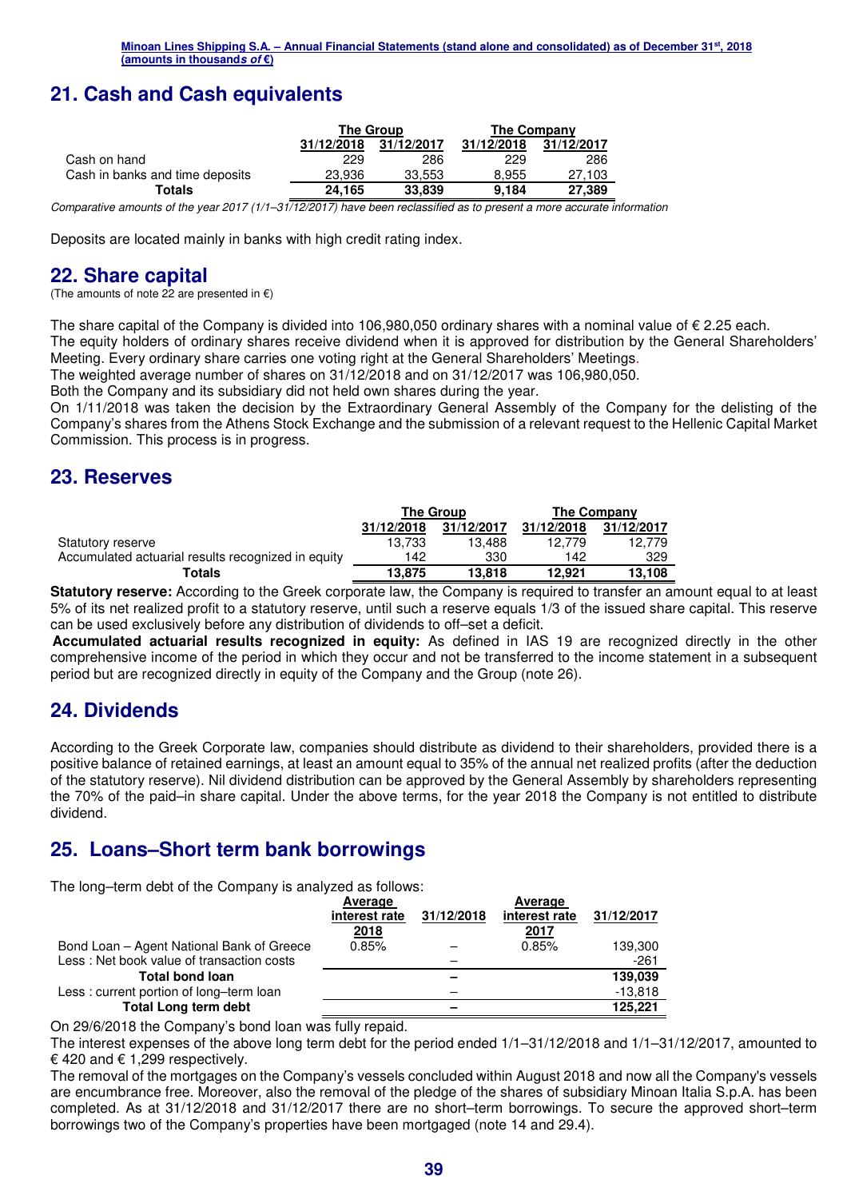## 21. Cash and Cash equivalents

| | The Group | | The Company | |
|---|---|---|---|---|
| | 31/12/2018 | 31/12/2017 | 31/12/2018 | 31/12/2017 |
| Cash on hand | 229 | 286 | 229 | 286 |
| Cash in banks and time deposits | 23,936 | 33,553 | 8,955 | 27,103 |
| **Totals** | **24,165** | **33,839** | **9,184** | **27,389** |

*Comparative amounts of the year 2017 (1/1–31/12/2017) have been reclassified as to present a more accurate information*

Deposits are located mainly in banks with high credit rating index.

## 22. Share capital

(The amounts of note 22 are presented in €)

The share capital of the Company is divided into 106,980,050 ordinary shares with a nominal value of € 2.25 each.
The equity holders of ordinary shares receive dividend when it is approved for distribution by the General Shareholders' Meeting. Every ordinary share carries one voting right at the General Shareholders' Meetings.
The weighted average number of shares on 31/12/2018 and on 31/12/2017 was 106,980,050.
Both the Company and its subsidiary did not held own shares during the year.
On 1/11/2018 was taken the decision by the Extraordinary General Assembly of the Company for the delisting of the Company's shares from the Athens Stock Exchange and the submission of a relevant request to the Hellenic Capital Market Commission. This process is in progress.

## 23. Reserves

| | The Group | | The Company | |
|---|---|---|---|---|
| | 31/12/2018 | 31/12/2017 | 31/12/2018 | 31/12/2017 |
| Statutory reserve | 13,733 | 13,488 | 12,779 | 12,779 |
| Accumulated actuarial results recognized in equity | 142 | 330 | 142 | 329 |
| **Totals** | **13,875** | **13,818** | **12,921** | **13,108** |

**Statutory reserve:** According to the Greek corporate law, the Company is required to transfer an amount equal to at least 5% of its net realized profit to a statutory reserve, until such a reserve equals 1/3 of the issued share capital. This reserve can be used exclusively before any distribution of dividends to off–set a deficit.

**Accumulated actuarial results recognized in equity:** As defined in IAS 19 are recognized directly in the other comprehensive income of the period in which they occur and not be transferred to the income statement in a subsequent period but are recognized directly in equity of the Company and the Group (note 26).

## 24. Dividends

According to the Greek Corporate law, companies should distribute as dividend to their shareholders, provided there is a positive balance of retained earnings, at least an amount equal to 35% of the annual net realized profits (after the deduction of the statutory reserve). Nil dividend distribution can be approved by the General Assembly by shareholders representing the 70% of the paid–in share capital. Under the above terms, for the year 2018 the Company is not entitled to distribute dividend.

## 25. Loans–Short term bank borrowings

The long–term debt of the Company is analyzed as follows:

| | Average interest rate 2018 | 31/12/2018 | Average interest rate 2017 | 31/12/2017 |
|---|---|---|---|---|
| Bond Loan – Agent National Bank of Greece | 0.85% | – | 0.85% | 139,300 |
| Less : Net book value of transaction costs | | – | | -261 |
| **Total bond loan** | | **–** | | **139,039** |
| Less : current portion of long–term loan | | – | | -13,818 |
| **Total Long term debt** | | **–** | | **125,221** |

On 29/6/2018 the Company's bond loan was fully repaid.
The interest expenses of the above long term debt for the period ended 1/1–31/12/2018 and 1/1–31/12/2017, amounted to € 420 and € 1,299 respectively.
The removal of the mortgages on the Company's vessels concluded within August 2018 and now all the Company's vessels are encumbrance free. Moreover, also the removal of the pledge of the shares of subsidiary Minoan Italia S.p.A. has been completed. As at 31/12/2018 and 31/12/2017 there are no short–term borrowings. To secure the approved short–term borrowings two of the Company's properties have been mortgaged (note 14 and 29.4).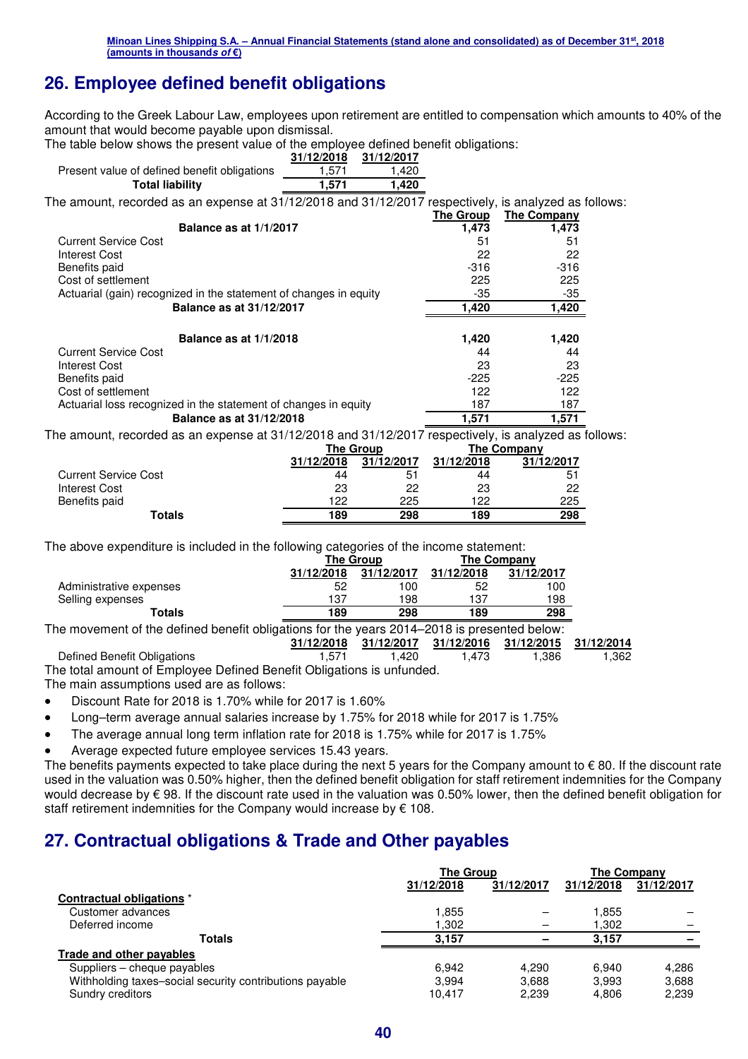## 26. Employee defined benefit obligations

According to the Greek Labour Law, employees upon retirement are entitled to compensation which amounts to 40% of the amount that would become payable upon dismissal.

The table below shows the present value of the employee defined benefit obligations:

| | 31/12/2018 | 31/12/2017 |
|---|---|---|
| Present value of defined benefit obligations | 1,571 | 1,420 |
| **Total liability** | **1,571** | **1,420** |

The amount, recorded as an expense at 31/12/2018 and 31/12/2017 respectively, is analyzed as follows:

| | The Group | The Company |
|---|---|---|
| **Balance as at 1/1/2017** | **1,473** | **1,473** |
| Current Service Cost | 51 | 51 |
| Interest Cost | 22 | 22 |
| Benefits paid | -316 | -316 |
| Cost of settlement | 225 | 225 |
| Actuarial (gain) recognized in the statement of changes in equity | -35 | -35 |
| **Balance as at 31/12/2017** | **1,420** | **1,420** |
| | | |
| **Balance as at 1/1/2018** | **1,420** | **1,420** |
| Current Service Cost | 44 | 44 |
| Interest Cost | 23 | 23 |
| Benefits paid | -225 | -225 |
| Cost of settlement | 122 | 122 |
| Actuarial loss recognized in the statement of changes in equity | 187 | 187 |
| **Balance as at 31/12/2018** | **1,571** | **1,571** |

The amount, recorded as an expense at 31/12/2018 and 31/12/2017 respectively, is analyzed as follows:

| | The Group | | The Company | |
|---|---|---|---|---|
| | 31/12/2018 | 31/12/2017 | 31/12/2018 | 31/12/2017 |
| Current Service Cost | 44 | 51 | 44 | 51 |
| Interest Cost | 23 | 22 | 23 | 22 |
| Benefits paid | 122 | 225 | 122 | 225 |
| **Totals** | **189** | **298** | **189** | **298** |

The above expenditure is included in the following categories of the income statement:

| | The Group | | The Company | |
|---|---|---|---|---|
| | 31/12/2018 | 31/12/2017 | 31/12/2018 | 31/12/2017 |
| Administrative expenses | 52 | 100 | 52 | 100 |
| Selling expenses | 137 | 198 | 137 | 198 |
| **Totals** | **189** | **298** | **189** | **298** |

The movement of the defined benefit obligations for the years 2014–2018 is presented below:

| | 31/12/2018 | 31/12/2017 | 31/12/2016 | 31/12/2015 | 31/12/2014 |
|---|---|---|---|---|---|
| Defined Benefit Obligations | 1,571 | 1,420 | 1,473 | 1,386 | 1,362 |

The total amount of Employee Defined Benefit Obligations is unfunded.

The main assumptions used are as follows:

- Discount Rate for 2018 is 1.70% while for 2017 is 1.60%
- Long–term average annual salaries increase by 1.75% for 2018 while for 2017 is 1.75%
- The average annual long term inflation rate for 2018 is 1.75% while for 2017 is 1.75%
- Average expected future employee services 15.43 years.

The benefits payments expected to take place during the next 5 years for the Company amount to € 80. If the discount rate used in the valuation was 0.50% higher, then the defined benefit obligation for staff retirement indemnities for the Company would decrease by € 98. If the discount rate used in the valuation was 0.50% lower, then the defined benefit obligation for staff retirement indemnities for the Company would increase by € 108.

## 27. Contractual obligations & Trade and Other payables

| | The Group | | The Company | |
|---|---|---|---|---|
| | 31/12/2018 | 31/12/2017 | 31/12/2018 | 31/12/2017 |
| **Contractual obligations** * | | | | |
| Customer advances | 1,855 | – | 1,855 | – |
| Deferred income | 1,302 | – | 1,302 | – |
| **Totals** | **3,157** | **–** | **3,157** | **–** |
| **Trade and other payables** | | | | |
| Suppliers – cheque payables | 6,942 | 4,290 | 6,940 | 4,286 |
| Withholding taxes–social security contributions payable | 3,994 | 3,688 | 3,993 | 3,688 |
| Sundry creditors | 10,417 | 2,239 | 4,806 | 2,239 |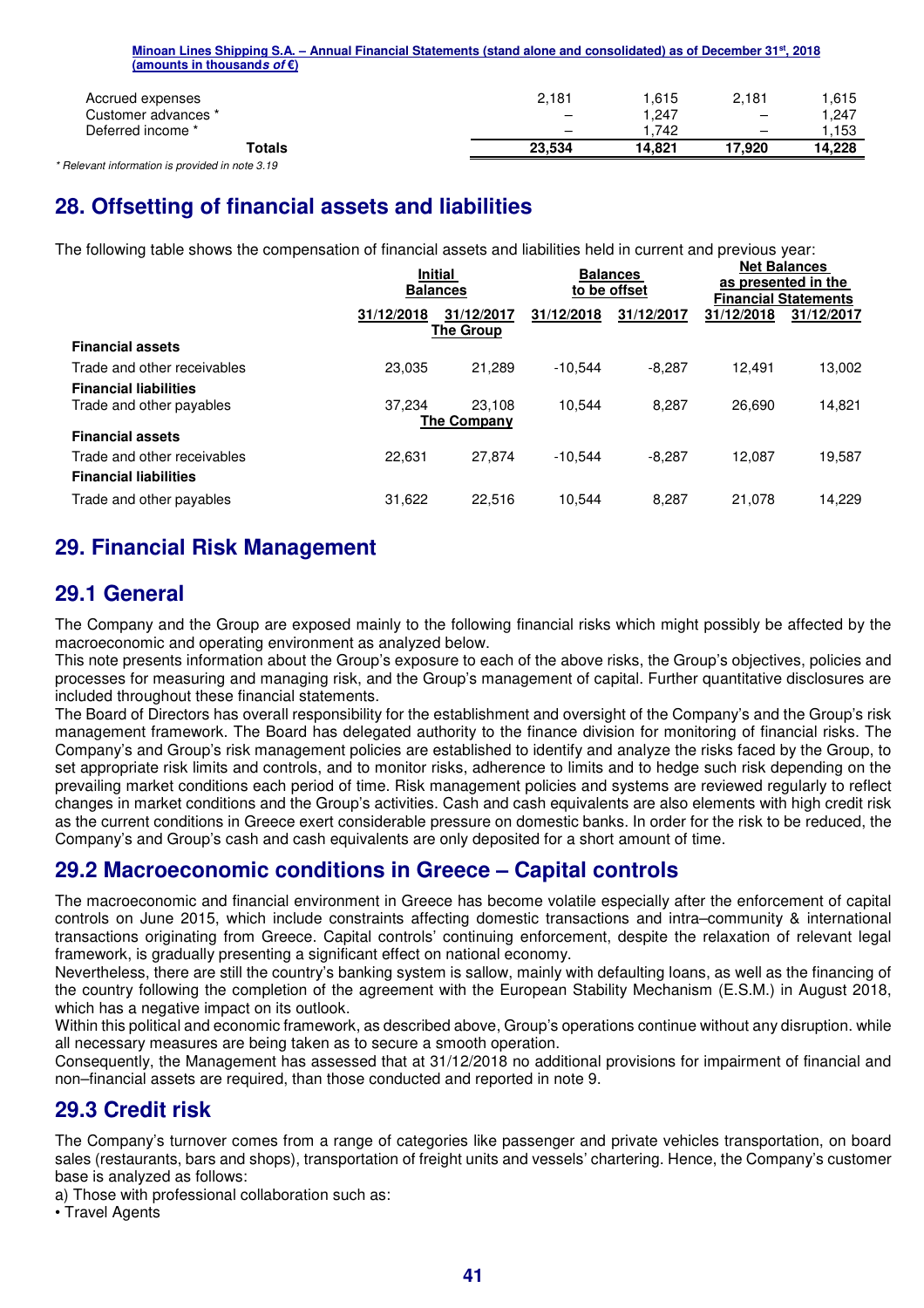| | | | | |
|---|---|---|---|---|
| Accrued expenses | 2,181 | 1,615 | 2,181 | 1,615 |
| Customer advances * | – | 1,247 | – | 1,247 |
| Deferred income * | – | 1,742 | – | 1,153 |
| **Totals** | **23,534** | **14,821** | **17,920** | **14,228** |

*\* Relevant information is provided in note 3.19*

## 28. Offsetting of financial assets and liabilities

The following table shows the compensation of financial assets and liabilities held in current and previous year:

| | Initial Balances | | Balances to be offset | | Net Balances as presented in the Financial Statements | |
|---|---|---|---|---|---|---|
| | 31/12/2018 | 31/12/2017 | 31/12/2018 | 31/12/2017 | 31/12/2018 | 31/12/2017 |
| | | **The Group** | | | | |
| **Financial assets** | | | | | | |
| Trade and other receivables | 23,035 | 21,289 | -10,544 | -8,287 | 12,491 | 13,002 |
| **Financial liabilities** | | | | | | |
| Trade and other payables | 37,234 | 23,108 | 10,544 | 8,287 | 26,690 | 14,821 |
| | | **The Company** | | | | |
| **Financial assets** | | | | | | |
| Trade and other receivables | 22,631 | 27,874 | -10,544 | -8,287 | 12,087 | 19,587 |
| **Financial liabilities** | | | | | | |
| Trade and other payables | 31,622 | 22,516 | 10,544 | 8,287 | 21,078 | 14,229 |

## 29. Financial Risk Management

## 29.1 General

The Company and the Group are exposed mainly to the following financial risks which might possibly be affected by the macroeconomic and operating environment as analyzed below.

This note presents information about the Group's exposure to each of the above risks, the Group's objectives, policies and processes for measuring and managing risk, and the Group's management of capital. Further quantitative disclosures are included throughout these financial statements.

The Board of Directors has overall responsibility for the establishment and oversight of the Company's and the Group's risk management framework. The Board has delegated authority to the finance division for monitoring of financial risks. The Company's and Group's risk management policies are established to identify and analyze the risks faced by the Group, to set appropriate risk limits and controls, and to monitor risks, adherence to limits and to hedge such risk depending on the prevailing market conditions each period of time. Risk management policies and systems are reviewed regularly to reflect changes in market conditions and the Group's activities. Cash and cash equivalents are also elements with high credit risk as the current conditions in Greece exert considerable pressure on domestic banks. In order for the risk to be reduced, the Company's and Group's cash and cash equivalents are only deposited for a short amount of time.

## 29.2 Macroeconomic conditions in Greece – Capital controls

The macroeconomic and financial environment in Greece has become volatile especially after the enforcement of capital controls on June 2015, which include constraints affecting domestic transactions and intra–community & international transactions originating from Greece. Capital controls' continuing enforcement, despite the relaxation of relevant legal framework, is gradually presenting a significant effect on national economy.

Nevertheless, there are still the country's banking system is sallow, mainly with defaulting loans, as well as the financing of the country following the completion of the agreement with the European Stability Mechanism (E.S.M.) in August 2018, which has a negative impact on its outlook.

Within this political and economic framework, as described above, Group's operations continue without any disruption. while all necessary measures are being taken as to secure a smooth operation.

Consequently, the Management has assessed that at 31/12/2018 no additional provisions for impairment of financial and non–financial assets are required, than those conducted and reported in note 9.

## 29.3 Credit risk

The Company's turnover comes from a range of categories like passenger and private vehicles transportation, on board sales (restaurants, bars and shops), transportation of freight units and vessels' chartering. Hence, the Company's customer base is analyzed as follows:

a) Those with professional collaboration such as:

• Travel Agents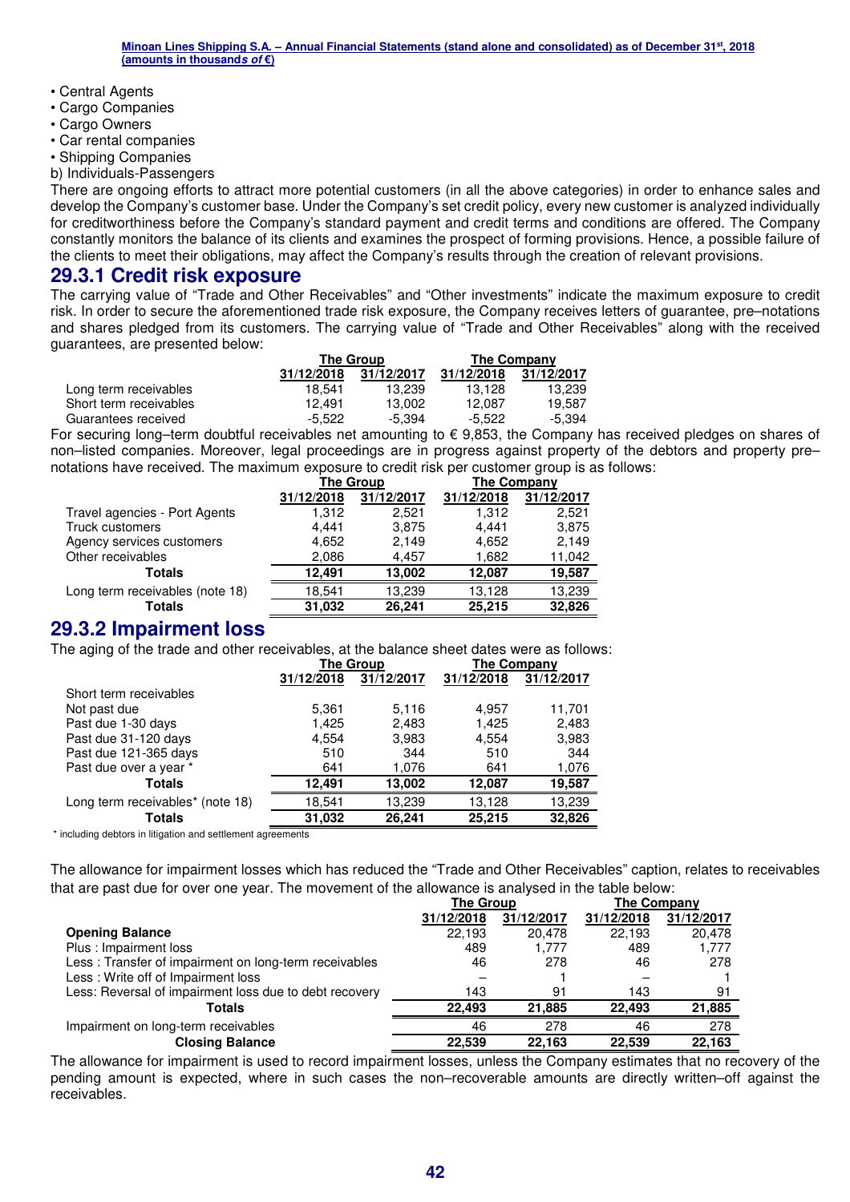- Central Agents
- Cargo Companies
- Cargo Owners
- Car rental companies
- Shipping Companies

b) Individuals-Passengers

There are ongoing efforts to attract more potential customers (in all the above categories) in order to enhance sales and develop the Company's customer base. Under the Company's set credit policy, every new customer is analyzed individually for creditworthiness before the Company's standard payment and credit terms and conditions are offered. The Company constantly monitors the balance of its clients and examines the prospect of forming provisions. Hence, a possible failure of the clients to meet their obligations, may affect the Company's results through the creation of relevant provisions.

## 29.3.1 Credit risk exposure

The carrying value of "Trade and Other Receivables" and "Other investments" indicate the maximum exposure to credit risk. In order to secure the aforementioned trade risk exposure, the Company receives letters of guarantee, pre–notations and shares pledged from its customers. The carrying value of "Trade and Other Receivables" along with the received guarantees, are presented below:

| | The Group | | The Company | |
|---|---|---|---|---|
| | 31/12/2018 | 31/12/2017 | 31/12/2018 | 31/12/2017 |
| Long term receivables | 18,541 | 13,239 | 13,128 | 13,239 |
| Short term receivables | 12,491 | 13,002 | 12,087 | 19,587 |
| Guarantees received | -5,522 | -5,394 | -5,522 | -5,394 |

For securing long–term doubtful receivables net amounting to € 9,853, the Company has received pledges on shares of non–listed companies. Moreover, legal proceedings are in progress against property of the debtors and property pre–notations have received. The maximum exposure to credit risk per customer group is as follows:

| | The Group | | The Company | |
|---|---|---|---|---|
| | 31/12/2018 | 31/12/2017 | 31/12/2018 | 31/12/2017 |
| Travel agencies - Port Agents | 1,312 | 2,521 | 1,312 | 2,521 |
| Truck customers | 4,441 | 3,875 | 4,441 | 3,875 |
| Agency services customers | 4,652 | 2,149 | 4,652 | 2,149 |
| Other receivables | 2,086 | 4,457 | 1,682 | 11,042 |
| **Totals** | **12,491** | **13,002** | **12,087** | **19,587** |
| Long term receivables (note 18) | 18,541 | 13,239 | 13,128 | 13,239 |
| **Totals** | **31,032** | **26,241** | **25,215** | **32,826** |

## 29.3.2 Impairment loss

The aging of the trade and other receivables, at the balance sheet dates were as follows:

| | The Group | | The Company | |
|---|---|---|---|---|
| | 31/12/2018 | 31/12/2017 | 31/12/2018 | 31/12/2017 |
| Short term receivables | | | | |
| Not past due | 5,361 | 5,116 | 4,957 | 11,701 |
| Past due 1-30 days | 1,425 | 2,483 | 1,425 | 2,483 |
| Past due 31-120 days | 4,554 | 3,983 | 4,554 | 3,983 |
| Past due 121-365 days | 510 | 344 | 510 | 344 |
| Past due over a year * | 641 | 1,076 | 641 | 1,076 |
| **Totals** | **12,491** | **13,002** | **12,087** | **19,587** |
| Long term receivables* (note 18) | 18,541 | 13,239 | 13,128 | 13,239 |
| **Totals** | **31,032** | **26,241** | **25,215** | **32,826** |

\* including debtors in litigation and settlement agreements

The allowance for impairment losses which has reduced the "Trade and Other Receivables" caption, relates to receivables that are past due for over one year. The movement of the allowance is analysed in the table below:

| | The Group | | The Company | |
|---|---|---|---|---|
| | 31/12/2018 | 31/12/2017 | 31/12/2018 | 31/12/2017 |
| **Opening Balance** | 22,193 | 20,478 | 22,193 | 20,478 |
| Plus : Impairment loss | 489 | 1,777 | 489 | 1,777 |
| Less : Transfer of impairment on long-term receivables | 46 | 278 | 46 | 278 |
| Less : Write off of Impairment loss | – | 1 | – | 1 |
| Less: Reversal of impairment loss due to debt recovery | 143 | 91 | 143 | 91 |
| **Totals** | **22,493** | **21,885** | **22,493** | **21,885** |
| Impairment on long-term receivables | 46 | 278 | 46 | 278 |
| **Closing Balance** | **22,539** | **22,163** | **22,539** | **22,163** |

The allowance for impairment is used to record impairment losses, unless the Company estimates that no recovery of the pending amount is expected, where in such cases the non–recoverable amounts are directly written–off against the receivables.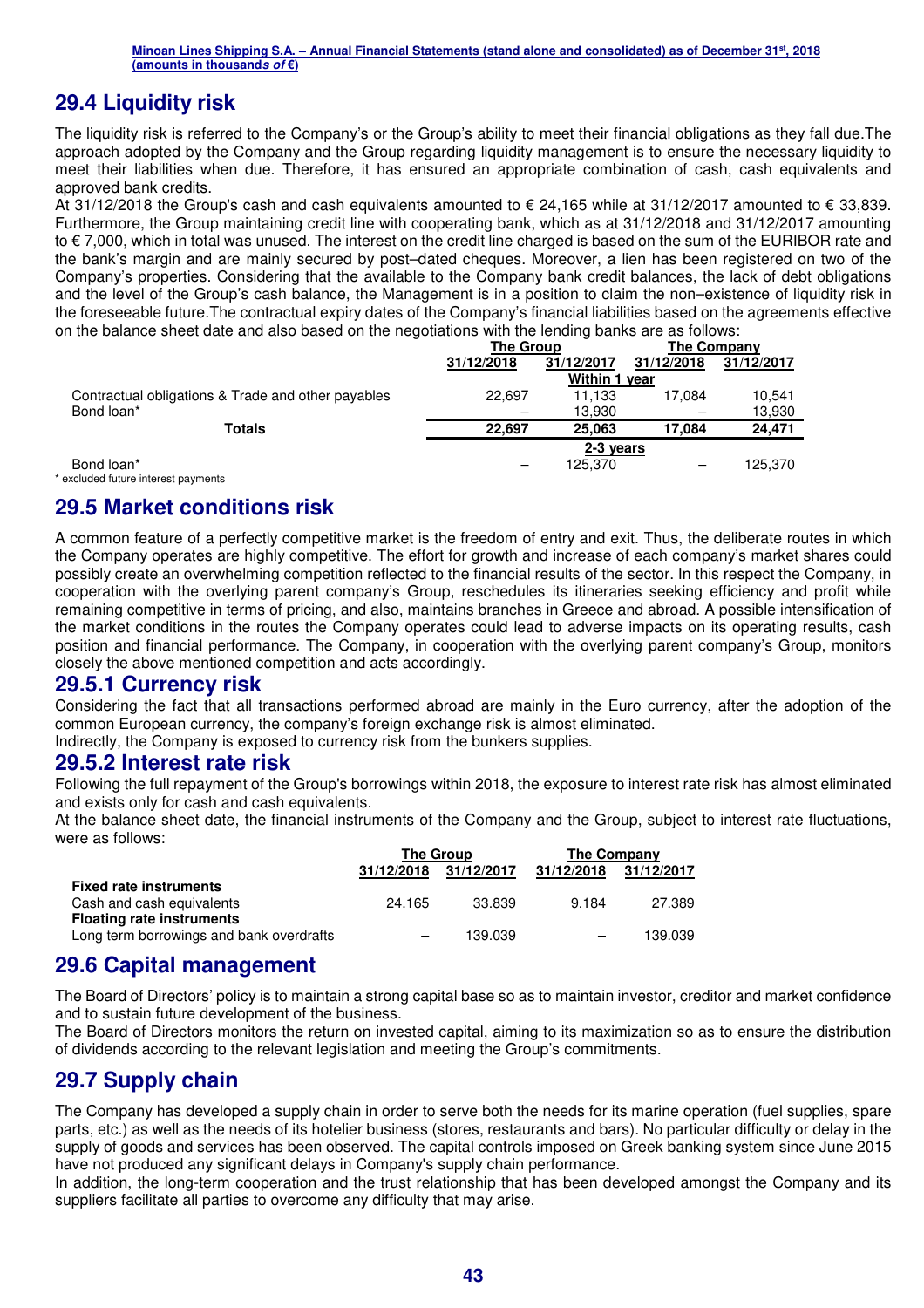## 29.4 Liquidity risk

The liquidity risk is referred to the Company's or the Group's ability to meet their financial obligations as they fall due.The approach adopted by the Company and the Group regarding liquidity management is to ensure the necessary liquidity to meet their liabilities when due. Therefore, it has ensured an appropriate combination of cash, cash equivalents and approved bank credits.

At 31/12/2018 the Group's cash and cash equivalents amounted to € 24,165 while at 31/12/2017 amounted to € 33,839. Furthermore, the Group maintaining credit line with cooperating bank, which as at 31/12/2018 and 31/12/2017 amounting to € 7,000, which in total was unused. The interest on the credit line charged is based on the sum of the EURIBOR rate and the bank's margin and are mainly secured by post–dated cheques. Moreover, a lien has been registered on two of the Company's properties. Considering that the available to the Company bank credit balances, the lack of debt obligations and the level of the Group's cash balance, the Management is in a position to claim the non–existence of liquidity risk in the foreseeable future.The contractual expiry dates of the Company's financial liabilities based on the agreements effective on the balance sheet date and also based on the negotiations with the lending banks are as follows:

| | The Group | | The Company | |
|---|---|---|---|---|
| | 31/12/2018 | 31/12/2017 | 31/12/2018 | 31/12/2017 |
| | Within 1 year | | | |
| Contractual obligations & Trade and other payables | 22,697 | 11,133 | 17,084 | 10,541 |
| Bond loan* | – | 13,930 | – | 13,930 |
| **Totals** | **22,697** | **25,063** | **17,084** | **24,471** |
| | 2-3 years | | | |
| Bond loan* | – | 125,370 | – | 125,370 |

\* excluded future interest payments

## 29.5 Market conditions risk

A common feature of a perfectly competitive market is the freedom of entry and exit. Thus, the deliberate routes in which the Company operates are highly competitive. The effort for growth and increase of each company's market shares could possibly create an overwhelming competition reflected to the financial results of the sector. In this respect the Company, in cooperation with the overlying parent company's Group, reschedules its itineraries seeking efficiency and profit while remaining competitive in terms of pricing, and also, maintains branches in Greece and abroad. A possible intensification of the market conditions in the routes the Company operates could lead to adverse impacts on its operating results, cash position and financial performance. The Company, in cooperation with the overlying parent company's Group, monitors closely the above mentioned competition and acts accordingly.

### 29.5.1 Currency risk

Considering the fact that all transactions performed abroad are mainly in the Euro currency, after the adoption of the common European currency, the company's foreign exchange risk is almost eliminated.

Indirectly, the Company is exposed to currency risk from the bunkers supplies.

### 29.5.2 Interest rate risk

Following the full repayment of the Group's borrowings within 2018, the exposure to interest rate risk has almost eliminated and exists only for cash and cash equivalents.

At the balance sheet date, the financial instruments of the Company and the Group, subject to interest rate fluctuations, were as follows:

| | The Group | | The Company | |
|---|---|---|---|---|
| | 31/12/2018 | 31/12/2017 | 31/12/2018 | 31/12/2017 |
| **Fixed rate instruments** | | | | |
| Cash and cash equivalents | 24.165 | 33.839 | 9.184 | 27.389 |
| **Floating rate instruments** | | | | |
| Long term borrowings and bank overdrafts | – | 139.039 | – | 139.039 |

## 29.6 Capital management

The Board of Directors' policy is to maintain a strong capital base so as to maintain investor, creditor and market confidence and to sustain future development of the business.

The Board of Directors monitors the return on invested capital, aiming to its maximization so as to ensure the distribution of dividends according to the relevant legislation and meeting the Group's commitments.

## 29.7 Supply chain

The Company has developed a supply chain in order to serve both the needs for its marine operation (fuel supplies, spare parts, etc.) as well as the needs of its hotelier business (stores, restaurants and bars). No particular difficulty or delay in the supply of goods and services has been observed. The capital controls imposed on Greek banking system since June 2015 have not produced any significant delays in Company's supply chain performance.

In addition, the long-term cooperation and the trust relationship that has been developed amongst the Company and its suppliers facilitate all parties to overcome any difficulty that may arise.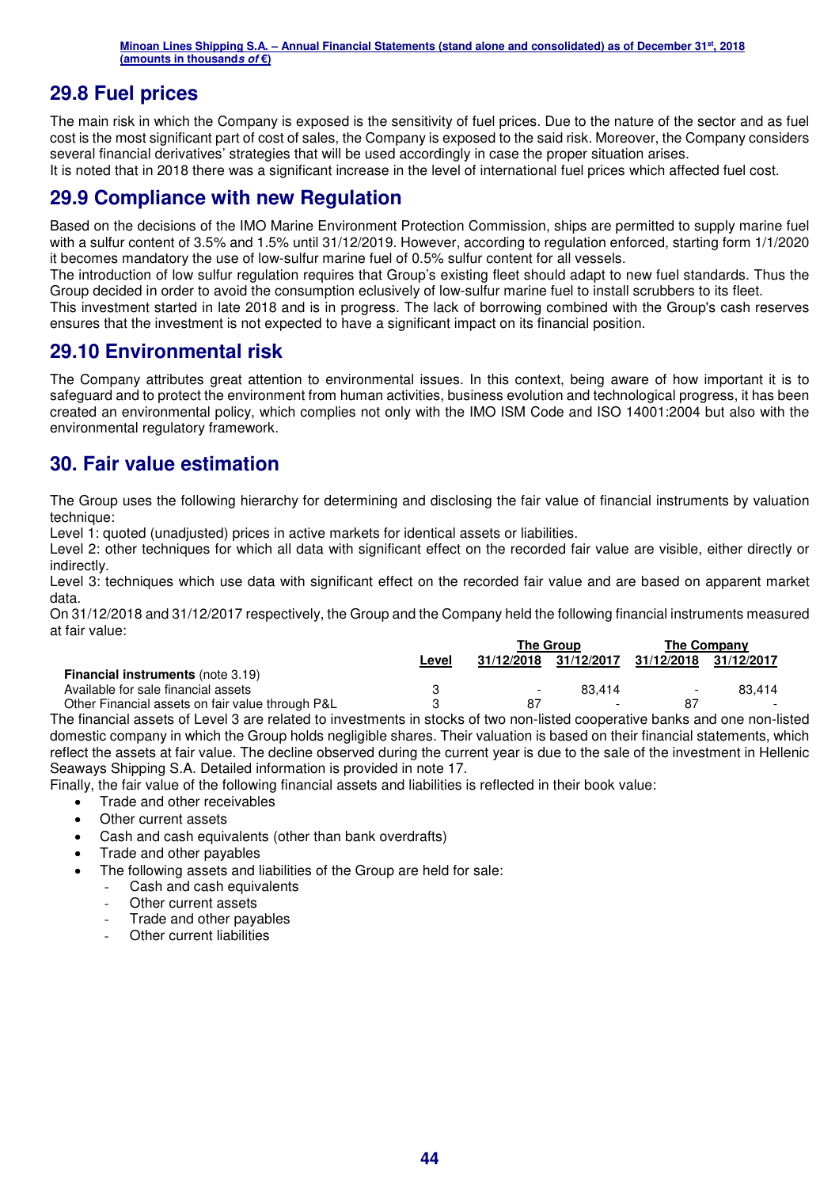## 29.8 Fuel prices

The main risk in which the Company is exposed is the sensitivity of fuel prices. Due to the nature of the sector and as fuel cost is the most significant part of cost of sales, the Company is exposed to the said risk. Moreover, the Company considers several financial derivatives' strategies that will be used accordingly in case the proper situation arises.

It is noted that in 2018 there was a significant increase in the level of international fuel prices which affected fuel cost.

## 29.9 Compliance with new Regulation

Based on the decisions of the IMO Marine Environment Protection Commission, ships are permitted to supply marine fuel with a sulfur content of 3.5% and 1.5% until 31/12/2019. However, according to regulation enforced, starting form 1/1/2020 it becomes mandatory the use of low-sulfur marine fuel of 0.5% sulfur content for all vessels.

The introduction of low sulfur regulation requires that Group's existing fleet should adapt to new fuel standards. Thus the Group decided in order to avoid the consumption eclusively of low-sulfur marine fuel to install scrubbers to its fleet.

This investment started in late 2018 and is in progress. The lack of borrowing combined with the Group's cash reserves ensures that the investment is not expected to have a significant impact on its financial position.

## 29.10 Environmental risk

The Company attributes great attention to environmental issues. In this context, being aware of how important it is to safeguard and to protect the environment from human activities, business evolution and technological progress, it has been created an environmental policy, which complies not only with the IMO ISM Code and ISO 14001:2004 but also with the environmental regulatory framework.

# 30. Fair value estimation

The Group uses the following hierarchy for determining and disclosing the fair value of financial instruments by valuation technique:

Level 1: quoted (unadjusted) prices in active markets for identical assets or liabilities.

Level 2: other techniques for which all data with significant effect on the recorded fair value are visible, either directly or indirectly.

Level 3: techniques which use data with significant effect on the recorded fair value and are based on apparent market data.

On 31/12/2018 and 31/12/2017 respectively, the Group and the Company held the following financial instruments measured at fair value:

| | | The Group | | The Company | |
|---|---|---|---|---|---|
| | Level | 31/12/2018 | 31/12/2017 | 31/12/2018 | 31/12/2017 |
| **Financial instruments** (note 3.19) | | | | | |
| Available for sale financial assets | 3 | - | 83,414 | - | 83,414 |
| Other Financial assets on fair value through P&L | 3 | 87 | - | 87 | - |

The financial assets of Level 3 are related to investments in stocks of two non-listed cooperative banks and one non-listed domestic company in which the Group holds negligible shares. Their valuation is based on their financial statements, which reflect the assets at fair value. The decline observed during the current year is due to the sale of the investment in Hellenic Seaways Shipping S.A. Detailed information is provided in note 17.

Finally, the fair value of the following financial assets and liabilities is reflected in their book value:

- Trade and other receivables
- Other current assets
- Cash and cash equivalents (other than bank overdrafts)
- Trade and other payables
- The following assets and liabilities of the Group are held for sale:
  - Cash and cash equivalents
  - Other current assets
  - Trade and other payables
  - Other current liabilities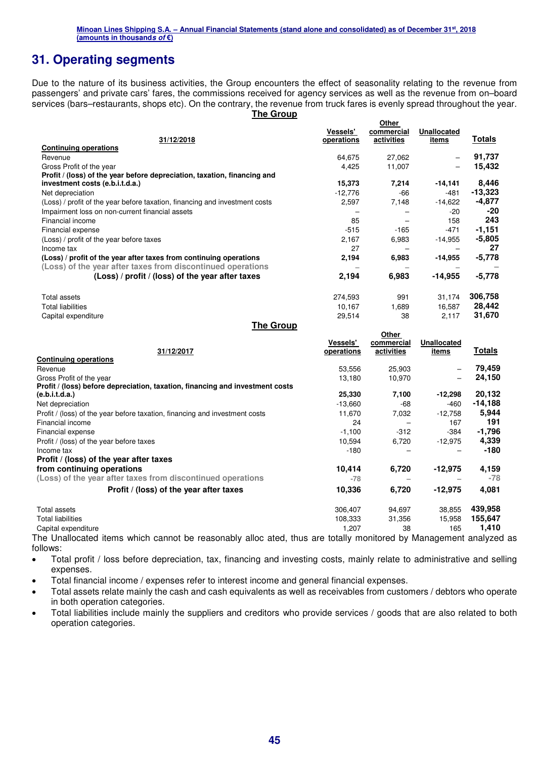# 31. Operating segments

Due to the nature of its business activities, the Group encounters the effect of seasonality relating to the revenue from passengers' and private cars' fares, the commissions received for agency services as well as the revenue from on–board services (bars–restaurants, shops etc). On the contrary, the revenue from truck fares is evenly spread throughout the year.

**The Group**

| 31/12/2018 | Vessels' operations | Other commercial activities | Unallocated items | Totals |
|---|---|---|---|---|
| **Continuing operations** | | | | |
| Revenue | 64,675 | 27,062 | – | **91,737** |
| Gross Profit of the year | 4,425 | 11,007 | – | **15,432** |
| **Profit / (loss) of the year before depreciation, taxation, financing and investment costs (e.b.i.t.d.a.)** | **15,373** | **7,214** | **-14,141** | **8,446** |
| Net depreciation | -12,776 | -66 | -481 | **-13,323** |
| (Loss) / profit of the year before taxation, financing and investment costs | 2,597 | 7,148 | -14,622 | **-4,877** |
| Impairment loss on non-current financial assets | – | – | -20 | **-20** |
| Financial income | 85 | – | 158 | **243** |
| Financial expense | -515 | -165 | -471 | **-1,151** |
| (Loss) / profit of the year before taxes | 2,167 | 6,983 | -14,955 | **-5,805** |
| Income tax | 27 | – | – | **27** |
| **(Loss) / profit of the year after taxes from continuing operations** | **2,194** | **6,983** | **-14,955** | **-5,778** |
| (Loss) of the year after taxes from discontinued operations | – | – | – | – |
| **(Loss) / profit / (loss) of the year after taxes** | **2,194** | **6,983** | **-14,955** | **-5,778** |
| | | | | |
| Total assets | 274,593 | 991 | 31,174 | **306,758** |
| Total liabilities | 10,167 | 1,689 | 16,587 | **28,442** |
| Capital expenditure | 29,514 | 38 | 2,117 | **31,670** |

**The Group**

| 31/12/2017 | Vessels' operations | Other commercial activities | Unallocated items | Totals |
|---|---|---|---|---|
| **Continuing operations** | | | | |
| Revenue | 53,556 | 25,903 | – | **79,459** |
| Gross Profit of the year | 13,180 | 10,970 | – | **24,150** |
| **Profit / (loss) of the year before depreciation, taxation, financing and investment costs (e.b.i.t.d.a.)** | **25,330** | **7,100** | **-12,298** | **20,132** |
| Net depreciation | -13,660 | -68 | -460 | **-14,188** |
| Profit / (loss) of the year before taxation, financing and investment costs | 11,670 | 7,032 | -12,758 | **5,944** |
| Financial income | 24 | – | 167 | **191** |
| Financial expense | -1,100 | -312 | -384 | **-1,796** |
| Profit / (loss) of the year before taxes | 10,594 | 6,720 | -12,975 | **4,339** |
| Income tax | -180 | – | – | **-180** |
| **Profit / (loss) of the year after taxes from continuing operations** | **10,414** | **6,720** | **-12,975** | **4,159** |
| (Loss) of the year after taxes from discontinued operations | -78 | – | – | -78 |
| **Profit / (loss) of the year after taxes** | **10,336** | **6,720** | **-12,975** | **4,081** |
| | | | | |
| Total assets | 306,407 | 94,697 | 38,855 | **439,958** |
| Total liabilities | 108,333 | 31,356 | 15,958 | **155,647** |
| Capital expenditure | 1,207 | 38 | 165 | **1,410** |

The Unallocated items which cannot be reasonably alloc ated, thus are totally monitored by Management analyzed as follows:

- Total profit / loss before depreciation, tax, financing and investing costs, mainly relate to administrative and selling expenses.
- Total financial income / expenses refer to interest income and general financial expenses.
- Total assets relate mainly the cash and cash equivalents as well as receivables from customers / debtors who operate in both operation categories.
- Total liabilities include mainly the suppliers and creditors who provide services / goods that are also related to both operation categories.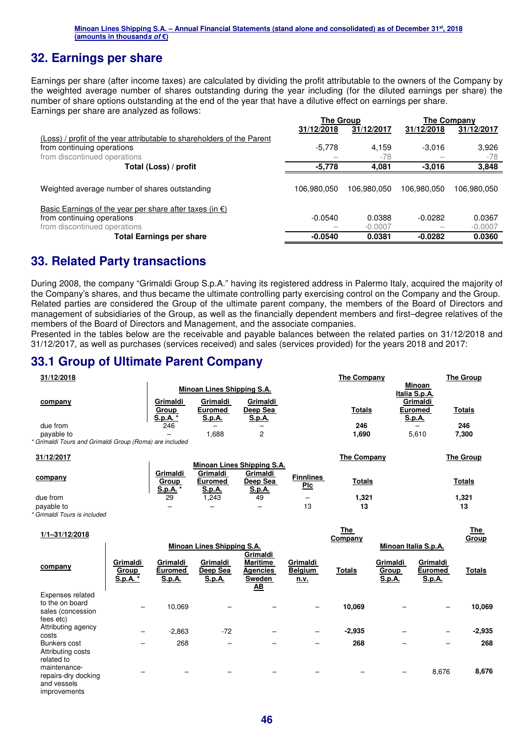Minoan Lines Shipping S.A. – Annual Financial Statements (stand alone and consolidated) as of December 31st, 2018 (amounts in thousands of €)

## 32. Earnings per share

Earnings per share (after income taxes) are calculated by dividing the profit attributable to the owners of the Company by the weighted average number of shares outstanding during the year including (for the diluted earnings per share) the number of share options outstanding at the end of the year that have a dilutive effect on earnings per share.
Earnings per share are analyzed as follows:

| | The Group | | The Company | |
|---|---|---|---|---|
| | 31/12/2018 | 31/12/2017 | 31/12/2018 | 31/12/2017 |
| (Loss) / profit of the year attributable to shareholders of the Parent | | | | |
| from continuing operations | -5,778 | 4,159 | -3,016 | 3,926 |
| from discontinued operations | – | -78 | – | -78 |
| **Total (Loss) / profit** | **-5,778** | **4,081** | **-3,016** | **3,848** |
| Weighted average number of shares outstanding | 106,980,050 | 106,980,050 | 106,980,050 | 106,980,050 |
| Basic Earnings of the year per share after taxes (in €) | | | | |
| from continuing operations | -0.0540 | 0.0388 | -0.0282 | 0.0367 |
| from discontinued operations | – | -0.0007 | – | -0.0007 |
| **Total Earnings per share** | **-0.0540** | **0.0381** | **-0.0282** | **0.0360** |

## 33. Related Party transactions

During 2008, the company "Grimaldi Group S.p.A." having its registered address in Palermo Italy, acquired the majority of the Company's shares, and thus became the ultimate controlling party exercising control on the Company and the Group. Related parties are considered the Group of the ultimate parent company, the members of the Board of Directors and management of subsidiaries of the Group, as well as the financially dependent members and first–degree relatives of the members of the Board of Directors and Management, and the associate companies.
Presented in the tables below are the receivable and payable balances between the related parties on 31/12/2018 and 31/12/2017, as well as purchases (services received) and sales (services provided) for the years 2018 and 2017:

## 33.1 Group of Ultimate Parent Company

| 31/12/2018 | Minoan Lines Shipping S.A. | | | The Company | Minoan Italia S.p.A. | The Group |
|---|---|---|---|---|---|---|
| company | Grimaldi Group S.p.A. * | Grimaldi Euromed S.p.A. | Grimaldi Deep Sea S.p.A. | Totals | Grimaldi Euromed S.p.A. | Totals |
| due from | 246 | – | – | 246 | – | 246 |
| payable to | – | 1,688 | 2 | 1,690 | 5,610 | 7,300 |

*\* Grimaldi Tours and Grimaldi Group (Roma) are included*

| 31/12/2017 | Minoan Lines Shipping S.A. | | | | The Company | The Group |
|---|---|---|---|---|---|---|
| company | Grimaldi Group S.p.A. * | Grimaldi Euromed S.p.A. | Grimaldi Deep Sea S.p.A. | Finnlines Plc | Totals | Totals |
| due from | 29 | 1,243 | 49 | – | 1,321 | 1,321 |
| payable to | – | – | – | 13 | 13 | 13 |

*\* Grimaldi Tours is included*

| 1/1–31/12/2018 | Minoan Lines Shipping S.A. | | | | | The Company | Minoan Italia S.p.A. | | The Group |
|---|---|---|---|---|---|---|---|---|---|
| company | Grimaldi Group S.p.A. * | Grimaldi Euromed S.p.A. | Grimaldi Deep Sea S.p.A. | Grimaldi Maritime Agencies Sweden AB | Grimaldi Belgium n.v. | Totals | Grimaldi Group S.p.A. | Grimaldi Euromed S.p.A. | Totals |
| Expenses related to the on board sales (concession fees etc) | – | 10,069 | – | – | – | 10,069 | – | – | 10,069 |
| Attributing agency costs | – | -2,863 | -72 | – | – | -2,935 | – | – | -2,935 |
| Bunkers cost | – | 268 | – | – | – | 268 | – | – | 268 |
| Attributing costs related to maintenance-repairs-dry docking and vessels improvements | – | – | – | – | – | – | – | 8,676 | 8,676 |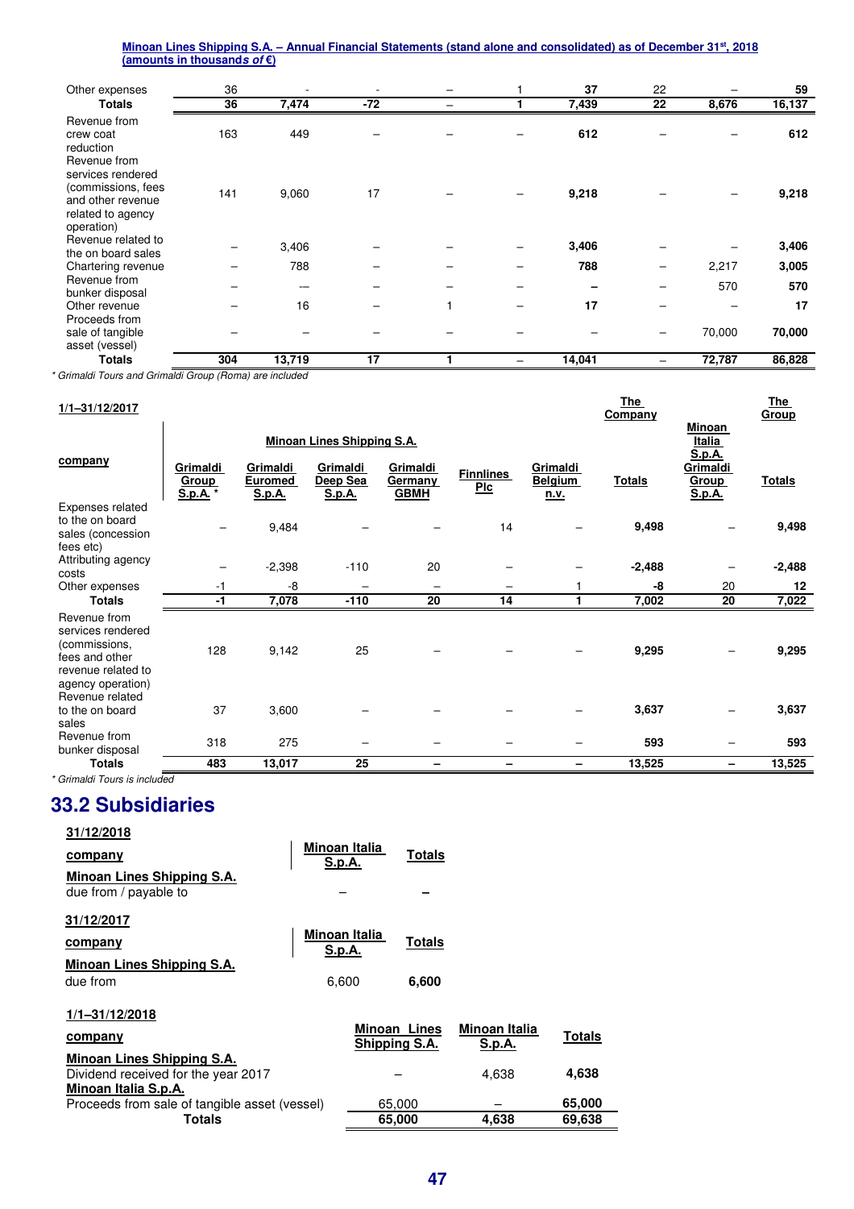| | | | | | | | | | |
|---|---|---|---|---|---|---|---|---|---|
| Other expenses | 36 | - | - | – | 1 | **37** | 22 | – | **59** |
| **Totals** | **36** | **7,474** | **-72** | – | **1** | **7,439** | **22** | **8,676** | **16,137** |
| Revenue from crew coat reduction | 163 | 449 | – | – | – | **612** | – | – | **612** |
| Revenue from services rendered (commissions, fees and other revenue related to agency operation) | 141 | 9,060 | 17 | – | – | **9,218** | – | – | **9,218** |
| Revenue related to the on board sales | – | 3,406 | – | – | – | **3,406** | – | – | **3,406** |
| Chartering revenue | – | 788 | – | – | – | **788** | – | 2,217 | **3,005** |
| Revenue from bunker disposal | – | -- | – | – | – | **–** | – | 570 | **570** |
| Other revenue | – | 16 | – | 1 | – | **17** | – | – | **17** |
| Proceeds from sale of tangible asset (vessel) | – | – | – | – | – | – | – | 70,000 | **70,000** |
| **Totals** | **304** | **13,719** | **17** | **1** | **–** | **14,041** | **–** | **72,787** | **86,828** |

*\* Grimaldi Tours and Grimaldi Group (Roma) are included*

| **1/1–31/12/2017** | | | | | | | **The Company** | | **The Group** |
|---|---|---|---|---|---|---|---|---|---|
| | **Minoan Lines Shipping S.A.** | | | | | | | **Minoan Italia S.p.A.** | |
| **company** | **Grimaldi Group S.p.A. \*** | **Grimaldi Euromed S.p.A.** | **Grimaldi Deep Sea S.p.A.** | **Grimaldi Germany GBMH** | **Finnlines Plc** | **Grimaldi Belgium n.v.** | **Totals** | **Grimaldi Group S.p.A.** | **Totals** |
| Expenses related to the on board sales (concession fees etc) | – | 9,484 | – | – | 14 | – | **9,498** | – | **9,498** |
| Attributing agency costs | – | -2,398 | -110 | 20 | – | – | **-2,488** | – | **-2,488** |
| Other expenses | -1 | -8 | – | – | – | 1 | **-8** | 20 | **12** |
| **Totals** | **-1** | **7,078** | **-110** | **20** | **14** | **1** | **7,002** | **20** | **7,022** |
| Revenue from services rendered (commissions, fees and other revenue related to agency operation) | 128 | 9,142 | 25 | – | – | – | **9,295** | – | **9,295** |
| Revenue related to the on board sales | 37 | 3,600 | – | – | – | – | **3,637** | – | **3,637** |
| Revenue from bunker disposal | 318 | 275 | – | – | – | – | **593** | – | **593** |
| **Totals** | **483** | **13,017** | **25** | **–** | **–** | **–** | **13,525** | **–** | **13,525** |

*\* Grimaldi Tours is included*

## 33.2 Subsidiaries

| **31/12/2018** | | |
|---|---|---|
| **company** | **Minoan Italia S.p.A.** | **Totals** |
| **Minoan Lines Shipping S.A.** | | |
| due from / payable to | – | **–** |

| **31/12/2017** | | |
|---|---|---|
| **company** | **Minoan Italia S.p.A.** | **Totals** |
| **Minoan Lines Shipping S.A.** | | |
| due from | 6,600 | **6,600** |

| **1/1–31/12/2018** | | | |
|---|---|---|---|
| **company** | **Minoan Lines Shipping S.A.** | **Minoan Italia S.p.A.** | **Totals** |
| **Minoan Lines Shipping S.A.** | | | |
| Dividend received for the year 2017 | – | 4,638 | **4,638** |
| **Minoan Italia S.p.A.** | | | |
| Proceeds from sale of tangible asset (vessel) | 65,000 | – | **65,000** |
| **Totals** | **65,000** | **4,638** | **69,638** |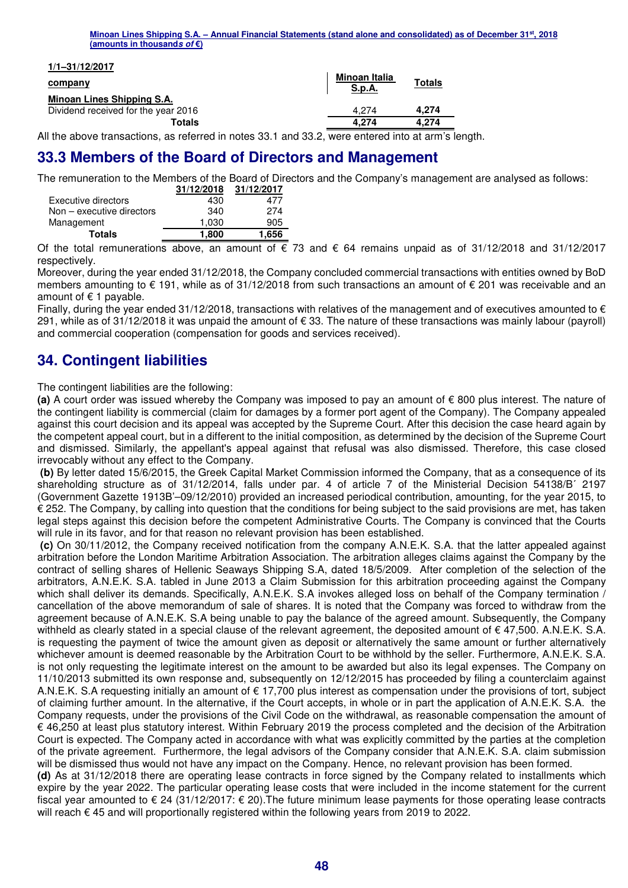**1/1–31/12/2017**

| company | Minoan Italia S.p.A. | Totals |
|---|---|---|
| **Minoan Lines Shipping S.A.** | | |
| Dividend received for the year 2016 | 4,274 | **4,274** |
| **Totals** | **4,274** | **4,274** |

All the above transactions, as referred in notes 33.1 and 33.2, were entered into at arm's length.

## 33.3 Members of the Board of Directors and Management

The remuneration to the Members of the Board of Directors and the Company's management are analysed as follows:

| | 31/12/2018 | 31/12/2017 |
|---|---|---|
| Executive directors | 430 | 477 |
| Non – executive directors | 340 | 274 |
| Management | 1,030 | 905 |
| **Totals** | **1,800** | **1,656** |

Of the total remunerations above, an amount of € 73 and € 64 remains unpaid as of 31/12/2018 and 31/12/2017 respectively.

Moreover, during the year ended 31/12/2018, the Company concluded commercial transactions with entities owned by BoD members amounting to € 191, while as of 31/12/2018 from such transactions an amount of € 201 was receivable and an amount of € 1 payable.

Finally, during the year ended 31/12/2018, transactions with relatives of the management and of executives amounted to € 291, while as of 31/12/2018 it was unpaid the amount of € 33. The nature of these transactions was mainly labour (payroll) and commercial cooperation (compensation for goods and services received).

## 34. Contingent liabilities

The contingent liabilities are the following:

**(a)** A court order was issued whereby the Company was imposed to pay an amount of € 800 plus interest. The nature of the contingent liability is commercial (claim for damages by a former port agent of the Company). The Company appealed against this court decision and its appeal was accepted by the Supreme Court. After this decision the case heard again by the competent appeal court, but in a different to the initial composition, as determined by the decision of the Supreme Court and dismissed. Similarly, the appellant's appeal against that refusal was also dismissed. Therefore, this case closed irrevocably without any effect to the Company.

**(b)** By letter dated 15/6/2015, the Greek Capital Market Commission informed the Company, that as a consequence of its shareholding structure as of 31/12/2014, falls under par. 4 of article 7 of the Ministerial Decision 54138/B΄ 2197 (Government Gazette 1913B'–09/12/2010) provided an increased periodical contribution, amounting, for the year 2015, to € 252. The Company, by calling into question that the conditions for being subject to the said provisions are met, has taken legal steps against this decision before the competent Administrative Courts. The Company is convinced that the Courts will rule in its favor, and for that reason no relevant provision has been established.

**(c)** On 30/11/2012, the Company received notification from the company A.N.E.K. S.A. that the latter appealed against arbitration before the London Maritime Arbitration Association. The arbitration alleges claims against the Company by the contract of selling shares of Hellenic Seaways Shipping S.A, dated 18/5/2009. After completion of the selection of the arbitrators, A.N.E.K. S.A. tabled in June 2013 a Claim Submission for this arbitration proceeding against the Company which shall deliver its demands. Specifically, A.N.E.K. S.A invokes alleged loss on behalf of the Company termination / cancellation of the above memorandum of sale of shares. It is noted that the Company was forced to withdraw from the agreement because of A.N.E.K. S.A being unable to pay the balance of the agreed amount. Subsequently, the Company withheld as clearly stated in a special clause of the relevant agreement, the deposited amount of € 47,500. A.N.E.K. S.A. is requesting the payment of twice the amount given as deposit or alternatively the same amount or further alternatively whichever amount is deemed reasonable by the Arbitration Court to be withhold by the seller. Furthermore, A.N.E.K. S.A. is not only requesting the legitimate interest on the amount to be awarded but also its legal expenses. The Company on 11/10/2013 submitted its own response and, subsequently on 12/12/2015 has proceeded by filing a counterclaim against A.N.E.K. S.A requesting initially an amount of € 17,700 plus interest as compensation under the provisions of tort, subject of claiming further amount. In the alternative, if the Court accepts, in whole or in part the application of A.N.E.K. S.A. the Company requests, under the provisions of the Civil Code on the withdrawal, as reasonable compensation the amount of € 46,250 at least plus statutory interest. Within February 2019 the process completed and the decision of the Arbitration Court is expected. The Company acted in accordance with what was explicitly committed by the parties at the completion of the private agreement. Furthermore, the legal advisors of the Company consider that A.N.E.K. S.A. claim submission will be dismissed thus would not have any impact on the Company. Hence, no relevant provision has been formed.

**(d)** As at 31/12/2018 there are operating lease contracts in force signed by the Company related to installments which expire by the year 2022. The particular operating lease costs that were included in the income statement for the current fiscal year amounted to € 24 (31/12/2017: € 20).The future minimum lease payments for those operating lease contracts will reach € 45 and will proportionally registered within the following years from 2019 to 2022.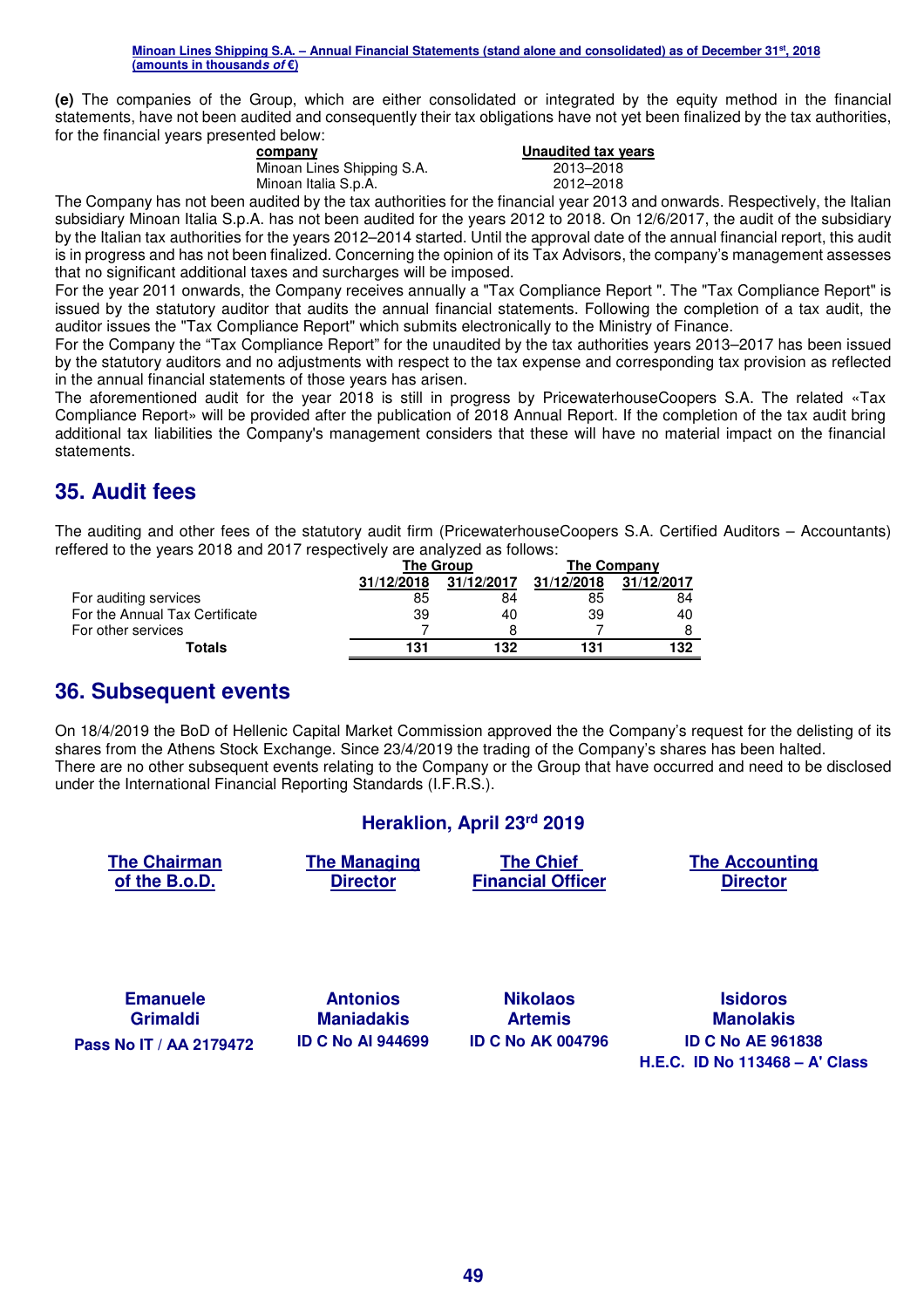**(e)** The companies of the Group, which are either consolidated or integrated by the equity method in the financial statements, have not been audited and consequently their tax obligations have not yet been finalized by the tax authorities, for the financial years presented below:

| company | Unaudited tax years |
|---|---|
| Minoan Lines Shipping S.A. | 2013–2018 |
| Minoan Italia S.p.A. | 2012–2018 |

The Company has not been audited by the tax authorities for the financial year 2013 and onwards. Respectively, the Italian subsidiary Minoan Italia S.p.A. has not been audited for the years 2012 to 2018. On 12/6/2017, the audit of the subsidiary by the Italian tax authorities for the years 2012–2014 started. Until the approval date of the annual financial report, this audit is in progress and has not been finalized. Concerning the opinion of its Tax Advisors, the company's management assesses that no significant additional taxes and surcharges will be imposed.

For the year 2011 onwards, the Company receives annually a "Tax Compliance Report ". The "Tax Compliance Report" is issued by the statutory auditor that audits the annual financial statements. Following the completion of a tax audit, the auditor issues the "Tax Compliance Report" which submits electronically to the Ministry of Finance.

For the Company the "Tax Compliance Report" for the unaudited by the tax authorities years 2013–2017 has been issued by the statutory auditors and no adjustments with respect to the tax expense and corresponding tax provision as reflected in the annual financial statements of those years has arisen.

The aforementioned audit for the year 2018 is still in progress by PricewaterhouseCoopers S.A. The related «Tax Compliance Report» will be provided after the publication of 2018 Annual Report. If the completion of the tax audit bring additional tax liabilities the Company's management considers that these will have no material impact on the financial statements.

## 35. Audit fees

The auditing and other fees of the statutory audit firm (PricewaterhouseCoopers S.A. Certified Auditors – Accountants) reffered to the years 2018 and 2017 respectively are analyzed as follows:

| | The Group | | The Company | |
|---|---|---|---|---|
| | 31/12/2018 | 31/12/2017 | 31/12/2018 | 31/12/2017 |
| For auditing services | 85 | 84 | 85 | 84 |
| For the Annual Tax Certificate | 39 | 40 | 39 | 40 |
| For other services | 7 | 8 | 7 | 8 |
| **Totals** | **131** | **132** | **131** | **132** |

## 36. Subsequent events

On 18/4/2019 the BoD of Hellenic Capital Market Commission approved the the Company's request for the delisting of its shares from the Athens Stock Exchange. Since 23/4/2019 the trading of the Company's shares has been halted.

There are no other subsequent events relating to the Company or the Group that have occurred and need to be disclosed under the International Financial Reporting Standards (I.F.R.S.).

**Heraklion, April 23rd 2019**

| The Chairman of the B.o.D. | The Managing Director | The Chief Financial Officer | The Accounting Director |
|---|---|---|---|
| **Emanuele Grimaldi** | **Antonios Maniadakis** | **Nikolaos Artemis** | **Isidoros Manolakis** |
| **Pass No IT / AA 2179472** | **ID C No AI 944699** | **ID C No AK 004796** | **ID C No AE 961838** |
| | | | **H.E.C. ID No 113468 – A' Class** |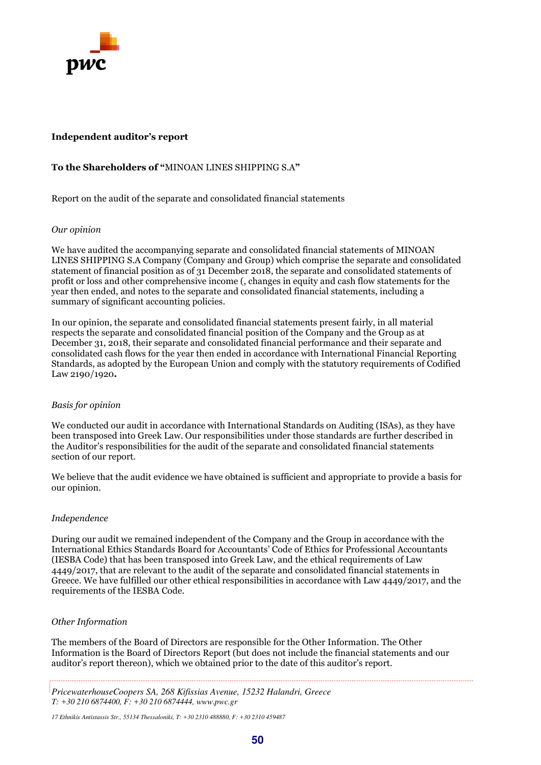**Independent auditor's report**

**To the Shareholders of "**MINOAN LINES SHIPPING S.A**"**

Report on the audit of the separate and consolidated financial statements

*Our opinion*

We have audited the accompanying separate and consolidated financial statements of MINOAN LINES SHIPPING S.A Company (Company and Group) which comprise the separate and consolidated statement of financial position as of 31 December 2018, the separate and consolidated statements of profit or loss and other comprehensive income (, changes in equity and cash flow statements for the year then ended, and notes to the separate and consolidated financial statements, including a summary of significant accounting policies.

In our opinion, the separate and consolidated financial statements present fairly, in all material respects the separate and consolidated financial position of the Company and the Group as at December 31, 2018, their separate and consolidated financial performance and their separate and consolidated cash flows for the year then ended in accordance with International Financial Reporting Standards, as adopted by the European Union and comply with the statutory requirements of Codified Law 2190/1920**.**

*Basis for opinion*

We conducted our audit in accordance with International Standards on Auditing (ISAs), as they have been transposed into Greek Law. Our responsibilities under those standards are further described in the Auditor's responsibilities for the audit of the separate and consolidated financial statements section of our report.

We believe that the audit evidence we have obtained is sufficient and appropriate to provide a basis for our opinion.

*Independence*

During our audit we remained independent of the Company and the Group in accordance with the International Ethics Standards Board for Accountants' Code of Ethics for Professional Accountants (IESBA Code) that has been transposed into Greek Law, and the ethical requirements of Law 4449/2017, that are relevant to the audit of the separate and consolidated financial statements in Greece. We have fulfilled our other ethical responsibilities in accordance with Law 4449/2017, and the requirements of the IESBA Code.

*Other Information*

The members of the Board of Directors are responsible for the Other Information. The Other Information is the Board of Directors Report (but does not include the financial statements and our auditor's report thereon), which we obtained prior to the date of this auditor's report.

*PricewaterhouseCoopers SA, 268 Kifissias Avenue, 15232 Halandri, Greece*
*T: +30 210 6874400, F: +30 210 6874444, www.pwc.gr*

*17 Ethnikis Antistassis Str., 55134 Thessaloniki, T: +30 2310 488880, F: +30 2310 459487*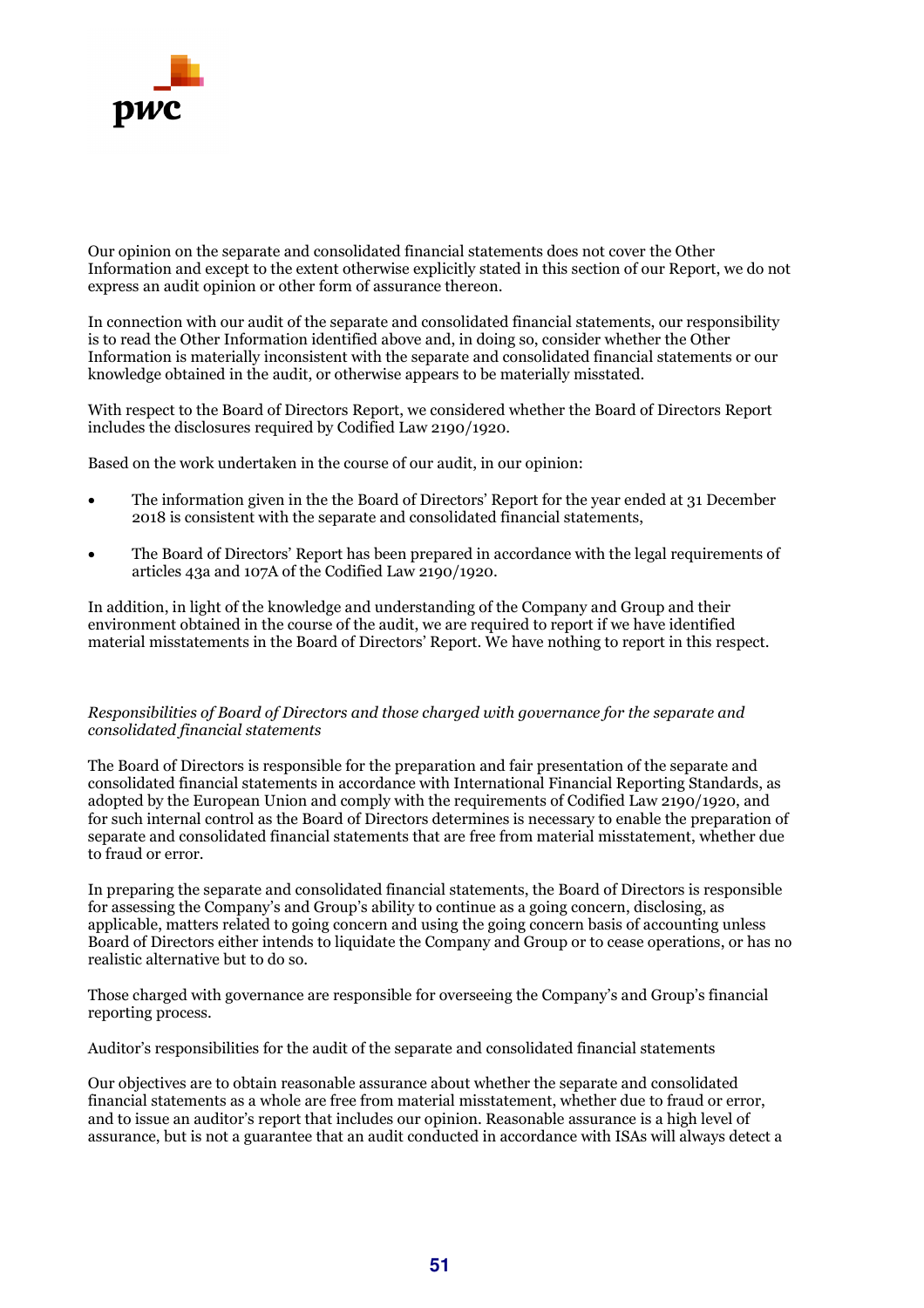Our opinion on the separate and consolidated financial statements does not cover the Other Information and except to the extent otherwise explicitly stated in this section of our Report, we do not express an audit opinion or other form of assurance thereon.

In connection with our audit of the separate and consolidated financial statements, our responsibility is to read the Other Information identified above and, in doing so, consider whether the Other Information is materially inconsistent with the separate and consolidated financial statements or our knowledge obtained in the audit, or otherwise appears to be materially misstated.

With respect to the Board of Directors Report, we considered whether the Board of Directors Report includes the disclosures required by Codified Law 2190/1920.

Based on the work undertaken in the course of our audit, in our opinion:

- The information given in the the Board of Directors' Report for the year ended at 31 December 2018 is consistent with the separate and consolidated financial statements,
- The Board of Directors' Report has been prepared in accordance with the legal requirements of articles 43a and 107A of the Codified Law 2190/1920.

In addition, in light of the knowledge and understanding of the Company and Group and their environment obtained in the course of the audit, we are required to report if we have identified material misstatements in the Board of Directors' Report. We have nothing to report in this respect.

*Responsibilities of Board of Directors and those charged with governance for the separate and consolidated financial statements*

The Board of Directors is responsible for the preparation and fair presentation of the separate and consolidated financial statements in accordance with International Financial Reporting Standards, as adopted by the European Union and comply with the requirements of Codified Law 2190/1920, and for such internal control as the Board of Directors determines is necessary to enable the preparation of separate and consolidated financial statements that are free from material misstatement, whether due to fraud or error.

In preparing the separate and consolidated financial statements, the Board of Directors is responsible for assessing the Company's and Group's ability to continue as a going concern, disclosing, as applicable, matters related to going concern and using the going concern basis of accounting unless Board of Directors either intends to liquidate the Company and Group or to cease operations, or has no realistic alternative but to do so.

Those charged with governance are responsible for overseeing the Company's and Group's financial reporting process.

Auditor's responsibilities for the audit of the separate and consolidated financial statements

Our objectives are to obtain reasonable assurance about whether the separate and consolidated financial statements as a whole are free from material misstatement, whether due to fraud or error, and to issue an auditor's report that includes our opinion. Reasonable assurance is a high level of assurance, but is not a guarantee that an audit conducted in accordance with ISAs will always detect a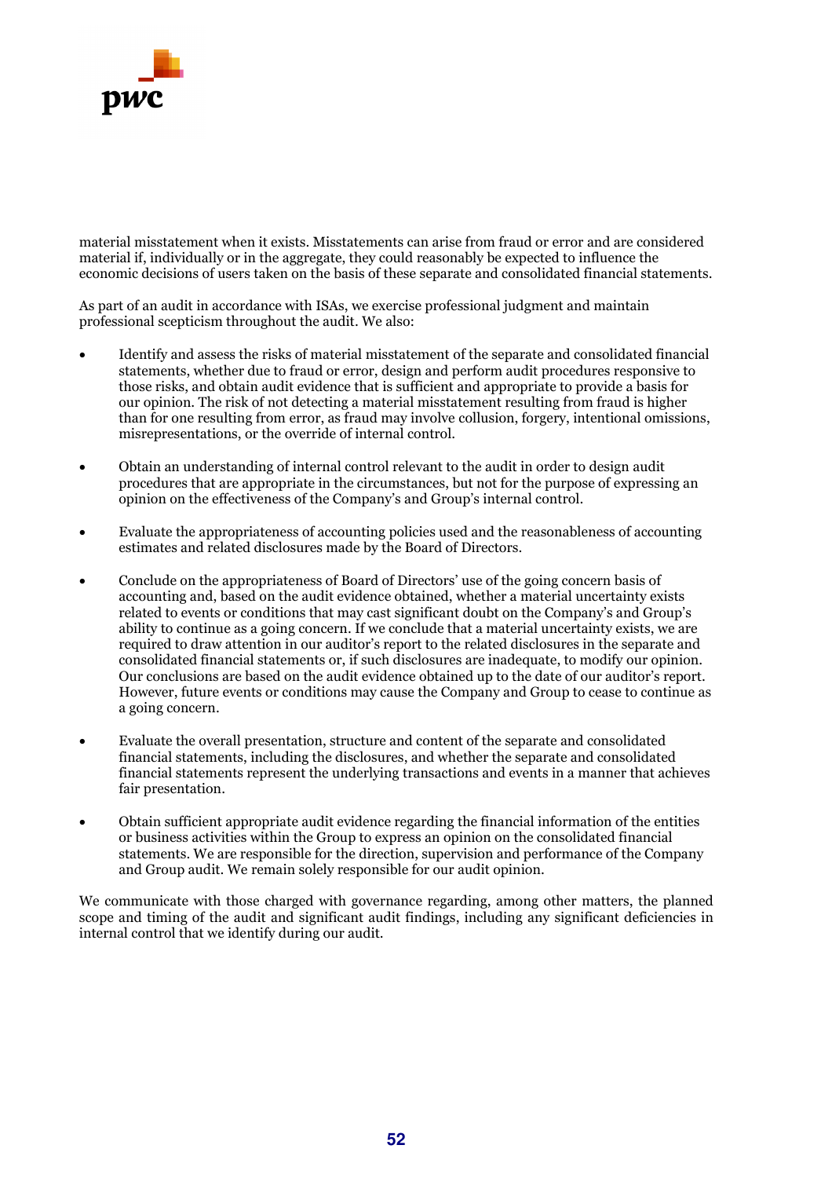material misstatement when it exists. Misstatements can arise from fraud or error and are considered material if, individually or in the aggregate, they could reasonably be expected to influence the economic decisions of users taken on the basis of these separate and consolidated financial statements.

As part of an audit in accordance with ISAs, we exercise professional judgment and maintain professional scepticism throughout the audit. We also:

- Identify and assess the risks of material misstatement of the separate and consolidated financial statements, whether due to fraud or error, design and perform audit procedures responsive to those risks, and obtain audit evidence that is sufficient and appropriate to provide a basis for our opinion. The risk of not detecting a material misstatement resulting from fraud is higher than for one resulting from error, as fraud may involve collusion, forgery, intentional omissions, misrepresentations, or the override of internal control.

- Obtain an understanding of internal control relevant to the audit in order to design audit procedures that are appropriate in the circumstances, but not for the purpose of expressing an opinion on the effectiveness of the Company's and Group's internal control.

- Evaluate the appropriateness of accounting policies used and the reasonableness of accounting estimates and related disclosures made by the Board of Directors.

- Conclude on the appropriateness of Board of Directors' use of the going concern basis of accounting and, based on the audit evidence obtained, whether a material uncertainty exists related to events or conditions that may cast significant doubt on the Company's and Group's ability to continue as a going concern. If we conclude that a material uncertainty exists, we are required to draw attention in our auditor's report to the related disclosures in the separate and consolidated financial statements or, if such disclosures are inadequate, to modify our opinion. Our conclusions are based on the audit evidence obtained up to the date of our auditor's report. However, future events or conditions may cause the Company and Group to cease to continue as a going concern.

- Evaluate the overall presentation, structure and content of the separate and consolidated financial statements, including the disclosures, and whether the separate and consolidated financial statements represent the underlying transactions and events in a manner that achieves fair presentation.

- Obtain sufficient appropriate audit evidence regarding the financial information of the entities or business activities within the Group to express an opinion on the consolidated financial statements. We are responsible for the direction, supervision and performance of the Company and Group audit. We remain solely responsible for our audit opinion.

We communicate with those charged with governance regarding, among other matters, the planned scope and timing of the audit and significant audit findings, including any significant deficiencies in internal control that we identify during our audit.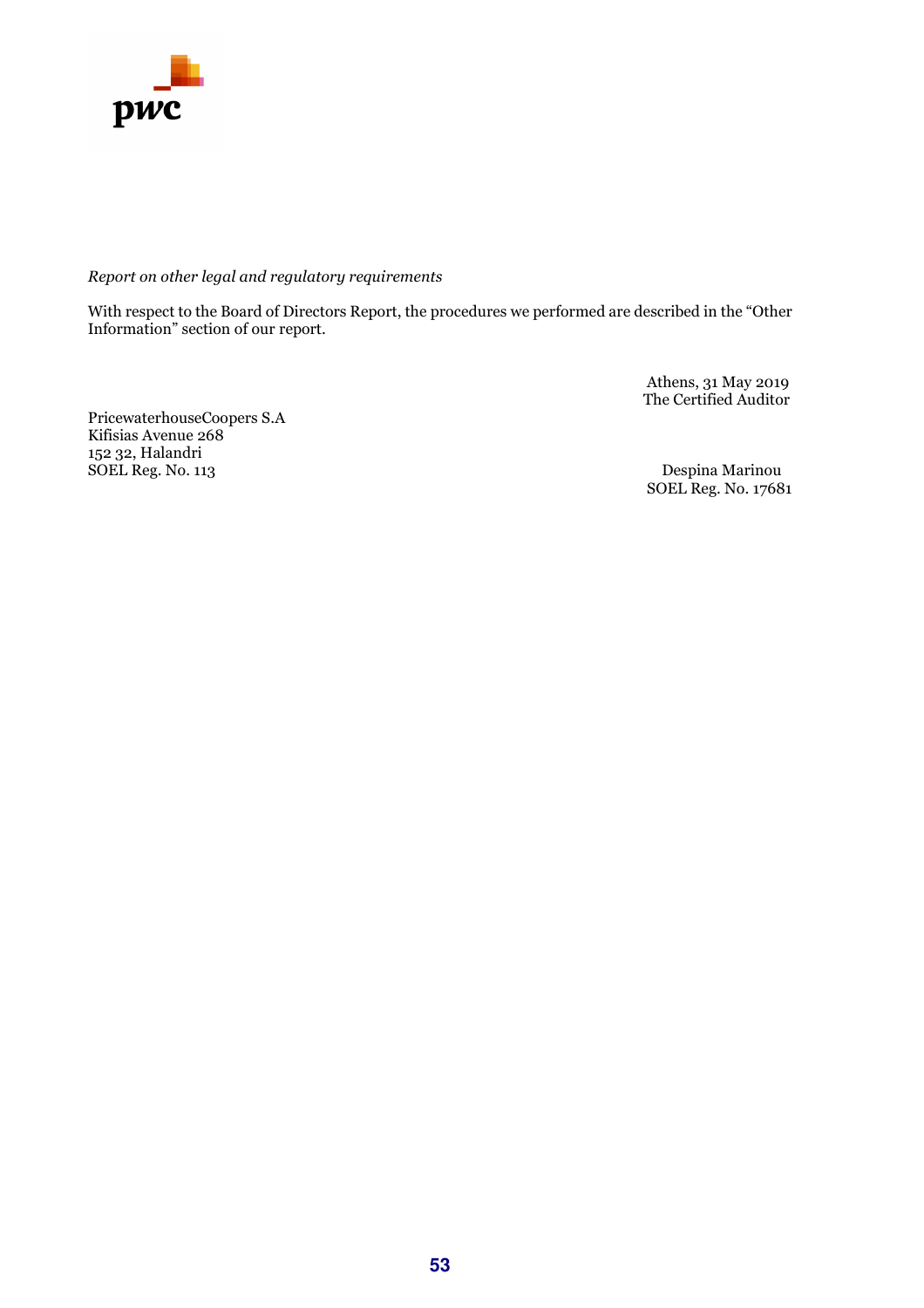*Report on other legal and regulatory requirements*

With respect to the Board of Directors Report, the procedures we performed are described in the "Other Information" section of our report.

Athens, 31 May 2019
The Certified Auditor

PricewaterhouseCoopers S.A
Kifisias Avenue 268
152 32, Halandri
SOEL Reg. No. 113

Despina Marinou
SOEL Reg. No. 17681